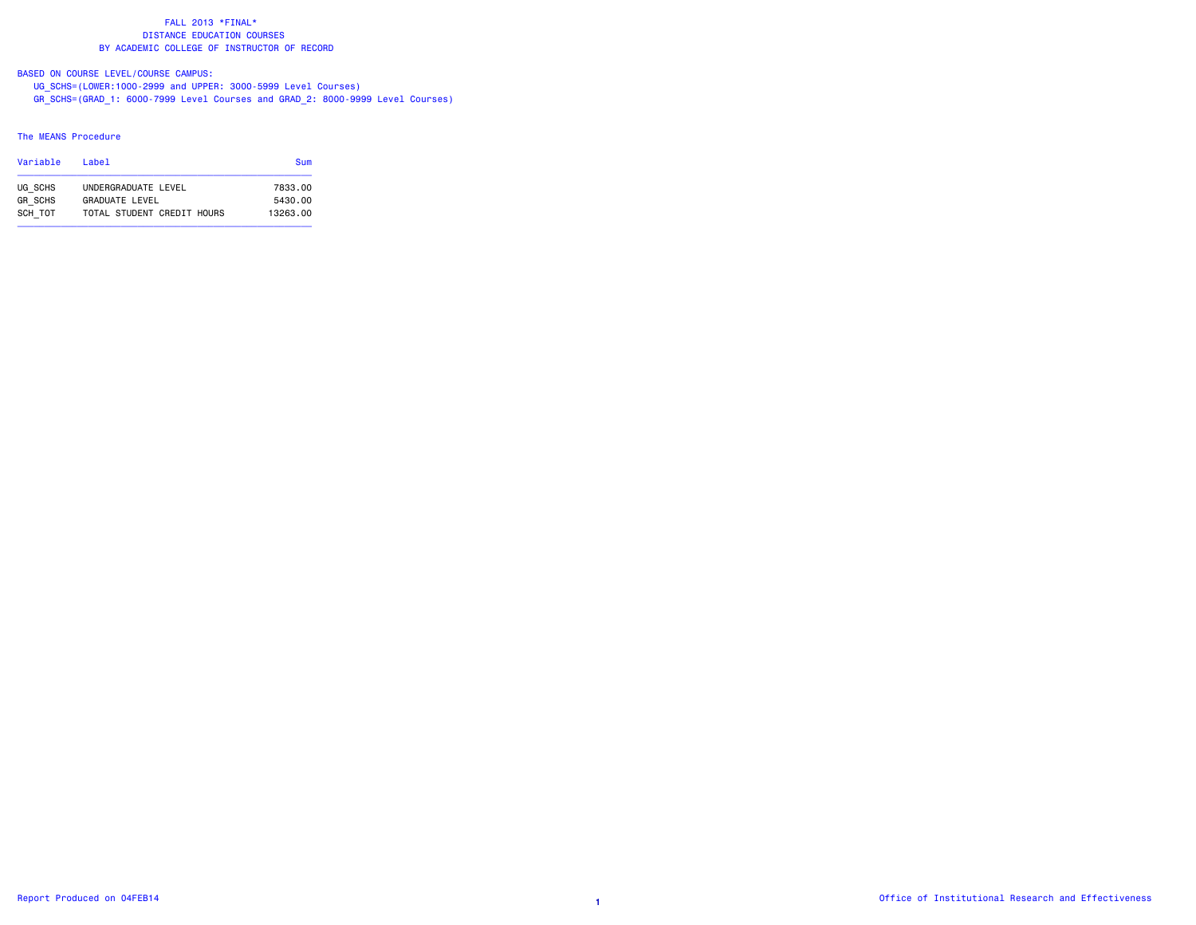# FALL 2013 *FINAL*
## DISTANCE EDUCATION COURSES
## BY ACADEMIC COLLEGE OF INSTRUCTOR OF RECORD

BASED ON COURSE LEVEL/COURSE CAMPUS:
- UG_SCHS=(LOWER:1000-2999 and UPPER: 3000-5999 Level Courses)
- GR_SCHS=(GRAD_1: 6000-7999 Level Courses and GRAD_2: 8000-9999 Level Courses)

The MEANS Procedure

| Variable | Label | Sum |
|---|---|---|
| UG_SCHS | UNDERGRADUATE LEVEL | 7833.00 |
| GR_SCHS | GRADUATE LEVEL | 5430.00 |
| SCH_TOT | TOTAL STUDENT CREDIT HOURS | 13263.00 |

Report Produced on 04FEB14

Office of Institutional Research and Effectiveness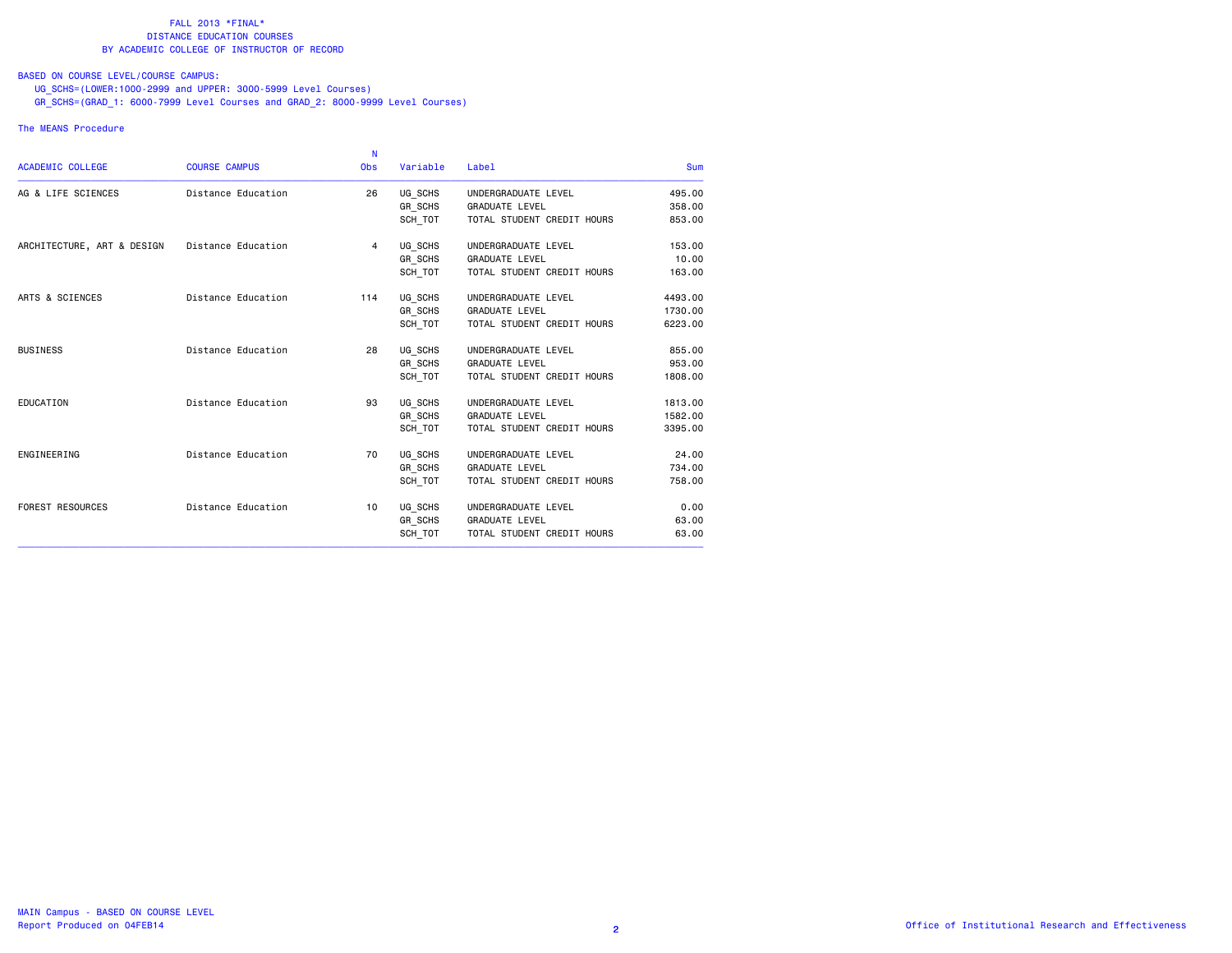FALL 2013 *FINAL*
DISTANCE EDUCATION COURSES
BY ACADEMIC COLLEGE OF INSTRUCTOR OF RECORD

BASED ON COURSE LEVEL/COURSE CAMPUS:
UG_SCHS=(LOWER:1000-2999 and UPPER: 3000-5999 Level Courses)
GR_SCHS=(GRAD_1: 6000-7999 Level Courses and GRAD_2: 8000-9999 Level Courses)

The MEANS Procedure

| ACADEMIC COLLEGE | COURSE CAMPUS | N Obs | Variable | Label | Sum |
|---|---|---|---|---|---|
| AG & LIFE SCIENCES | Distance Education | 26 | UG_SCHS | UNDERGRADUATE LEVEL | 495.00 |
| | | | GR_SCHS | GRADUATE LEVEL | 358.00 |
| | | | SCH_TOT | TOTAL STUDENT CREDIT HOURS | 853.00 |
| ARCHITECTURE, ART & DESIGN | Distance Education | 4 | UG_SCHS | UNDERGRADUATE LEVEL | 153.00 |
| | | | GR_SCHS | GRADUATE LEVEL | 10.00 |
| | | | SCH_TOT | TOTAL STUDENT CREDIT HOURS | 163.00 |
| ARTS & SCIENCES | Distance Education | 114 | UG_SCHS | UNDERGRADUATE LEVEL | 4493.00 |
| | | | GR_SCHS | GRADUATE LEVEL | 1730.00 |
| | | | SCH_TOT | TOTAL STUDENT CREDIT HOURS | 6223.00 |
| BUSINESS | Distance Education | 28 | UG_SCHS | UNDERGRADUATE LEVEL | 855.00 |
| | | | GR_SCHS | GRADUATE LEVEL | 953.00 |
| | | | SCH_TOT | TOTAL STUDENT CREDIT HOURS | 1808.00 |
| EDUCATION | Distance Education | 93 | UG_SCHS | UNDERGRADUATE LEVEL | 1813.00 |
| | | | GR_SCHS | GRADUATE LEVEL | 1582.00 |
| | | | SCH_TOT | TOTAL STUDENT CREDIT HOURS | 3395.00 |
| ENGINEERING | Distance Education | 70 | UG_SCHS | UNDERGRADUATE LEVEL | 24.00 |
| | | | GR_SCHS | GRADUATE LEVEL | 734.00 |
| | | | SCH_TOT | TOTAL STUDENT CREDIT HOURS | 758.00 |
| FOREST RESOURCES | Distance Education | 10 | UG_SCHS | UNDERGRADUATE LEVEL | 0.00 |
| | | | GR_SCHS | GRADUATE LEVEL | 63.00 |
| | | | SCH_TOT | TOTAL STUDENT CREDIT HOURS | 63.00 |

MAIN Campus - BASED ON COURSE LEVEL
Report Produced on 04FEB14

Office of Institutional Research and Effectiveness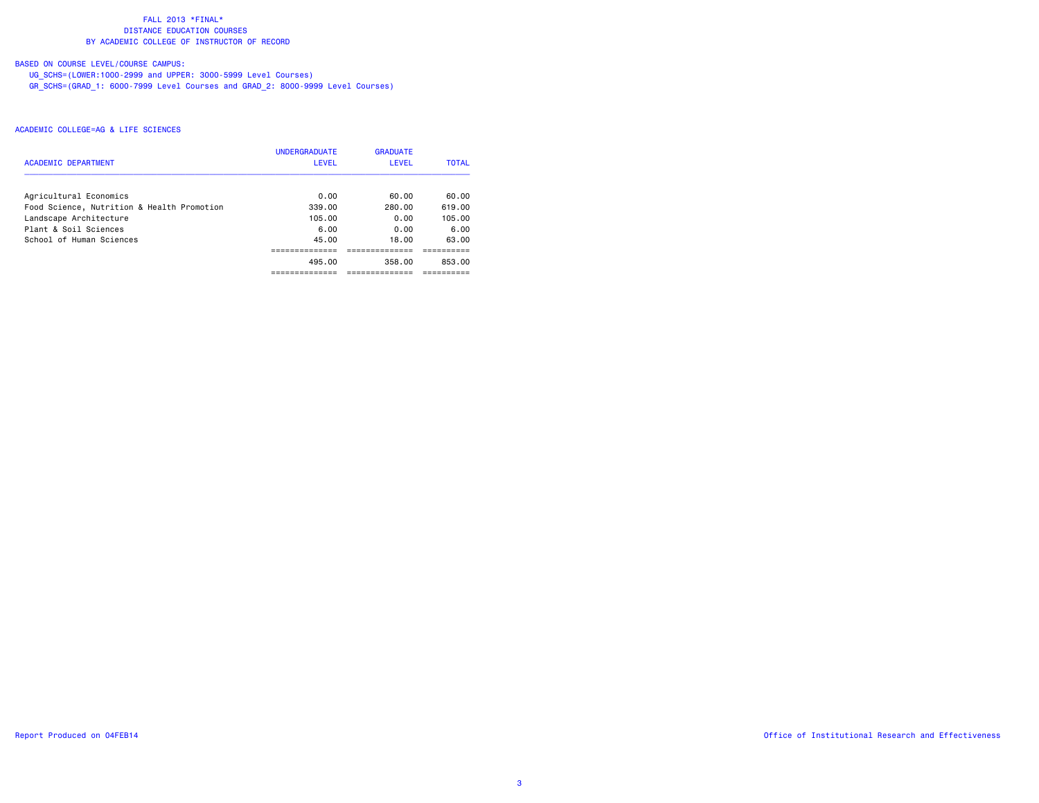FALL 2013 *FINAL*
DISTANCE EDUCATION COURSES
BY ACADEMIC COLLEGE OF INSTRUCTOR OF RECORD

BASED ON COURSE LEVEL/COURSE CAMPUS:
UG_SCHS=(LOWER:1000-2999 and UPPER: 3000-5999 Level Courses)
GR_SCHS=(GRAD_1: 6000-7999 Level Courses and GRAD_2: 8000-9999 Level Courses)

ACADEMIC COLLEGE=AG & LIFE SCIENCES

| ACADEMIC DEPARTMENT | UNDERGRADUATE LEVEL | GRADUATE LEVEL | TOTAL |
|---|---|---|---|
| Agricultural Economics | 0.00 | 60.00 | 60.00 |
| Food Science, Nutrition & Health Promotion | 339.00 | 280.00 | 619.00 |
| Landscape Architecture | 105.00 | 0.00 | 105.00 |
| Plant & Soil Sciences | 6.00 | 0.00 | 6.00 |
| School of Human Sciences | 45.00 | 18.00 | 63.00 |
| | 495.00 | 358.00 | 853.00 |

Report Produced on 04FEB14

Office of Institutional Research and Effectiveness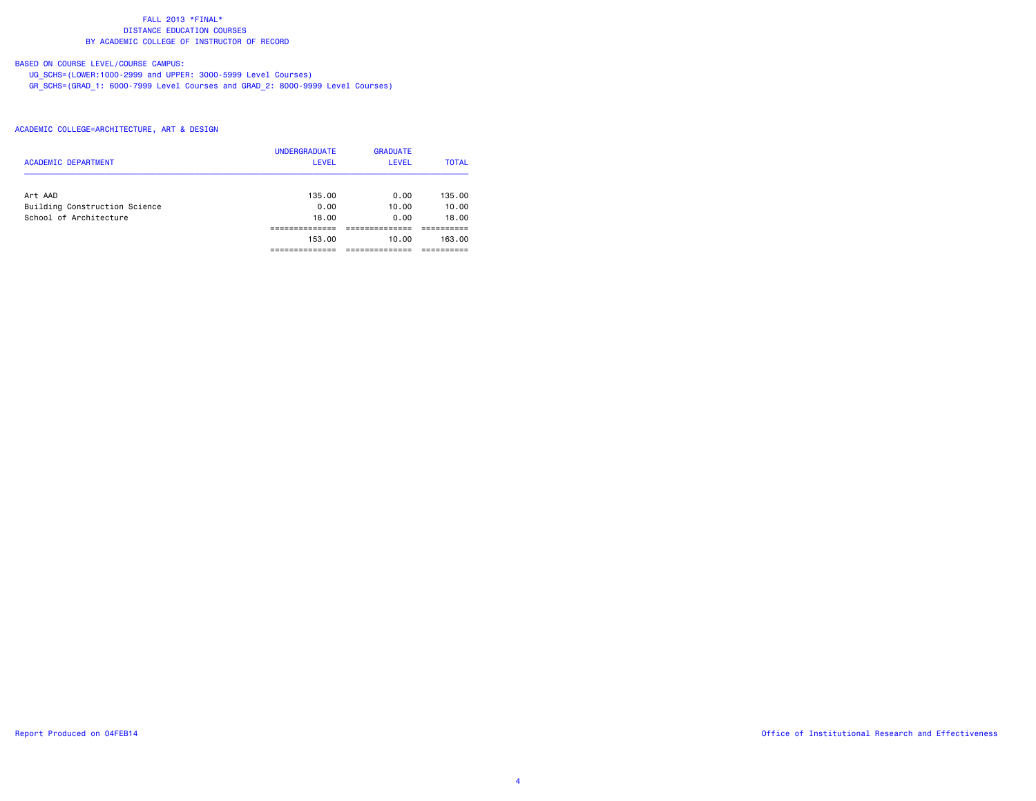FALL 2013 *FINAL*
DISTANCE EDUCATION COURSES
BY ACADEMIC COLLEGE OF INSTRUCTOR OF RECORD

BASED ON COURSE LEVEL/COURSE CAMPUS:
UG_SCHS=(LOWER:1000-2999 and UPPER: 3000-5999 Level Courses)
GR_SCHS=(GRAD_1: 6000-7999 Level Courses and GRAD_2: 8000-9999 Level Courses)

ACADEMIC COLLEGE=ARCHITECTURE, ART & DESIGN

| ACADEMIC DEPARTMENT | UNDERGRADUATE LEVEL | GRADUATE LEVEL | TOTAL |
|---|---|---|---|
| Art AAD | 135.00 | 0.00 | 135.00 |
| Building Construction Science | 0.00 | 10.00 | 10.00 |
| School of Architecture | 18.00 | 0.00 | 18.00 |
| | 153.00 | 10.00 | 163.00 |

Report Produced on 04FEB14

Office of Institutional Research and Effectiveness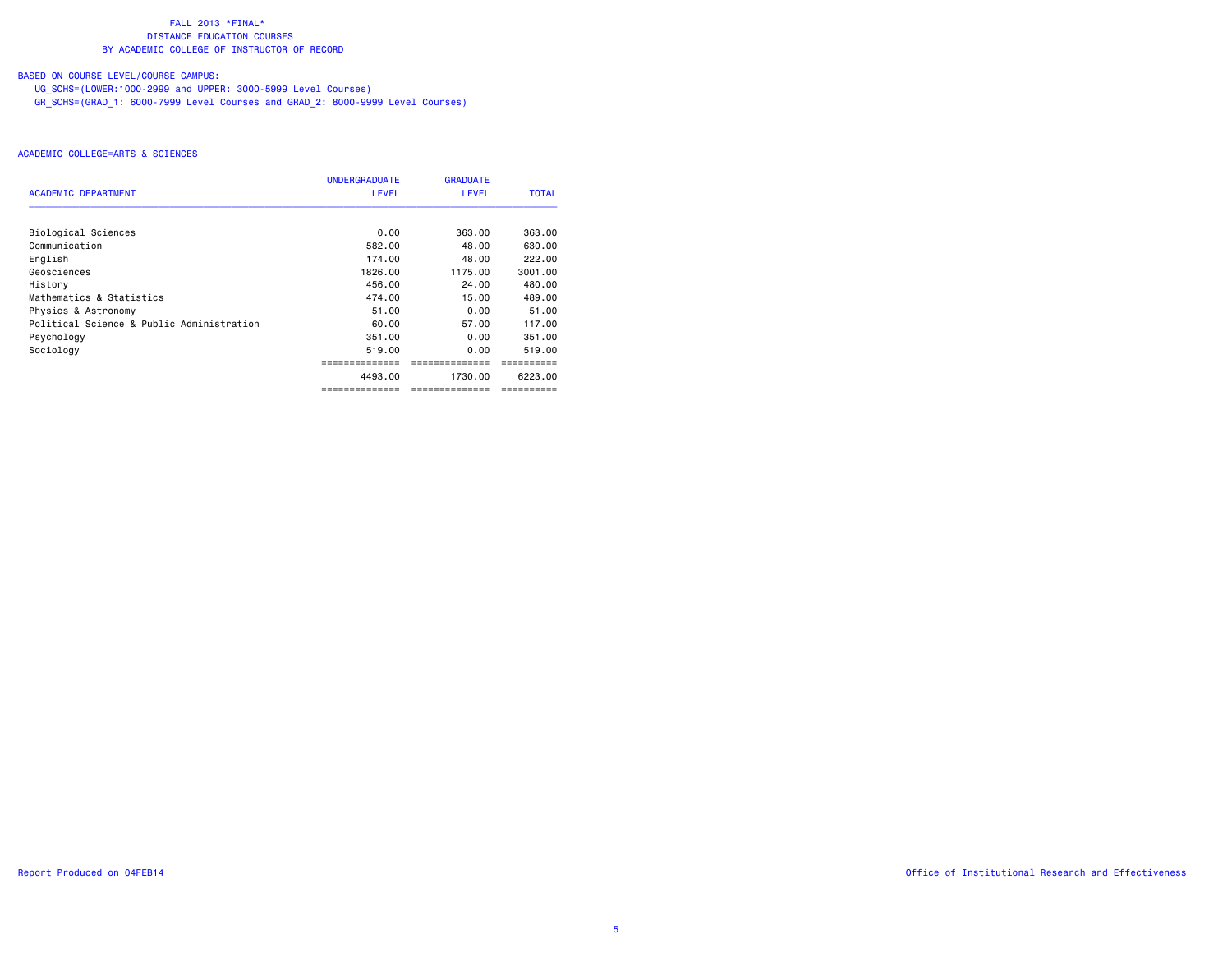FALL 2013 *FINAL*
DISTANCE EDUCATION COURSES
BY ACADEMIC COLLEGE OF INSTRUCTOR OF RECORD

BASED ON COURSE LEVEL/COURSE CAMPUS:
UG_SCHS=(LOWER:1000-2999 and UPPER: 3000-5999 Level Courses)
GR_SCHS=(GRAD_1: 6000-7999 Level Courses and GRAD_2: 8000-9999 Level Courses)

ACADEMIC COLLEGE=ARTS & SCIENCES

| ACADEMIC DEPARTMENT | UNDERGRADUATE LEVEL | GRADUATE LEVEL | TOTAL |
|---|---|---|---|
| Biological Sciences | 0.00 | 363.00 | 363.00 |
| Communication | 582.00 | 48.00 | 630.00 |
| English | 174.00 | 48.00 | 222.00 |
| Geosciences | 1826.00 | 1175.00 | 3001.00 |
| History | 456.00 | 24.00 | 480.00 |
| Mathematics & Statistics | 474.00 | 15.00 | 489.00 |
| Physics & Astronomy | 51.00 | 0.00 | 51.00 |
| Political Science & Public Administration | 60.00 | 57.00 | 117.00 |
| Psychology | 351.00 | 0.00 | 351.00 |
| Sociology | 519.00 | 0.00 | 519.00 |
| | 4493.00 | 1730.00 | 6223.00 |

Report Produced on 04FEB14

Office of Institutional Research and Effectiveness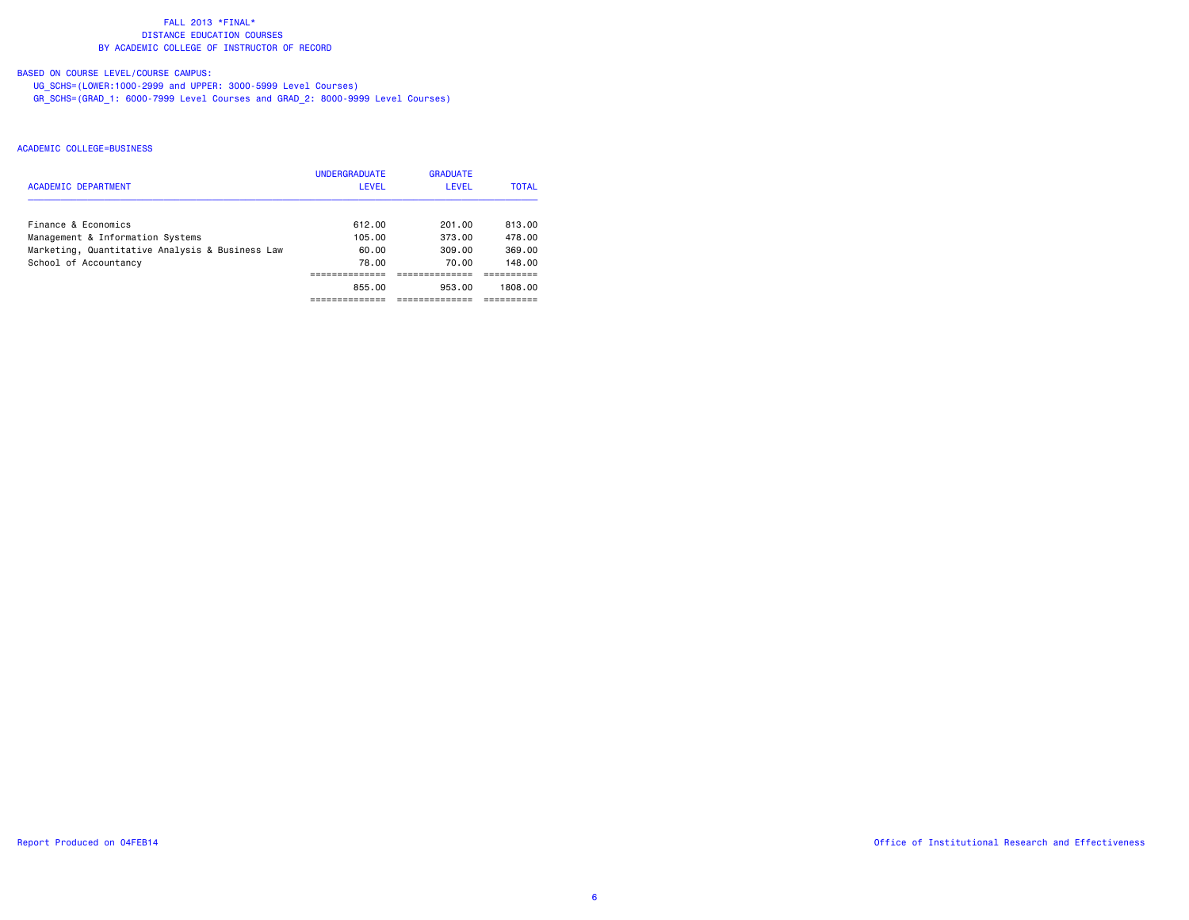FALL 2013 *FINAL*
DISTANCE EDUCATION COURSES
BY ACADEMIC COLLEGE OF INSTRUCTOR OF RECORD

BASED ON COURSE LEVEL/COURSE CAMPUS:
UG_SCHS=(LOWER:1000-2999 and UPPER: 3000-5999 Level Courses)
GR_SCHS=(GRAD_1: 6000-7999 Level Courses and GRAD_2: 8000-9999 Level Courses)

ACADEMIC COLLEGE=BUSINESS

| ACADEMIC DEPARTMENT | UNDERGRADUATE LEVEL | GRADUATE LEVEL | TOTAL |
|---|---|---|---|
| Finance & Economics | 612.00 | 201.00 | 813.00 |
| Management & Information Systems | 105.00 | 373.00 | 478.00 |
| Marketing, Quantitative Analysis & Business Law | 60.00 | 309.00 | 369.00 |
| School of Accountancy | 78.00 | 70.00 | 148.00 |
| | 855.00 | 953.00 | 1808.00 |

Report Produced on 04FEB14

Office of Institutional Research and Effectiveness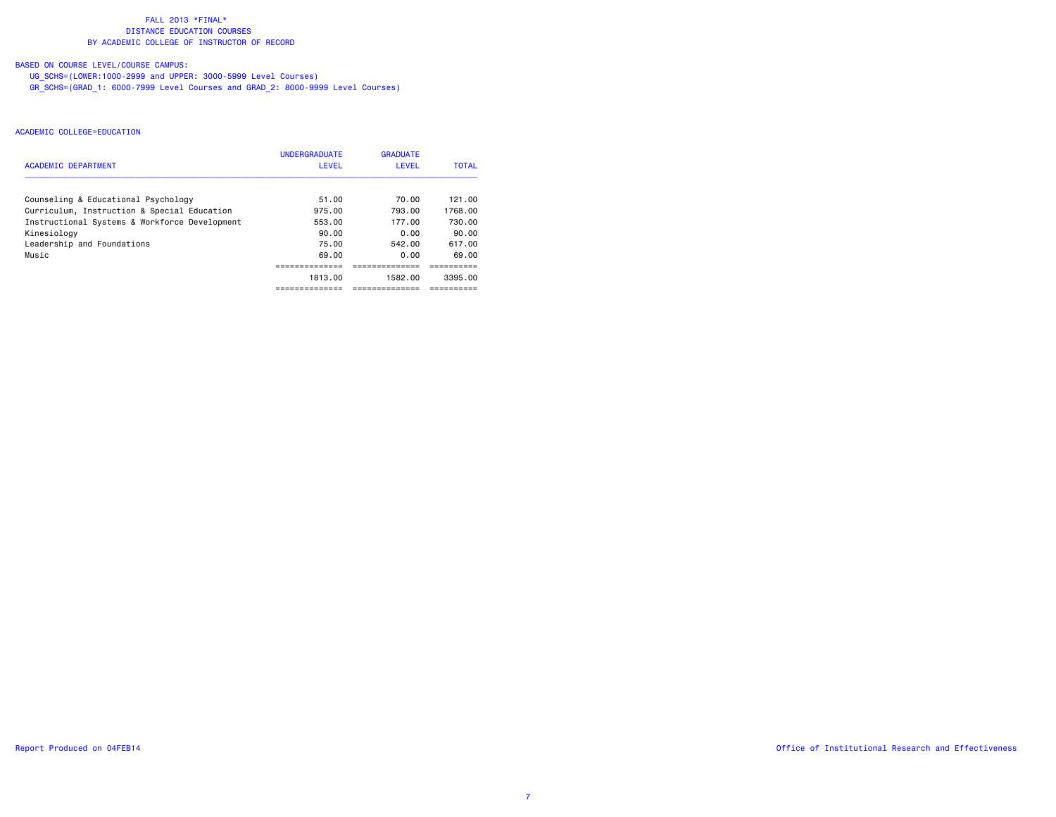FALL 2013 *FINAL*
DISTANCE EDUCATION COURSES
BY ACADEMIC COLLEGE OF INSTRUCTOR OF RECORD

BASED ON COURSE LEVEL/COURSE CAMPUS:
UG_SCHS=(LOWER:1000-2999 and UPPER: 3000-5999 Level Courses)
GR_SCHS=(GRAD_1: 6000-7999 Level Courses and GRAD_2: 8000-9999 Level Courses)

ACADEMIC COLLEGE=EDUCATION

| ACADEMIC DEPARTMENT | UNDERGRADUATE LEVEL | GRADUATE LEVEL | TOTAL |
|---|---|---|---|
| Counseling & Educational Psychology | 51.00 | 70.00 | 121.00 |
| Curriculum, Instruction & Special Education | 975.00 | 793.00 | 1768.00 |
| Instructional Systems & Workforce Development | 553.00 | 177.00 | 730.00 |
| Kinesiology | 90.00 | 0.00 | 90.00 |
| Leadership and Foundations | 75.00 | 542.00 | 617.00 |
| Music | 69.00 | 0.00 | 69.00 |
| | 1813.00 | 1582.00 | 3395.00 |

Report Produced on 04FEB14

Office of Institutional Research and Effectiveness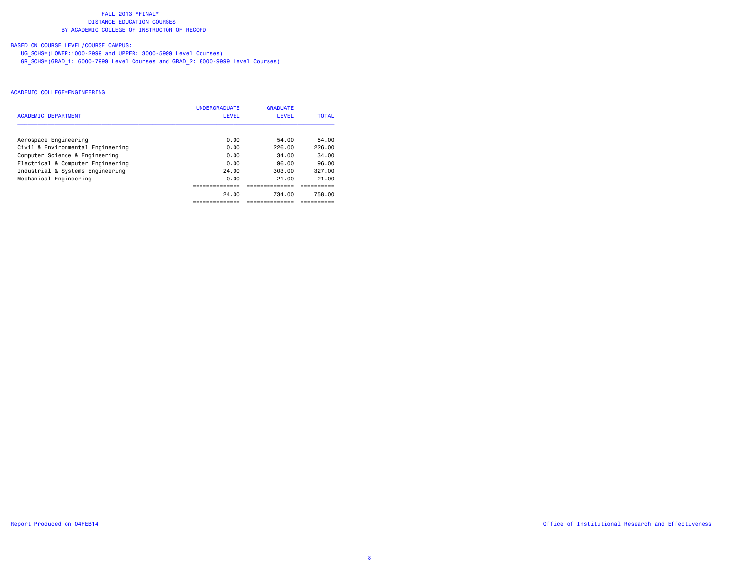FALL 2013 *FINAL*
DISTANCE EDUCATION COURSES
BY ACADEMIC COLLEGE OF INSTRUCTOR OF RECORD

BASED ON COURSE LEVEL/COURSE CAMPUS:
UG_SCHS=(LOWER:1000-2999 and UPPER: 3000-5999 Level Courses)
GR_SCHS=(GRAD_1: 6000-7999 Level Courses and GRAD_2: 8000-9999 Level Courses)

ACADEMIC COLLEGE=ENGINEERING

| ACADEMIC DEPARTMENT | UNDERGRADUATE LEVEL | GRADUATE LEVEL | TOTAL |
|---|---|---|---|
| Aerospace Engineering | 0.00 | 54.00 | 54.00 |
| Civil & Environmental Engineering | 0.00 | 226.00 | 226.00 |
| Computer Science & Engineering | 0.00 | 34.00 | 34.00 |
| Electrical & Computer Engineering | 0.00 | 96.00 | 96.00 |
| Industrial & Systems Engineering | 24.00 | 303.00 | 327.00 |
| Mechanical Engineering | 0.00 | 21.00 | 21.00 |
| | 24.00 | 734.00 | 758.00 |

Report Produced on 04FEB14

Office of Institutional Research and Effectiveness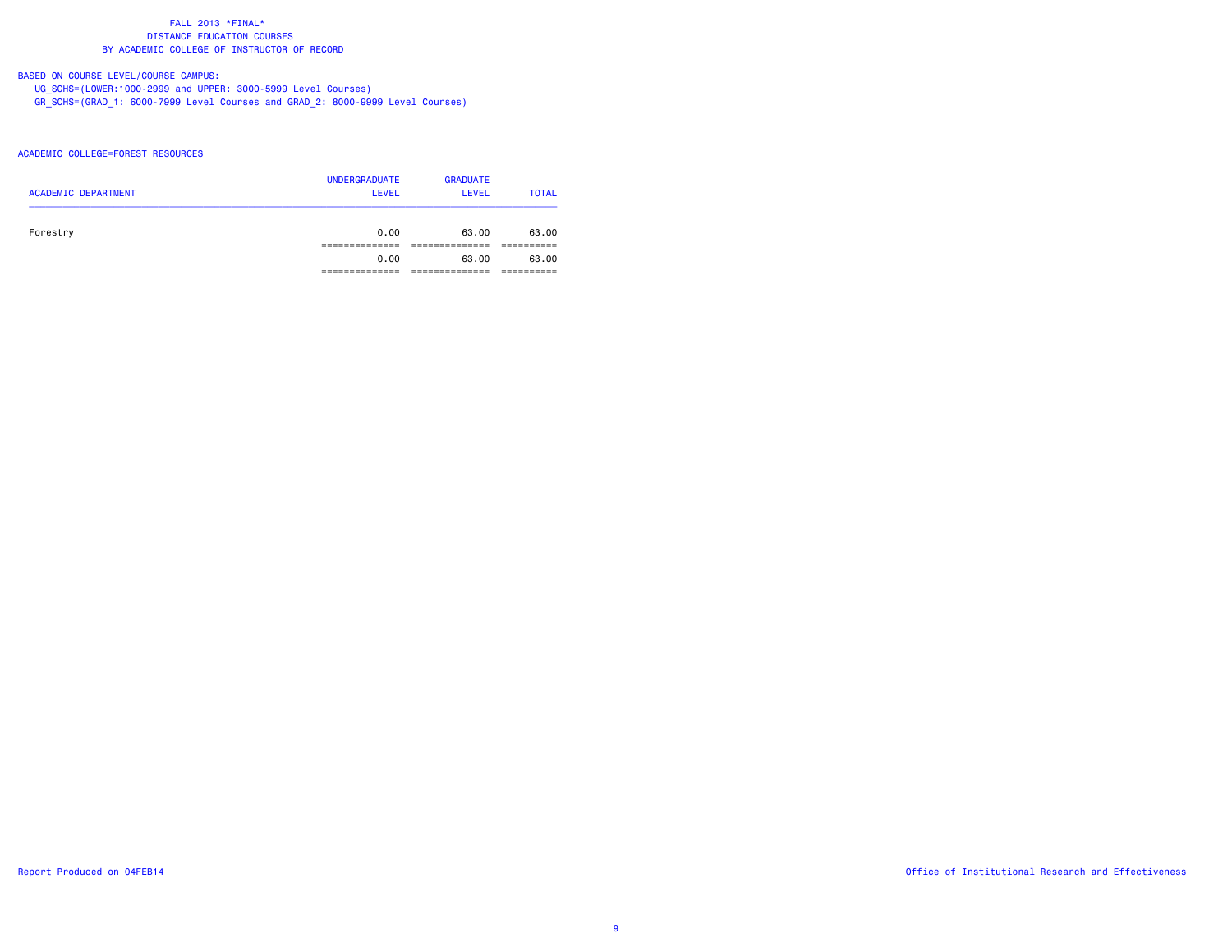FALL 2013 *FINAL*
DISTANCE EDUCATION COURSES
BY ACADEMIC COLLEGE OF INSTRUCTOR OF RECORD

BASED ON COURSE LEVEL/COURSE CAMPUS:
UG_SCHS=(LOWER:1000-2999 and UPPER: 3000-5999 Level Courses)
GR_SCHS=(GRAD_1: 6000-7999 Level Courses and GRAD_2: 8000-9999 Level Courses)

ACADEMIC COLLEGE=FOREST RESOURCES

| ACADEMIC DEPARTMENT | UNDERGRADUATE LEVEL | GRADUATE LEVEL | TOTAL |
|---|---|---|---|
| Forestry | 0.00 | 63.00 | 63.00 |
| | 0.00 | 63.00 | 63.00 |

Report Produced on 04FEB14

Office of Institutional Research and Effectiveness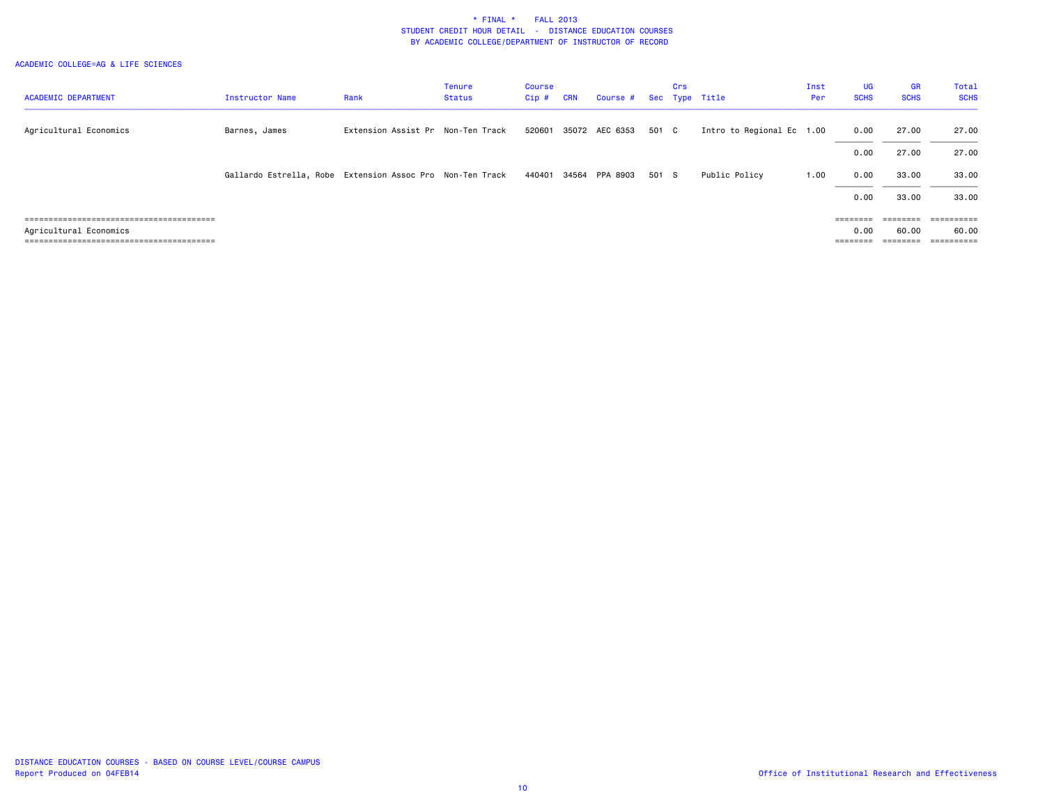\* FINAL \* FALL 2013
STUDENT CREDIT HOUR DETAIL - DISTANCE EDUCATION COURSES
BY ACADEMIC COLLEGE/DEPARTMENT OF INSTRUCTOR OF RECORD

ACADEMIC COLLEGE=AG & LIFE SCIENCES

| ACADEMIC DEPARTMENT | Instructor Name | Rank | Tenure Status | Course Cip # | CRN | Course # | Sec | Crs Type | Title | Inst Per | UG SCHS | GR SCHS | Total SCHS |
|---|---|---|---|---|---|---|---|---|---|---|---|---|---|
| Agricultural Economics | Barnes, James | Extension Assist Pr | Non-Ten Track | 520601 | 35072 | AEC 6353 | 501 | C | Intro to Regional Ec | 1.00 | 0.00 | 27.00 | 27.00 |
| | | | | | | | | | | | 0.00 | 27.00 | 27.00 |
| | Gallardo Estrella, Robe | Extension Assoc Pro | Non-Ten Track | 440401 | 34564 | PPA 8903 | 501 | S | Public Policy | 1.00 | 0.00 | 33.00 | 33.00 |
| | | | | | | | | | | | 0.00 | 33.00 | 33.00 |
| Agricultural Economics | | | | | | | | | | | 0.00 | 60.00 | 60.00 |

DISTANCE EDUCATION COURSES - BASED ON COURSE LEVEL/COURSE CAMPUS
Report Produced on 04FEB14

Office of Institutional Research and Effectiveness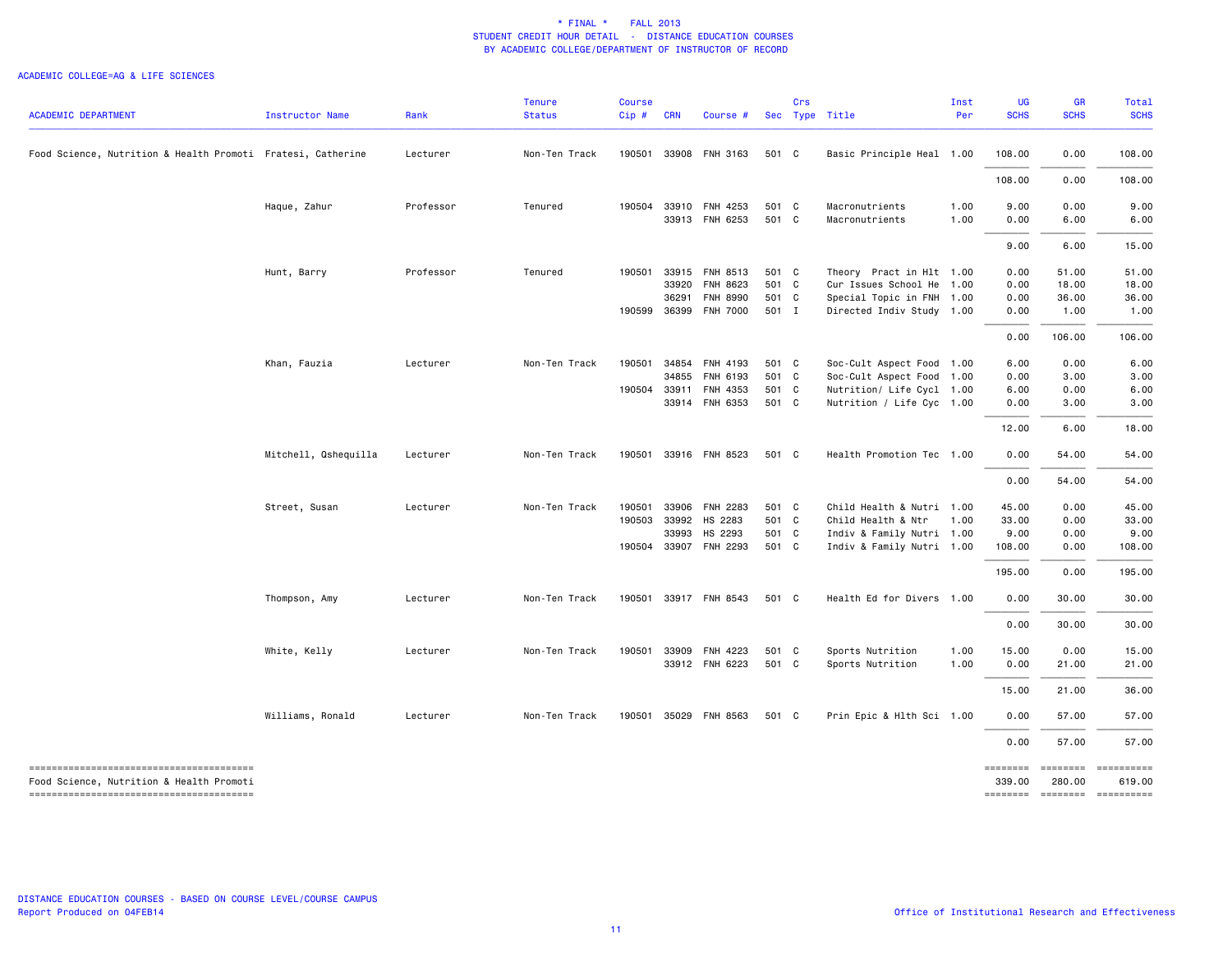\* FINAL \* FALL 2013
STUDENT CREDIT HOUR DETAIL - DISTANCE EDUCATION COURSES
BY ACADEMIC COLLEGE/DEPARTMENT OF INSTRUCTOR OF RECORD

ACADEMIC COLLEGE=AG & LIFE SCIENCES

| ACADEMIC DEPARTMENT | Instructor Name | Rank | Tenure Status | Course Cip # | CRN | Course # | Sec | Crs Type | Title | Inst Per | UG SCHS | GR SCHS | Total SCHS |
|---|---|---|---|---|---|---|---|---|---|---|---|---|---|
| Food Science, Nutrition & Health Promoti | Fratesi, Catherine | Lecturer | Non-Ten Track | 190501 | 33908 | FNH 3163 | 501 | C | Basic Principle Heal | 1.00 | 108.00 | 0.00 | 108.00 |
| | | | | | | | | | | | 108.00 | 0.00 | 108.00 |
| | Haque, Zahur | Professor | Tenured | 190504 | 33910 | FNH 4253 | 501 | C | Macronutrients | 1.00 | 9.00 | 0.00 | 9.00 |
| | | | | | 33913 | FNH 6253 | 501 | C | Macronutrients | 1.00 | 0.00 | 6.00 | 6.00 |
| | | | | | | | | | | | 9.00 | 6.00 | 15.00 |
| | Hunt, Barry | Professor | Tenured | 190501 | 33915 | FNH 8513 | 501 | C | Theory Pract in Hlt | 1.00 | 0.00 | 51.00 | 51.00 |
| | | | | | 33920 | FNH 8623 | 501 | C | Cur Issues School He | 1.00 | 0.00 | 18.00 | 18.00 |
| | | | | | 36291 | FNH 8990 | 501 | C | Special Topic in FNH | 1.00 | 0.00 | 36.00 | 36.00 |
| | | | | 190599 | 36399 | FNH 7000 | 501 | I | Directed Indiv Study | 1.00 | 0.00 | 1.00 | 1.00 |
| | | | | | | | | | | | 0.00 | 106.00 | 106.00 |
| | Khan, Fauzia | Lecturer | Non-Ten Track | 190501 | 34854 | FNH 4193 | 501 | C | Soc-Cult Aspect Food | 1.00 | 6.00 | 0.00 | 6.00 |
| | | | | | 34855 | FNH 6193 | 501 | C | Soc-Cult Aspect Food | 1.00 | 0.00 | 3.00 | 3.00 |
| | | | | 190504 | 33911 | FNH 4353 | 501 | C | Nutrition/ Life Cycl | 1.00 | 6.00 | 0.00 | 6.00 |
| | | | | | 33914 | FNH 6353 | 501 | C | Nutrition / Life Cyc | 1.00 | 0.00 | 3.00 | 3.00 |
| | | | | | | | | | | | 12.00 | 6.00 | 18.00 |
| | Mitchell, Qshequilla | Lecturer | Non-Ten Track | 190501 | 33916 | FNH 8523 | 501 | C | Health Promotion Tec | 1.00 | 0.00 | 54.00 | 54.00 |
| | | | | | | | | | | | 0.00 | 54.00 | 54.00 |
| | Street, Susan | Lecturer | Non-Ten Track | 190501 | 33906 | FNH 2283 | 501 | C | Child Health & Nutri | 1.00 | 45.00 | 0.00 | 45.00 |
| | | | | 190503 | 33992 | HS 2283 | 501 | C | Child Health & Ntr | 1.00 | 33.00 | 0.00 | 33.00 |
| | | | | | 33993 | HS 2293 | 501 | C | Indiv & Family Nutri | 1.00 | 9.00 | 0.00 | 9.00 |
| | | | | 190504 | 33907 | FNH 2293 | 501 | C | Indiv & Family Nutri | 1.00 | 108.00 | 0.00 | 108.00 |
| | | | | | | | | | | | 195.00 | 0.00 | 195.00 |
| | Thompson, Amy | Lecturer | Non-Ten Track | 190501 | 33917 | FNH 8543 | 501 | C | Health Ed for Divers | 1.00 | 0.00 | 30.00 | 30.00 |
| | | | | | | | | | | | 0.00 | 30.00 | 30.00 |
| | White, Kelly | Lecturer | Non-Ten Track | 190501 | 33909 | FNH 4223 | 501 | C | Sports Nutrition | 1.00 | 15.00 | 0.00 | 15.00 |
| | | | | | 33912 | FNH 6223 | 501 | C | Sports Nutrition | 1.00 | 0.00 | 21.00 | 21.00 |
| | | | | | | | | | | | 15.00 | 21.00 | 36.00 |
| | Williams, Ronald | Lecturer | Non-Ten Track | 190501 | 35029 | FNH 8563 | 501 | C | Prin Epic & Hlth Sci | 1.00 | 0.00 | 57.00 | 57.00 |
| | | | | | | | | | | | 0.00 | 57.00 | 57.00 |
| Food Science, Nutrition & Health Promoti | | | | | | | | | | | 339.00 | 280.00 | 619.00 |

DISTANCE EDUCATION COURSES - BASED ON COURSE LEVEL/COURSE CAMPUS
Report Produced on 04FEB14

Office of Institutional Research and Effectiveness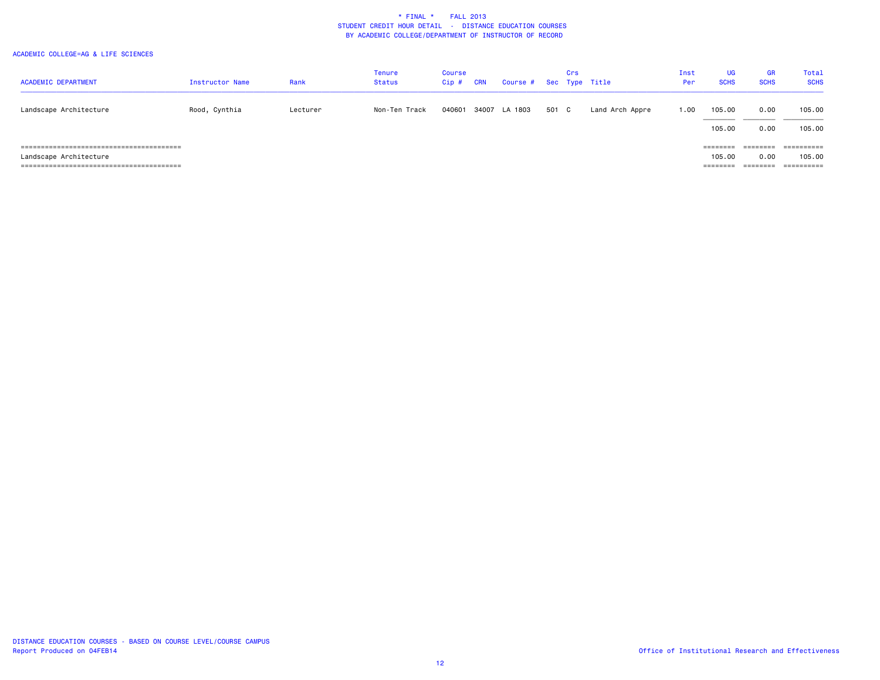# * FINAL * FALL 2013

## STUDENT CREDIT HOUR DETAIL - DISTANCE EDUCATION COURSES

## BY ACADEMIC COLLEGE/DEPARTMENT OF INSTRUCTOR OF RECORD

ACADEMIC COLLEGE=AG & LIFE SCIENCES

| ACADEMIC DEPARTMENT | Instructor Name | Rank | Tenure Status | Course Cip # | CRN | Course # | Sec | Crs Type | Title | Inst Per | UG SCHS | GR SCHS | Total SCHS |
|---|---|---|---|---|---|---|---|---|---|---|---|---|---|
| Landscape Architecture | Rood, Cynthia | Lecturer | Non-Ten Track | 040601 | 34007 | LA 1803 | 501 | C | Land Arch Appre | 1.00 | 105.00 | 0.00 | 105.00 |
| | | | | | | | | | | | 105.00 | 0.00 | 105.00 |
| Landscape Architecture | | | | | | | | | | | 105.00 | 0.00 | 105.00 |

DISTANCE EDUCATION COURSES - BASED ON COURSE LEVEL/COURSE CAMPUS
Report Produced on 04FEB14

Office of Institutional Research and Effectiveness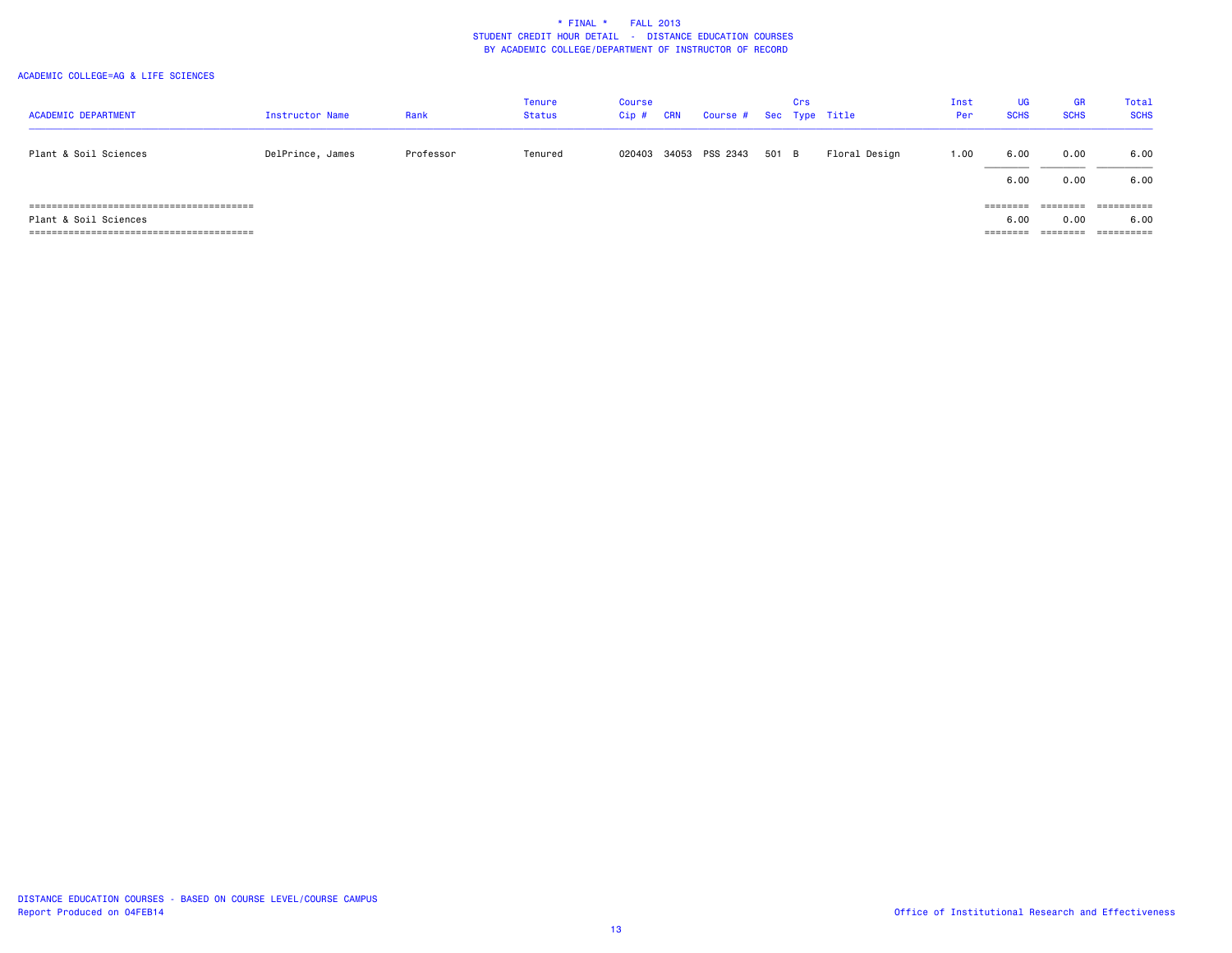# * FINAL * FALL 2013
## STUDENT CREDIT HOUR DETAIL - DISTANCE EDUCATION COURSES
### BY ACADEMIC COLLEGE/DEPARTMENT OF INSTRUCTOR OF RECORD

ACADEMIC COLLEGE=AG & LIFE SCIENCES

| ACADEMIC DEPARTMENT | Instructor Name | Rank | Tenure Status | Course Cip # | CRN | Course # | Sec | Crs Type | Title | Inst Per | UG SCHS | GR SCHS | Total SCHS |
|---|---|---|---|---|---|---|---|---|---|---|---|---|---|
| Plant & Soil Sciences | DelPrince, James | Professor | Tenured | 020403 | 34053 | PSS 2343 | 501 | B | Floral Design | 1.00 | 6.00 | 0.00 | 6.00 |
| | | | | | | | | | | | 6.00 | 0.00 | 6.00 |
| Plant & Soil Sciences | | | | | | | | | | | 6.00 | 0.00 | 6.00 |

DISTANCE EDUCATION COURSES - BASED ON COURSE LEVEL/COURSE CAMPUS
Report Produced on 04FEB14

Office of Institutional Research and Effectiveness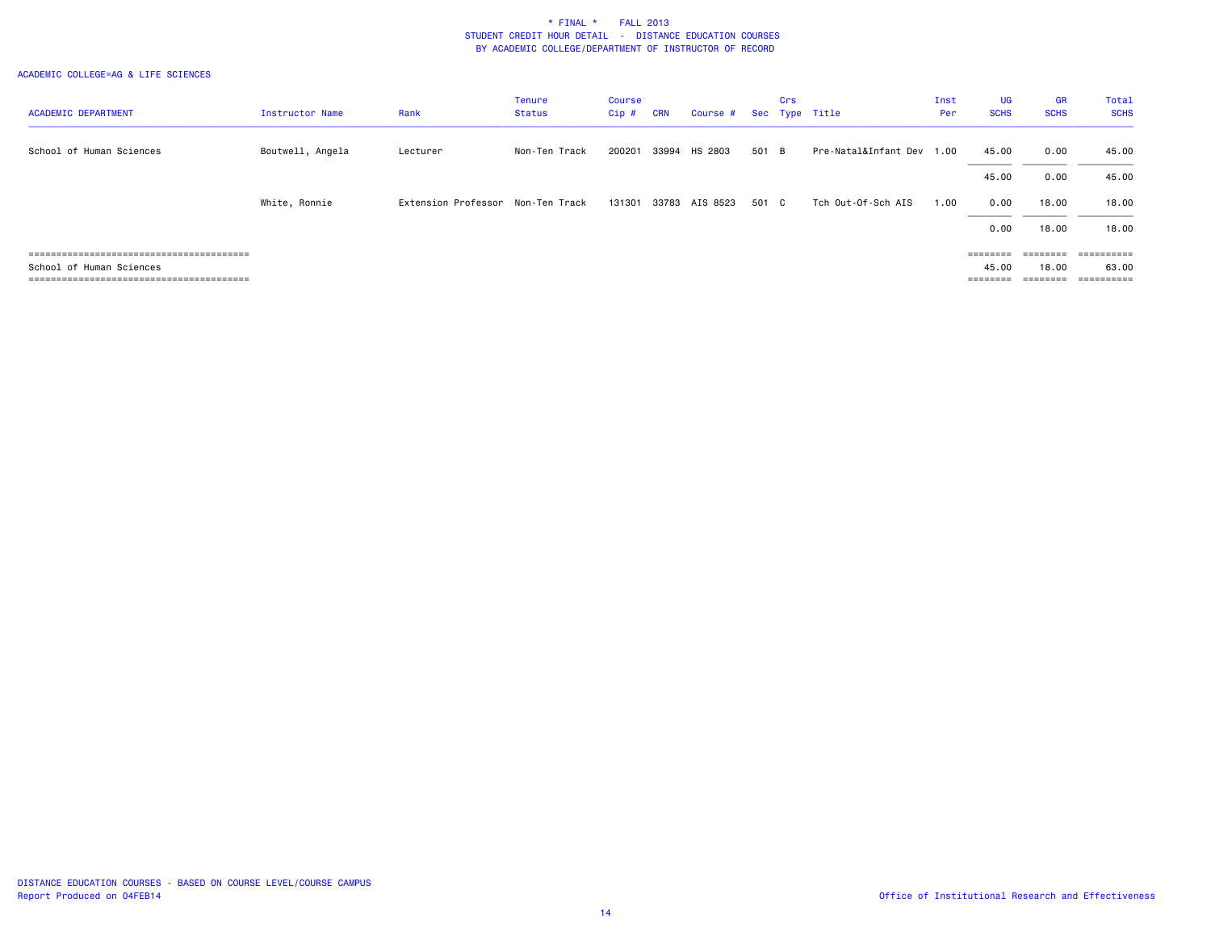\* FINAL \* FALL 2013
STUDENT CREDIT HOUR DETAIL - DISTANCE EDUCATION COURSES
BY ACADEMIC COLLEGE/DEPARTMENT OF INSTRUCTOR OF RECORD

ACADEMIC COLLEGE=AG & LIFE SCIENCES

| ACADEMIC DEPARTMENT | Instructor Name | Rank | Tenure Status | Course Cip # | CRN | Course # | Sec | Crs Type | Title | Inst Per | UG SCHS | GR SCHS | Total SCHS |
|---|---|---|---|---|---|---|---|---|---|---|---|---|---|
| School of Human Sciences | Boutwell, Angela | Lecturer | Non-Ten Track | 200201 | 33994 | HS 2803 | 501 | B | Pre-Natal&Infant Dev | 1.00 | 45.00 | 0.00 | 45.00 |
| | | | | | | | | | | | 45.00 | 0.00 | 45.00 |
| | White, Ronnie | Extension Professor | Non-Ten Track | 131301 | 33783 | AIS 8523 | 501 | C | Tch Out-Of-Sch AIS | 1.00 | 0.00 | 18.00 | 18.00 |
| | | | | | | | | | | | 0.00 | 18.00 | 18.00 |
| School of Human Sciences | | | | | | | | | | | 45.00 | 18.00 | 63.00 |

DISTANCE EDUCATION COURSES - BASED ON COURSE LEVEL/COURSE CAMPUS
Report Produced on 04FEB14

Office of Institutional Research and Effectiveness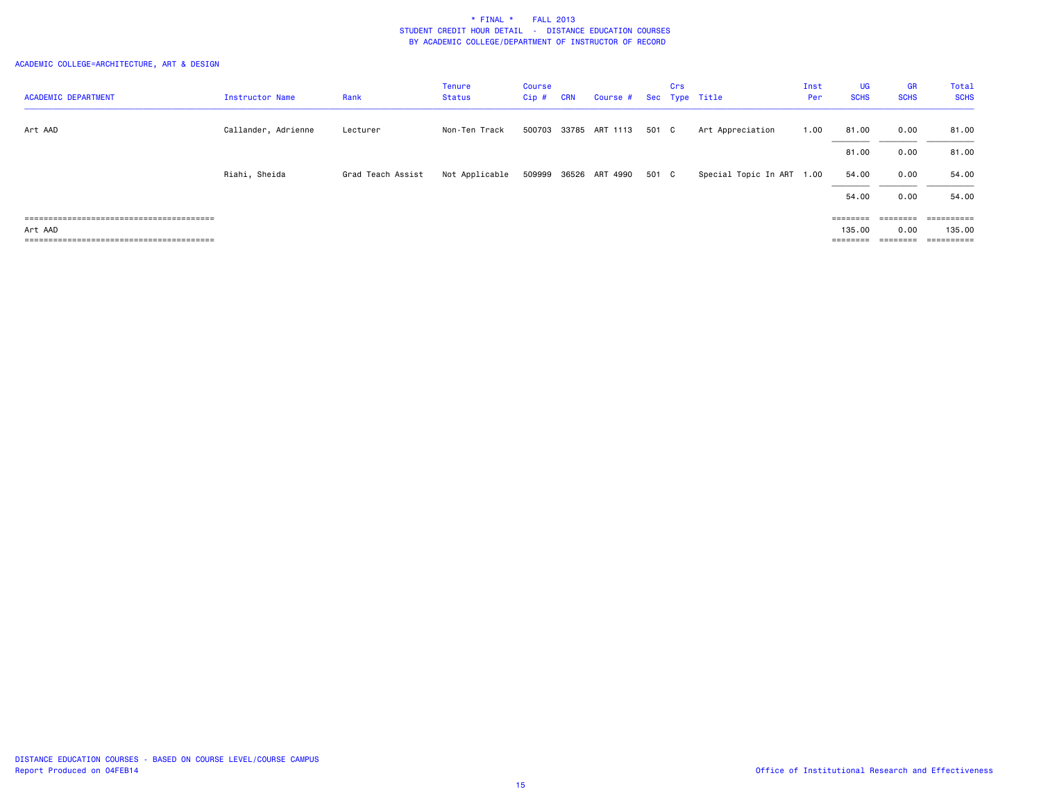# * FINAL * FALL 2013

## STUDENT CREDIT HOUR DETAIL - DISTANCE EDUCATION COURSES

## BY ACADEMIC COLLEGE/DEPARTMENT OF INSTRUCTOR OF RECORD

ACADEMIC COLLEGE=ARCHITECTURE, ART & DESIGN

| ACADEMIC DEPARTMENT | Instructor Name | Rank | Tenure Status | Course Cip # | CRN | Course # | Sec | Crs Type | Title | Inst Per | UG SCHS | GR SCHS | Total SCHS |
|---|---|---|---|---|---|---|---|---|---|---|---|---|---|
| Art AAD | Callander, Adrienne | Lecturer | Non-Ten Track | 500703 | 33785 | ART 1113 | 501 | C | Art Appreciation | 1.00 | 81.00 | 0.00 | 81.00 |
| | | | | | | | | | | | 81.00 | 0.00 | 81.00 |
| | Riahi, Sheida | Grad Teach Assist | Not Applicable | 509999 | 36526 | ART 4990 | 501 | C | Special Topic In ART | 1.00 | 54.00 | 0.00 | 54.00 |
| | | | | | | | | | | | 54.00 | 0.00 | 54.00 |
| Art AAD | | | | | | | | | | | 135.00 | 0.00 | 135.00 |

DISTANCE EDUCATION COURSES - BASED ON COURSE LEVEL/COURSE CAMPUS
Report Produced on 04FEB14

Office of Institutional Research and Effectiveness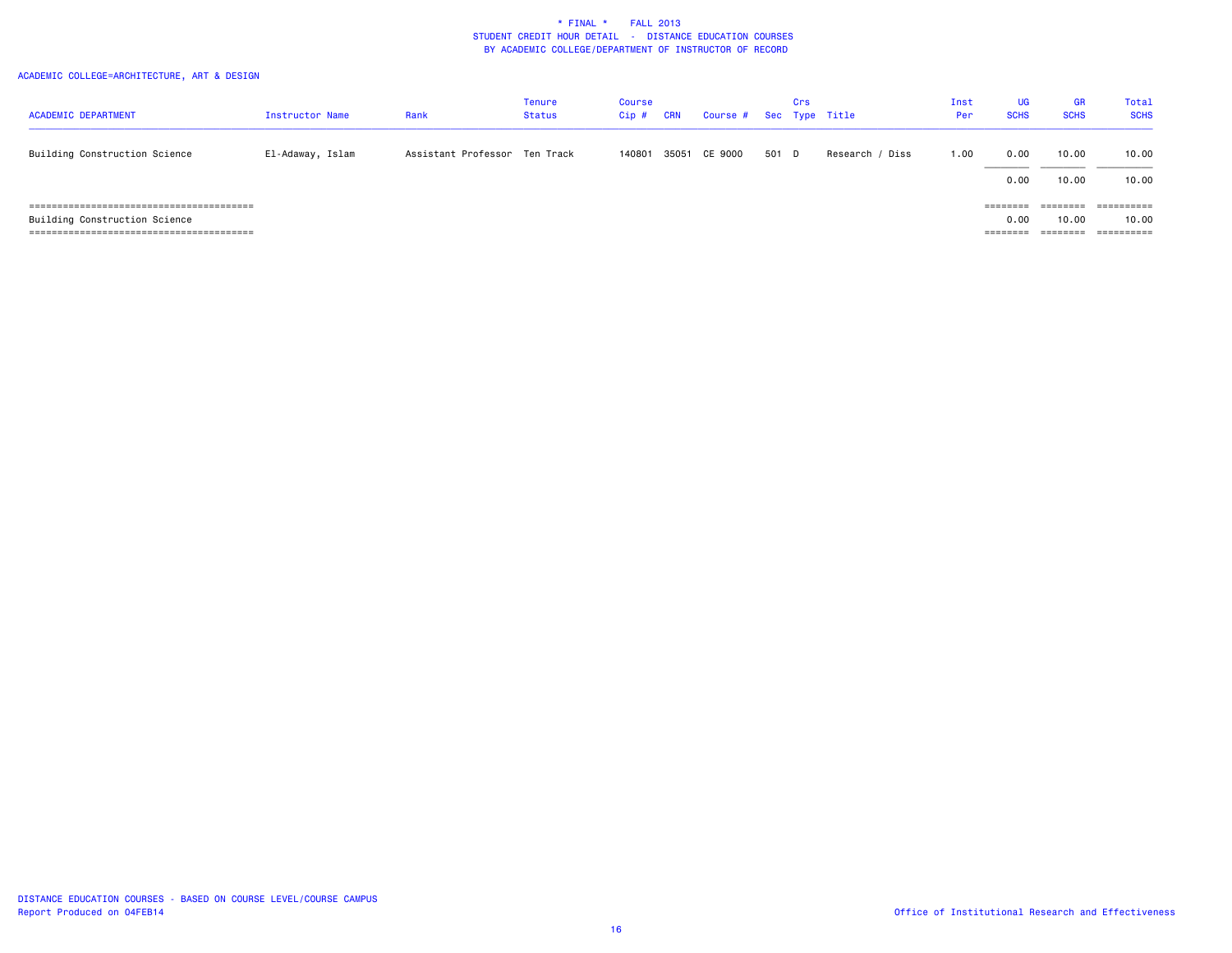\* FINAL \* FALL 2013
STUDENT CREDIT HOUR DETAIL - DISTANCE EDUCATION COURSES
BY ACADEMIC COLLEGE/DEPARTMENT OF INSTRUCTOR OF RECORD

ACADEMIC COLLEGE=ARCHITECTURE, ART & DESIGN

| ACADEMIC DEPARTMENT | Instructor Name | Rank | Tenure Status | Course Cip # | CRN | Course # | Sec | Crs Type | Title | Inst Per | UG SCHS | GR SCHS | Total SCHS |
|---|---|---|---|---|---|---|---|---|---|---|---|---|---|
| Building Construction Science | El-Adaway, Islam | Assistant Professor | Ten Track | 140801 | 35051 | CE 9000 | 501 | D | Research / Diss | 1.00 | 0.00 | 10.00 | 10.00 |
| | | | | | | | | | | | 0.00 | 10.00 | 10.00 |
| Building Construction Science | | | | | | | | | | | 0.00 | 10.00 | 10.00 |

DISTANCE EDUCATION COURSES - BASED ON COURSE LEVEL/COURSE CAMPUS
Report Produced on 04FEB14

Office of Institutional Research and Effectiveness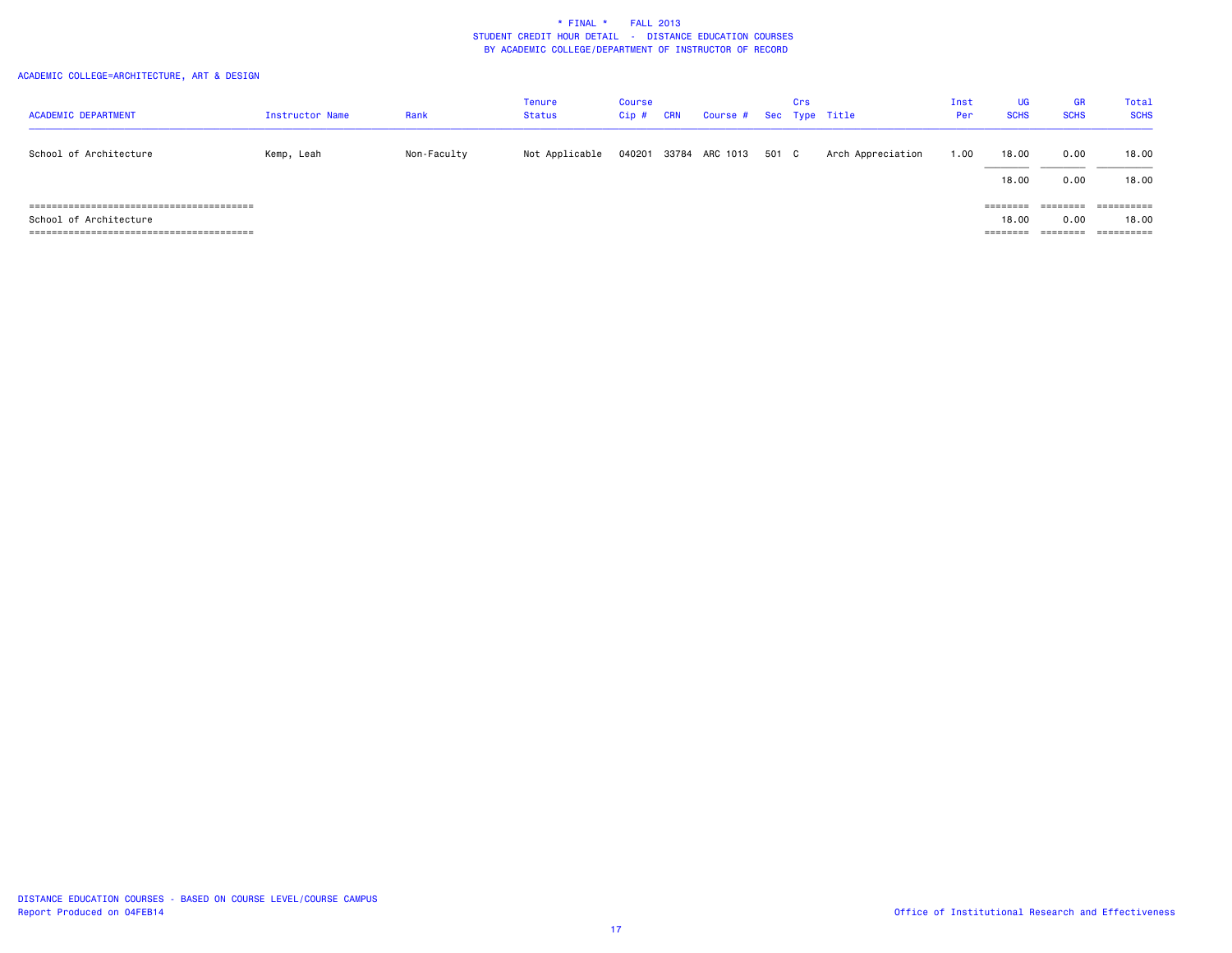# * FINAL * FALL 2013
## STUDENT CREDIT HOUR DETAIL - DISTANCE EDUCATION COURSES
### BY ACADEMIC COLLEGE/DEPARTMENT OF INSTRUCTOR OF RECORD

ACADEMIC COLLEGE=ARCHITECTURE, ART & DESIGN

| ACADEMIC DEPARTMENT | Instructor Name | Rank | Tenure Status | Course Cip # | CRN | Course # | Sec | Crs Type | Title | Inst Per | UG SCHS | GR SCHS | Total SCHS |
|---|---|---|---|---|---|---|---|---|---|---|---|---|---|
| School of Architecture | Kemp, Leah | Non-Faculty | Not Applicable | 040201 | 33784 | ARC 1013 | 501 | C | Arch Appreciation | 1.00 | 18.00 | 0.00 | 18.00 |
| | | | | | | | | | | | 18.00 | 0.00 | 18.00 |
| School of Architecture | | | | | | | | | | | 18.00 | 0.00 | 18.00 |

DISTANCE EDUCATION COURSES - BASED ON COURSE LEVEL/COURSE CAMPUS
Report Produced on 04FEB14

Office of Institutional Research and Effectiveness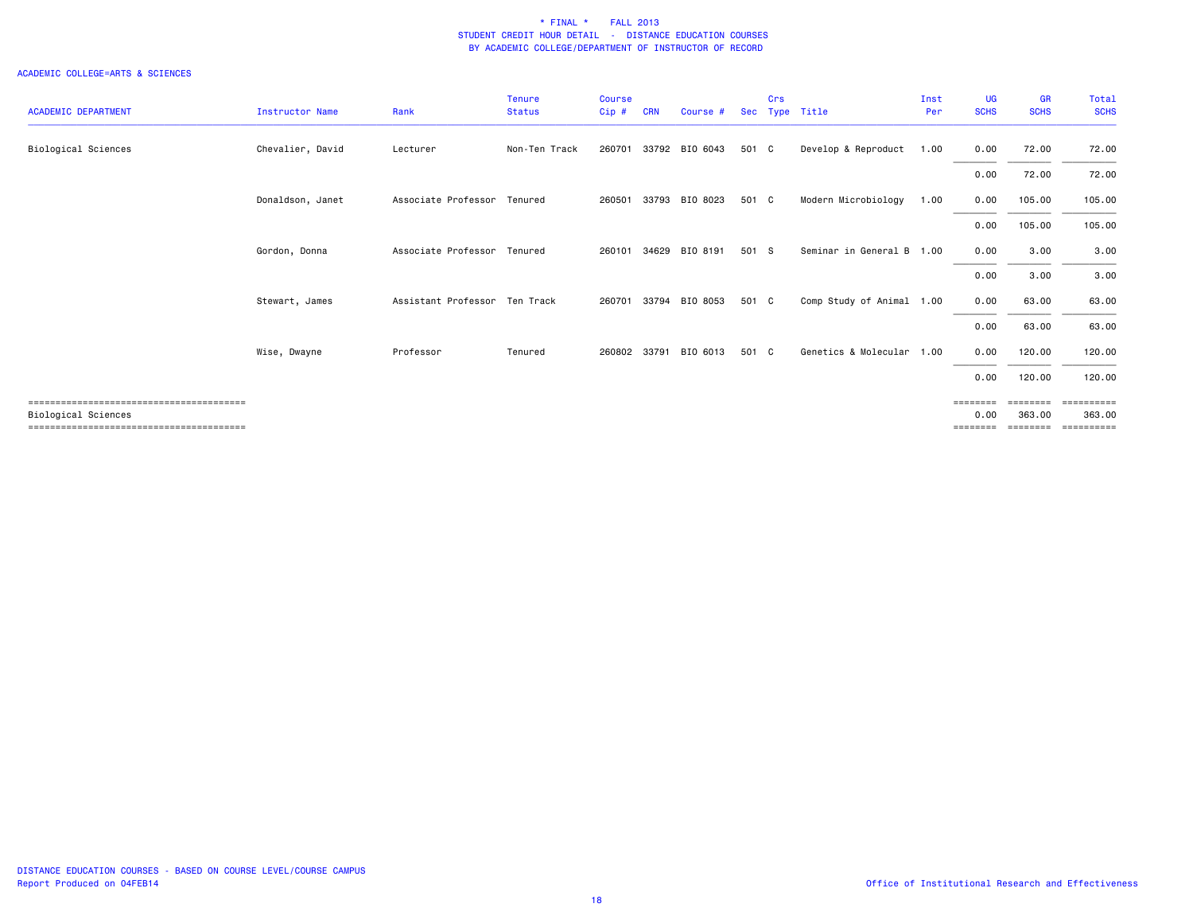# * FINAL * FALL 2013
## STUDENT CREDIT HOUR DETAIL - DISTANCE EDUCATION COURSES
## BY ACADEMIC COLLEGE/DEPARTMENT OF INSTRUCTOR OF RECORD

ACADEMIC COLLEGE=ARTS & SCIENCES

| ACADEMIC DEPARTMENT | Instructor Name | Rank | Tenure Status | Course Cip # | CRN | Course # | Sec | Crs Type | Title | Inst Per | UG SCHS | GR SCHS | Total SCHS |
|---|---|---|---|---|---|---|---|---|---|---|---|---|---|
| Biological Sciences | Chevalier, David | Lecturer | Non-Ten Track | 260701 | 33792 | BIO 6043 | 501 | C | Develop & Reproduct | 1.00 | 0.00 | 72.00 | 72.00 |
| | | | | | | | | | | | 0.00 | 72.00 | 72.00 |
| | Donaldson, Janet | Associate Professor | Tenured | 260501 | 33793 | BIO 8023 | 501 | C | Modern Microbiology | 1.00 | 0.00 | 105.00 | 105.00 |
| | | | | | | | | | | | 0.00 | 105.00 | 105.00 |
| | Gordon, Donna | Associate Professor | Tenured | 260101 | 34629 | BIO 8191 | 501 | S | Seminar in General B | 1.00 | 0.00 | 3.00 | 3.00 |
| | | | | | | | | | | | 0.00 | 3.00 | 3.00 |
| | Stewart, James | Assistant Professor | Ten Track | 260701 | 33794 | BIO 8053 | 501 | C | Comp Study of Animal | 1.00 | 0.00 | 63.00 | 63.00 |
| | | | | | | | | | | | 0.00 | 63.00 | 63.00 |
| | Wise, Dwayne | Professor | Tenured | 260802 | 33791 | BIO 6013 | 501 | C | Genetics & Molecular | 1.00 | 0.00 | 120.00 | 120.00 |
| | | | | | | | | | | | 0.00 | 120.00 | 120.00 |
| Biological Sciences | | | | | | | | | | | 0.00 | 363.00 | 363.00 |

DISTANCE EDUCATION COURSES - BASED ON COURSE LEVEL/COURSE CAMPUS
Report Produced on 04FEB14

Office of Institutional Research and Effectiveness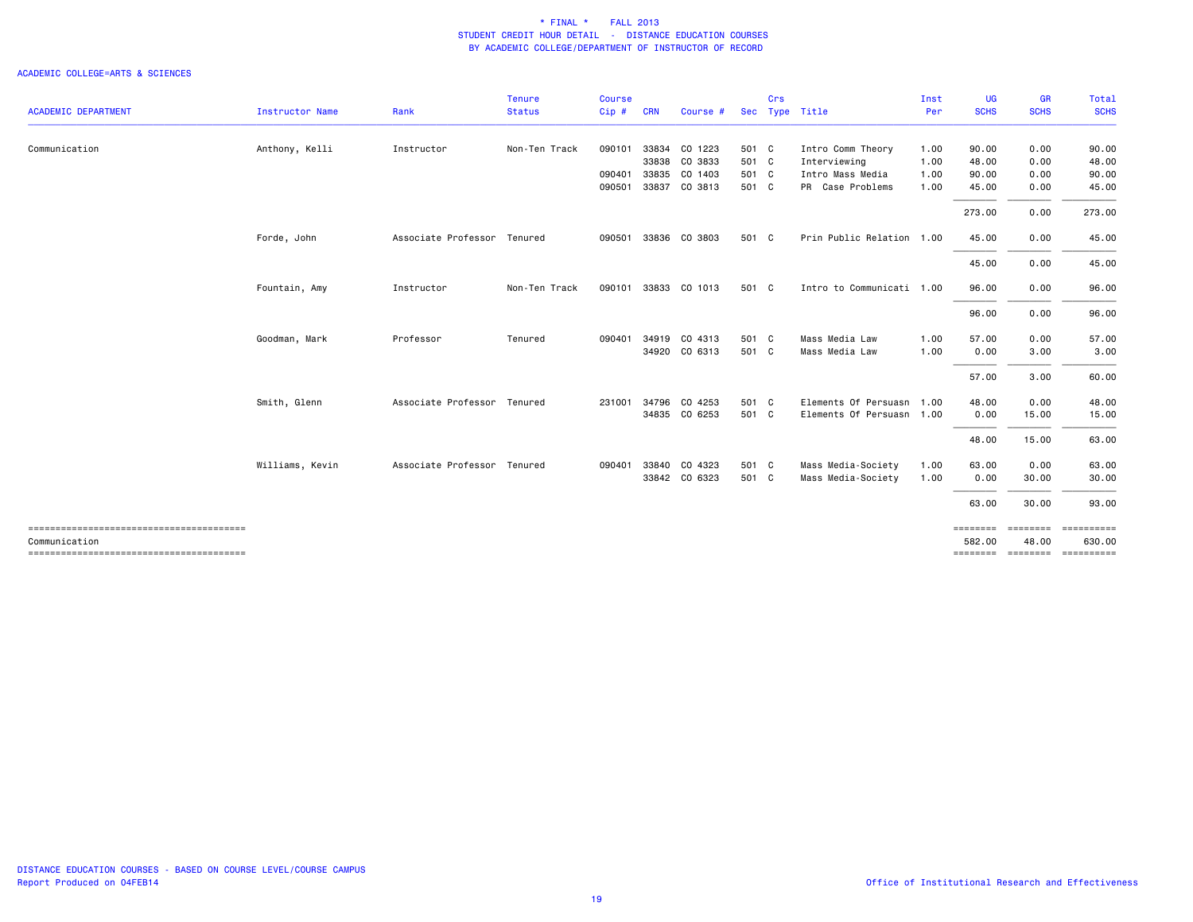\* FINAL \* FALL 2013
STUDENT CREDIT HOUR DETAIL - DISTANCE EDUCATION COURSES
BY ACADEMIC COLLEGE/DEPARTMENT OF INSTRUCTOR OF RECORD

ACADEMIC COLLEGE=ARTS & SCIENCES

| ACADEMIC DEPARTMENT | Instructor Name | Rank | Tenure Status | Course Cip # | CRN | Course # | Sec | Crs Type | Title | Inst Per | UG SCHS | GR SCHS | Total SCHS |
|---|---|---|---|---|---|---|---|---|---|---|---|---|---|
| Communication | Anthony, Kelli | Instructor | Non-Ten Track | 090101 | 33834 | CO 1223 | 501 | C | Intro Comm Theory | 1.00 | 90.00 | 0.00 | 90.00 |
| | | | | | 33838 | CO 3833 | 501 | C | Interviewing | 1.00 | 48.00 | 0.00 | 48.00 |
| | | | | 090401 | 33835 | CO 1403 | 501 | C | Intro Mass Media | 1.00 | 90.00 | 0.00 | 90.00 |
| | | | | 090501 | 33837 | CO 3813 | 501 | C | PR Case Problems | 1.00 | 45.00 | 0.00 | 45.00 |
| | | | | | | | | | | | 273.00 | 0.00 | 273.00 |
| | Forde, John | Associate Professor | Tenured | 090501 | 33836 | CO 3803 | 501 | C | Prin Public Relation | 1.00 | 45.00 | 0.00 | 45.00 |
| | | | | | | | | | | | 45.00 | 0.00 | 45.00 |
| | Fountain, Amy | Instructor | Non-Ten Track | 090101 | 33833 | CO 1013 | 501 | C | Intro to Communicati | 1.00 | 96.00 | 0.00 | 96.00 |
| | | | | | | | | | | | 96.00 | 0.00 | 96.00 |
| | Goodman, Mark | Professor | Tenured | 090401 | 34919 | CO 4313 | 501 | C | Mass Media Law | 1.00 | 57.00 | 0.00 | 57.00 |
| | | | | | 34920 | CO 6313 | 501 | C | Mass Media Law | 1.00 | 0.00 | 3.00 | 3.00 |
| | | | | | | | | | | | 57.00 | 3.00 | 60.00 |
| | Smith, Glenn | Associate Professor | Tenured | 231001 | 34796 | CO 4253 | 501 | C | Elements Of Persuasn | 1.00 | 48.00 | 0.00 | 48.00 |
| | | | | | 34835 | CO 6253 | 501 | C | Elements Of Persuasn | 1.00 | 0.00 | 15.00 | 15.00 |
| | | | | | | | | | | | 48.00 | 15.00 | 63.00 |
| | Williams, Kevin | Associate Professor | Tenured | 090401 | 33840 | CO 4323 | 501 | C | Mass Media-Society | 1.00 | 63.00 | 0.00 | 63.00 |
| | | | | | 33842 | CO 6323 | 501 | C | Mass Media-Society | 1.00 | 0.00 | 30.00 | 30.00 |
| | | | | | | | | | | | 63.00 | 30.00 | 93.00 |
| Communication | | | | | | | | | | | 582.00 | 48.00 | 630.00 |

DISTANCE EDUCATION COURSES - BASED ON COURSE LEVEL/COURSE CAMPUS
Report Produced on 04FEB14

Office of Institutional Research and Effectiveness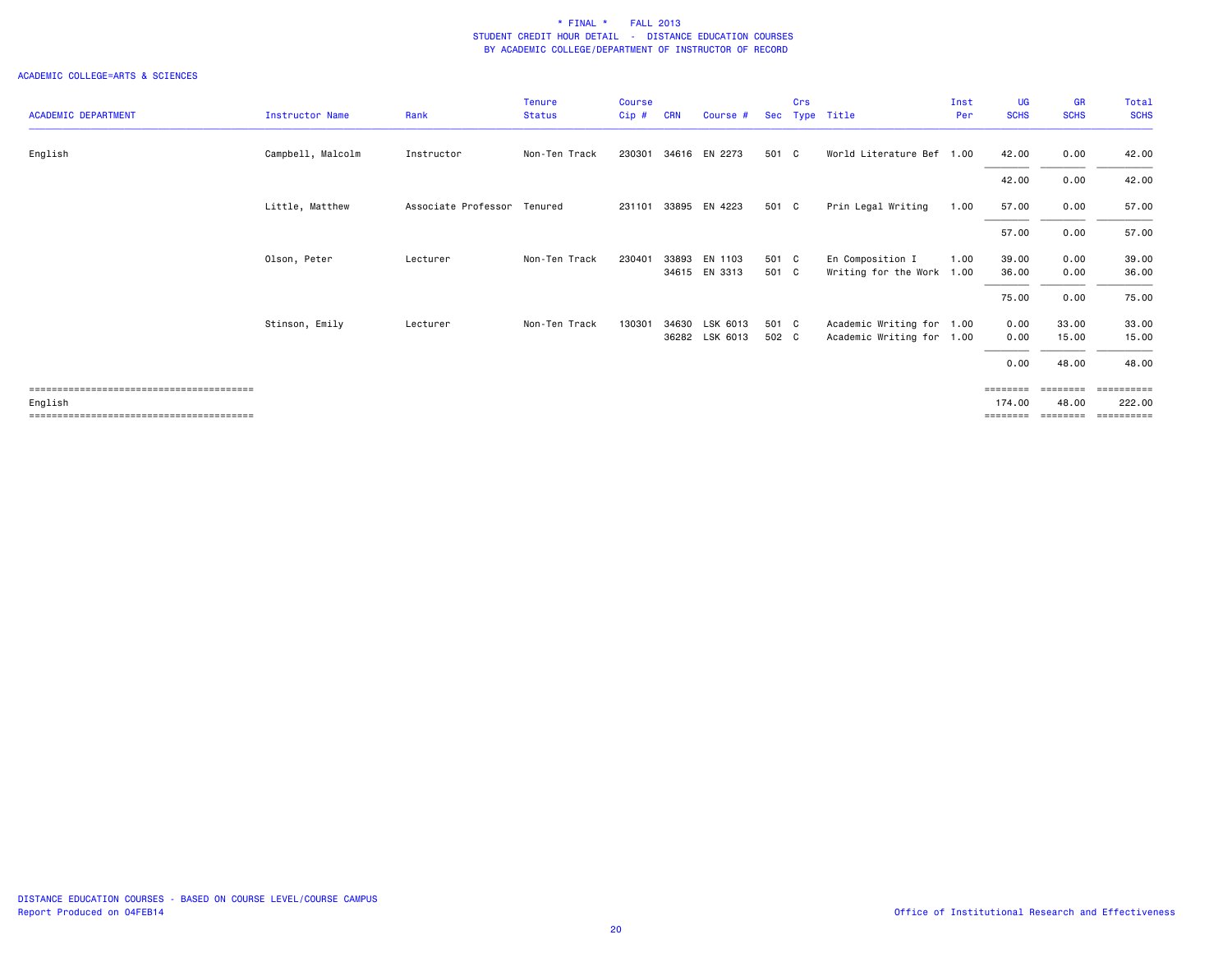\* FINAL \* FALL 2013
STUDENT CREDIT HOUR DETAIL - DISTANCE EDUCATION COURSES
BY ACADEMIC COLLEGE/DEPARTMENT OF INSTRUCTOR OF RECORD

ACADEMIC COLLEGE=ARTS & SCIENCES

| ACADEMIC DEPARTMENT | Instructor Name | Rank | Tenure Status | Course Cip # | CRN | Course # | Sec | Crs Type | Title | Inst Per | UG SCHS | GR SCHS | Total SCHS |
|---|---|---|---|---|---|---|---|---|---|---|---|---|---|
| English | Campbell, Malcolm | Instructor | Non-Ten Track | 230301 | 34616 | EN 2273 | 501 | C | World Literature Bef | 1.00 | 42.00 | 0.00 | 42.00 |
| | | | | | | | | | | | 42.00 | 0.00 | 42.00 |
| | Little, Matthew | Associate Professor | Tenured | 231101 | 33895 | EN 4223 | 501 | C | Prin Legal Writing | 1.00 | 57.00 | 0.00 | 57.00 |
| | | | | | | | | | | | 57.00 | 0.00 | 57.00 |
| | Olson, Peter | Lecturer | Non-Ten Track | 230401 | 33893 | EN 1103 | 501 | C | En Composition I | 1.00 | 39.00 | 0.00 | 39.00 |
| | | | | | 34615 | EN 3313 | 501 | C | Writing for the Work | 1.00 | 36.00 | 0.00 | 36.00 |
| | | | | | | | | | | | 75.00 | 0.00 | 75.00 |
| | Stinson, Emily | Lecturer | Non-Ten Track | 130301 | 34630 | LSK 6013 | 501 | C | Academic Writing for | 1.00 | 0.00 | 33.00 | 33.00 |
| | | | | | 36282 | LSK 6013 | 502 | C | Academic Writing for | 1.00 | 0.00 | 15.00 | 15.00 |
| | | | | | | | | | | | 0.00 | 48.00 | 48.00 |
| English | | | | | | | | | | | 174.00 | 48.00 | 222.00 |

DISTANCE EDUCATION COURSES - BASED ON COURSE LEVEL/COURSE CAMPUS
Report Produced on 04FEB14

Office of Institutional Research and Effectiveness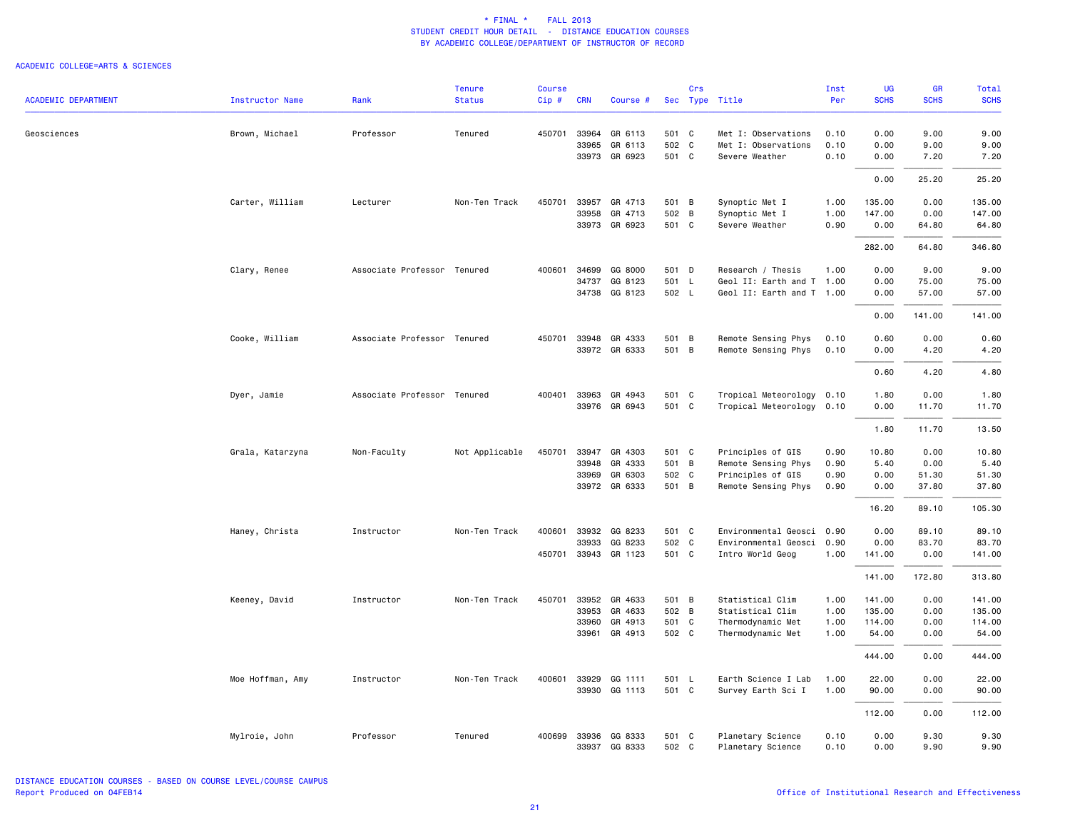\* FINAL \* FALL 2013
STUDENT CREDIT HOUR DETAIL - DISTANCE EDUCATION COURSES
BY ACADEMIC COLLEGE/DEPARTMENT OF INSTRUCTOR OF RECORD

ACADEMIC COLLEGE=ARTS & SCIENCES

| ACADEMIC DEPARTMENT | Instructor Name | Rank | Tenure Status | Course Cip # | CRN | Course # | Sec | Crs Type | Title | Inst Per | UG SCHS | GR SCHS | Total SCHS |
|---|---|---|---|---|---|---|---|---|---|---|---|---|---|
| Geosciences | Brown, Michael | Professor | Tenured | 450701 | 33964 | GR 6113 | 501 | C | Met I: Observations | 0.10 | 0.00 | 9.00 | 9.00 |
| | | | | | 33965 | GR 6113 | 502 | C | Met I: Observations | 0.10 | 0.00 | 9.00 | 9.00 |
| | | | | | 33973 | GR 6923 | 501 | C | Severe Weather | 0.10 | 0.00 | 7.20 | 7.20 |
| | | | | | | | | | | | 0.00 | 25.20 | 25.20 |
| | Carter, William | Lecturer | Non-Ten Track | 450701 | 33957 | GR 4713 | 501 | B | Synoptic Met I | 1.00 | 135.00 | 0.00 | 135.00 |
| | | | | | 33958 | GR 4713 | 502 | B | Synoptic Met I | 1.00 | 147.00 | 0.00 | 147.00 |
| | | | | | 33973 | GR 6923 | 501 | C | Severe Weather | 0.90 | 0.00 | 64.80 | 64.80 |
| | | | | | | | | | | | 282.00 | 64.80 | 346.80 |
| | Clary, Renee | Associate Professor | Tenured | 400601 | 34699 | GG 8000 | 501 | D | Research / Thesis | 1.00 | 0.00 | 9.00 | 9.00 |
| | | | | | 34737 | GG 8123 | 501 | L | Geol II: Earth and T | 1.00 | 0.00 | 75.00 | 75.00 |
| | | | | | 34738 | GG 8123 | 502 | L | Geol II: Earth and T | 1.00 | 0.00 | 57.00 | 57.00 |
| | | | | | | | | | | | 0.00 | 141.00 | 141.00 |
| | Cooke, William | Associate Professor | Tenured | 450701 | 33948 | GR 4333 | 501 | B | Remote Sensing Phys | 0.10 | 0.60 | 0.00 | 0.60 |
| | | | | | 33972 | GR 6333 | 501 | B | Remote Sensing Phys | 0.10 | 0.00 | 4.20 | 4.20 |
| | | | | | | | | | | | 0.60 | 4.20 | 4.80 |
| | Dyer, Jamie | Associate Professor | Tenured | 400401 | 33963 | GR 4943 | 501 | C | Tropical Meteorology | 0.10 | 1.80 | 0.00 | 1.80 |
| | | | | | 33976 | GR 6943 | 501 | C | Tropical Meteorology | 0.10 | 0.00 | 11.70 | 11.70 |
| | | | | | | | | | | | 1.80 | 11.70 | 13.50 |
| | Grala, Katarzyna | Non-Faculty | Not Applicable | 450701 | 33947 | GR 4303 | 501 | C | Principles of GIS | 0.90 | 10.80 | 0.00 | 10.80 |
| | | | | | 33948 | GR 4333 | 501 | B | Remote Sensing Phys | 0.90 | 5.40 | 0.00 | 5.40 |
| | | | | | 33969 | GR 6303 | 502 | C | Principles of GIS | 0.90 | 0.00 | 51.30 | 51.30 |
| | | | | | 33972 | GR 6333 | 501 | B | Remote Sensing Phys | 0.90 | 0.00 | 37.80 | 37.80 |
| | | | | | | | | | | | 16.20 | 89.10 | 105.30 |
| | Haney, Christa | Instructor | Non-Ten Track | 400601 | 33932 | GG 8233 | 501 | C | Environmental Geosci | 0.90 | 0.00 | 89.10 | 89.10 |
| | | | | | 33933 | GG 8233 | 502 | C | Environmental Geosci | 0.90 | 0.00 | 83.70 | 83.70 |
| | | | | 450701 | 33943 | GR 1123 | 501 | C | Intro World Geog | 1.00 | 141.00 | 0.00 | 141.00 |
| | | | | | | | | | | | 141.00 | 172.80 | 313.80 |
| | Keeney, David | Instructor | Non-Ten Track | 450701 | 33952 | GR 4633 | 501 | B | Statistical Clim | 1.00 | 141.00 | 0.00 | 141.00 |
| | | | | | 33953 | GR 4633 | 502 | B | Statistical Clim | 1.00 | 135.00 | 0.00 | 135.00 |
| | | | | | 33960 | GR 4913 | 501 | C | Thermodynamic Met | 1.00 | 114.00 | 0.00 | 114.00 |
| | | | | | 33961 | GR 4913 | 502 | C | Thermodynamic Met | 1.00 | 54.00 | 0.00 | 54.00 |
| | | | | | | | | | | | 444.00 | 0.00 | 444.00 |
| | Moe Hoffman, Amy | Instructor | Non-Ten Track | 400601 | 33929 | GG 1111 | 501 | L | Earth Science I Lab | 1.00 | 22.00 | 0.00 | 22.00 |
| | | | | | 33930 | GG 1113 | 501 | C | Survey Earth Sci I | 1.00 | 90.00 | 0.00 | 90.00 |
| | | | | | | | | | | | 112.00 | 0.00 | 112.00 |
| | Mylroie, John | Professor | Tenured | 400699 | 33936 | GG 8333 | 501 | C | Planetary Science | 0.10 | 0.00 | 9.30 | 9.30 |
| | | | | | 33937 | GG 8333 | 502 | C | Planetary Science | 0.10 | 0.00 | 9.90 | 9.90 |

DISTANCE EDUCATION COURSES - BASED ON COURSE LEVEL/COURSE CAMPUS
Report Produced on 04FEB14

Office of Institutional Research and Effectiveness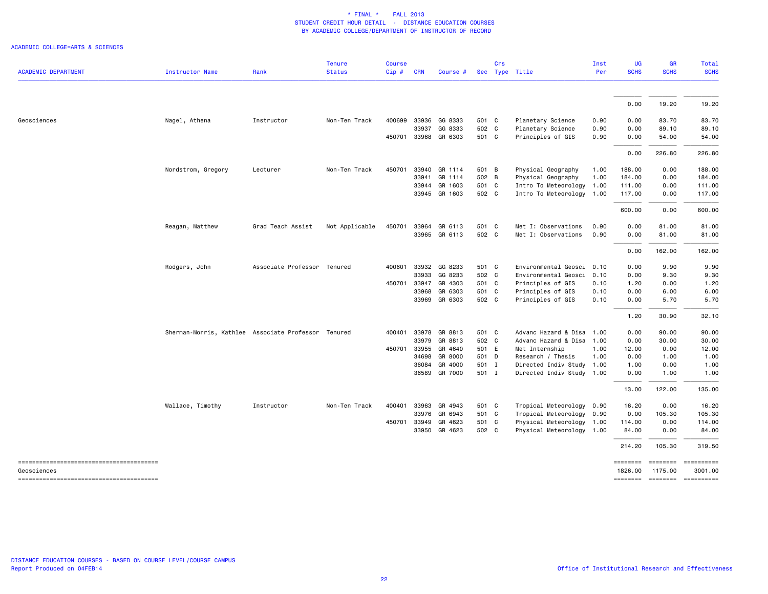\* FINAL \* FALL 2013
STUDENT CREDIT HOUR DETAIL - DISTANCE EDUCATION COURSES
BY ACADEMIC COLLEGE/DEPARTMENT OF INSTRUCTOR OF RECORD

ACADEMIC COLLEGE=ARTS & SCIENCES

| ACADEMIC DEPARTMENT | Instructor Name | Rank | Tenure Status | Course Cip # | CRN | Course # | Sec | Crs Type | Title | Inst Per | UG SCHS | GR SCHS | Total SCHS |
|---|---|---|---|---|---|---|---|---|---|---|---|---|---|
| | | | | | | | | | | | 0.00 | 19.20 | 19.20 |
| Geosciences | Nagel, Athena | Instructor | Non-Ten Track | 400699 | 33936 | GG 8333 | 501 | C | Planetary Science | 0.90 | 0.00 | 83.70 | 83.70 |
| | | | | | 33937 | GG 8333 | 502 | C | Planetary Science | 0.90 | 0.00 | 89.10 | 89.10 |
| | | | | 450701 | 33968 | GR 6303 | 501 | C | Principles of GIS | 0.90 | 0.00 | 54.00 | 54.00 |
| | | | | | | | | | | | 0.00 | 226.80 | 226.80 |
| | Nordstrom, Gregory | Lecturer | Non-Ten Track | 450701 | 33940 | GR 1114 | 501 | B | Physical Geography | 1.00 | 188.00 | 0.00 | 188.00 |
| | | | | | 33941 | GR 1114 | 502 | B | Physical Geography | 1.00 | 184.00 | 0.00 | 184.00 |
| | | | | | 33944 | GR 1603 | 501 | C | Intro To Meteorology | 1.00 | 111.00 | 0.00 | 111.00 |
| | | | | | 33945 | GR 1603 | 502 | C | Intro To Meteorology | 1.00 | 117.00 | 0.00 | 117.00 |
| | | | | | | | | | | | 600.00 | 0.00 | 600.00 |
| | Reagan, Matthew | Grad Teach Assist | Not Applicable | 450701 | 33964 | GR 6113 | 501 | C | Met I: Observations | 0.90 | 0.00 | 81.00 | 81.00 |
| | | | | | 33965 | GR 6113 | 502 | C | Met I: Observations | 0.90 | 0.00 | 81.00 | 81.00 |
| | | | | | | | | | | | 0.00 | 162.00 | 162.00 |
| | Rodgers, John | Associate Professor | Tenured | 400601 | 33932 | GG 8233 | 501 | C | Environmental Geosci | 0.10 | 0.00 | 9.90 | 9.90 |
| | | | | | 33933 | GG 8233 | 502 | C | Environmental Geosci | 0.10 | 0.00 | 9.30 | 9.30 |
| | | | | 450701 | 33947 | GR 4303 | 501 | C | Principles of GIS | 0.10 | 1.20 | 0.00 | 1.20 |
| | | | | | 33968 | GR 6303 | 501 | C | Principles of GIS | 0.10 | 0.00 | 6.00 | 6.00 |
| | | | | | 33969 | GR 6303 | 502 | C | Principles of GIS | 0.10 | 0.00 | 5.70 | 5.70 |
| | | | | | | | | | | | 1.20 | 30.90 | 32.10 |
| | Sherman-Morris, Kathlee | Associate Professor | Tenured | 400401 | 33978 | GR 8813 | 501 | C | Advanc Hazard & Disa | 1.00 | 0.00 | 90.00 | 90.00 |
| | | | | | 33979 | GR 8813 | 502 | C | Advanc Hazard & Disa | 1.00 | 0.00 | 30.00 | 30.00 |
| | | | | 450701 | 33955 | GR 4640 | 501 | E | Met Internship | 1.00 | 12.00 | 0.00 | 12.00 |
| | | | | | 34698 | GR 8000 | 501 | D | Research / Thesis | 1.00 | 0.00 | 1.00 | 1.00 |
| | | | | | 36084 | GR 4000 | 501 | I | Directed Indiv Study | 1.00 | 1.00 | 0.00 | 1.00 |
| | | | | | 36589 | GR 7000 | 501 | I | Directed Indiv Study | 1.00 | 0.00 | 1.00 | 1.00 |
| | | | | | | | | | | | 13.00 | 122.00 | 135.00 |
| | Wallace, Timothy | Instructor | Non-Ten Track | 400401 | 33963 | GR 4943 | 501 | C | Tropical Meteorology | 0.90 | 16.20 | 0.00 | 16.20 |
| | | | | | 33976 | GR 6943 | 501 | C | Tropical Meteorology | 0.90 | 0.00 | 105.30 | 105.30 |
| | | | | 450701 | 33949 | GR 4623 | 501 | C | Physical Meteorology | 1.00 | 114.00 | 0.00 | 114.00 |
| | | | | | 33950 | GR 4623 | 502 | C | Physical Meteorology | 1.00 | 84.00 | 0.00 | 84.00 |
| | | | | | | | | | | | 214.20 | 105.30 | 319.50 |
| Geosciences | | | | | | | | | | | 1826.00 | 1175.00 | 3001.00 |

DISTANCE EDUCATION COURSES - BASED ON COURSE LEVEL/COURSE CAMPUS
Report Produced on 04FEB14

Office of Institutional Research and Effectiveness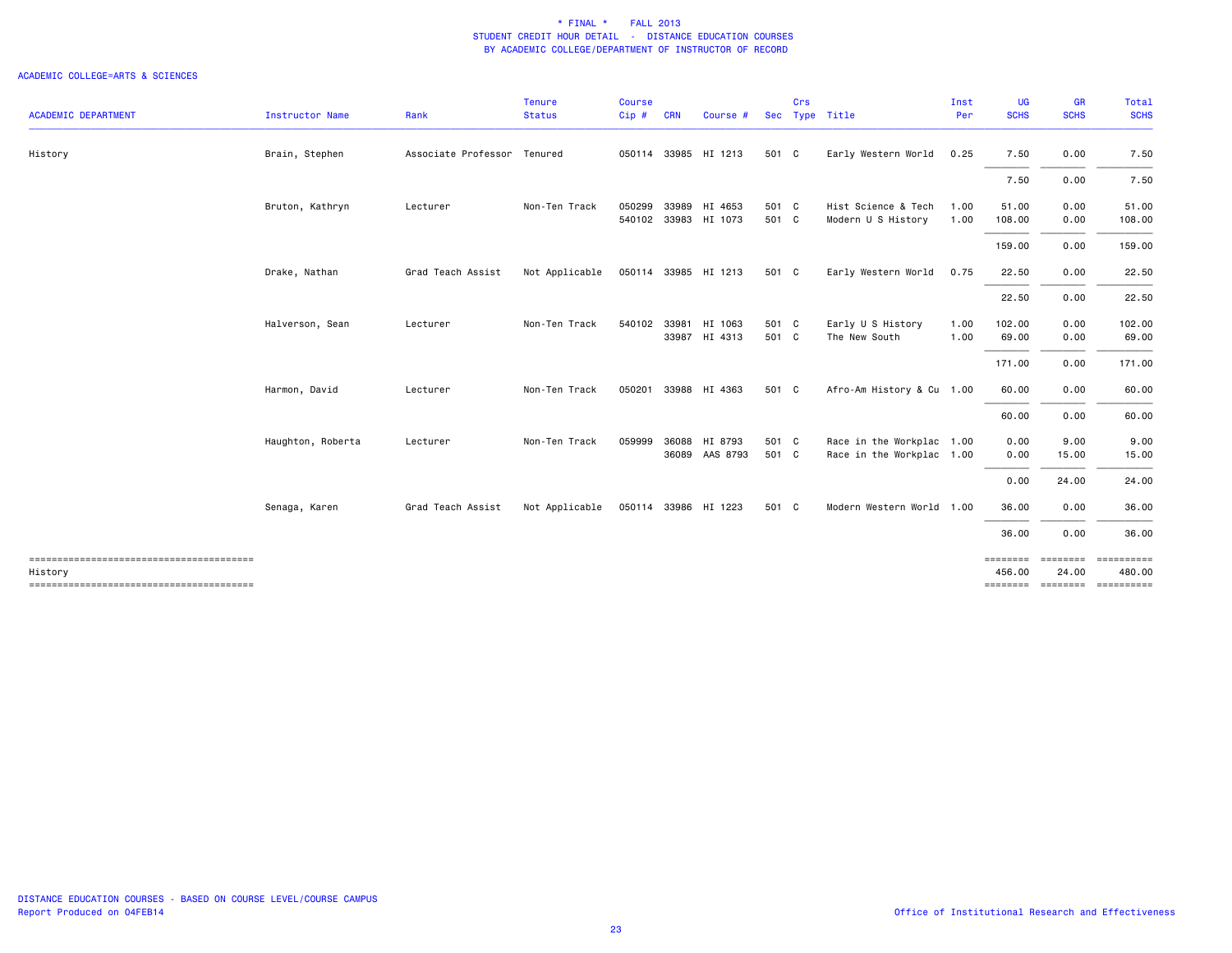\* FINAL \* FALL 2013
STUDENT CREDIT HOUR DETAIL - DISTANCE EDUCATION COURSES
BY ACADEMIC COLLEGE/DEPARTMENT OF INSTRUCTOR OF RECORD

ACADEMIC COLLEGE=ARTS & SCIENCES

| ACADEMIC DEPARTMENT | Instructor Name | Rank | Tenure Status | Course Cip # | CRN | Course # | Sec | Crs Type | Title | Inst Per | UG SCHS | GR SCHS | Total SCHS |
|---|---|---|---|---|---|---|---|---|---|---|---|---|---|
| History | Brain, Stephen | Associate Professor | Tenured | 050114 | 33985 | HI 1213 | 501 | C | Early Western World | 0.25 | 7.50 | 0.00 | 7.50 |
| | | | | | | | | | | | 7.50 | 0.00 | 7.50 |
| | Bruton, Kathryn | Lecturer | Non-Ten Track | 050299 | 33989 | HI 4653 | 501 | C | Hist Science & Tech | 1.00 | 51.00 | 0.00 | 51.00 |
| | | | | 540102 | 33983 | HI 1073 | 501 | C | Modern U S History | 1.00 | 108.00 | 0.00 | 108.00 |
| | | | | | | | | | | | 159.00 | 0.00 | 159.00 |
| | Drake, Nathan | Grad Teach Assist | Not Applicable | 050114 | 33985 | HI 1213 | 501 | C | Early Western World | 0.75 | 22.50 | 0.00 | 22.50 |
| | | | | | | | | | | | 22.50 | 0.00 | 22.50 |
| | Halverson, Sean | Lecturer | Non-Ten Track | 540102 | 33981 | HI 1063 | 501 | C | Early U S History | 1.00 | 102.00 | 0.00 | 102.00 |
| | | | | | 33987 | HI 4313 | 501 | C | The New South | 1.00 | 69.00 | 0.00 | 69.00 |
| | | | | | | | | | | | 171.00 | 0.00 | 171.00 |
| | Harmon, David | Lecturer | Non-Ten Track | 050201 | 33988 | HI 4363 | 501 | C | Afro-Am History & Cu | 1.00 | 60.00 | 0.00 | 60.00 |
| | | | | | | | | | | | 60.00 | 0.00 | 60.00 |
| | Haughton, Roberta | Lecturer | Non-Ten Track | 059999 | 36088 | HI 8793 | 501 | C | Race in the Workplac | 1.00 | 0.00 | 9.00 | 9.00 |
| | | | | | 36089 | AAS 8793 | 501 | C | Race in the Workplac | 1.00 | 0.00 | 15.00 | 15.00 |
| | | | | | | | | | | | 0.00 | 24.00 | 24.00 |
| | Senaga, Karen | Grad Teach Assist | Not Applicable | 050114 | 33986 | HI 1223 | 501 | C | Modern Western World | 1.00 | 36.00 | 0.00 | 36.00 |
| | | | | | | | | | | | 36.00 | 0.00 | 36.00 |
| History | | | | | | | | | | | 456.00 | 24.00 | 480.00 |

DISTANCE EDUCATION COURSES - BASED ON COURSE LEVEL/COURSE CAMPUS
Report Produced on 04FEB14

Office of Institutional Research and Effectiveness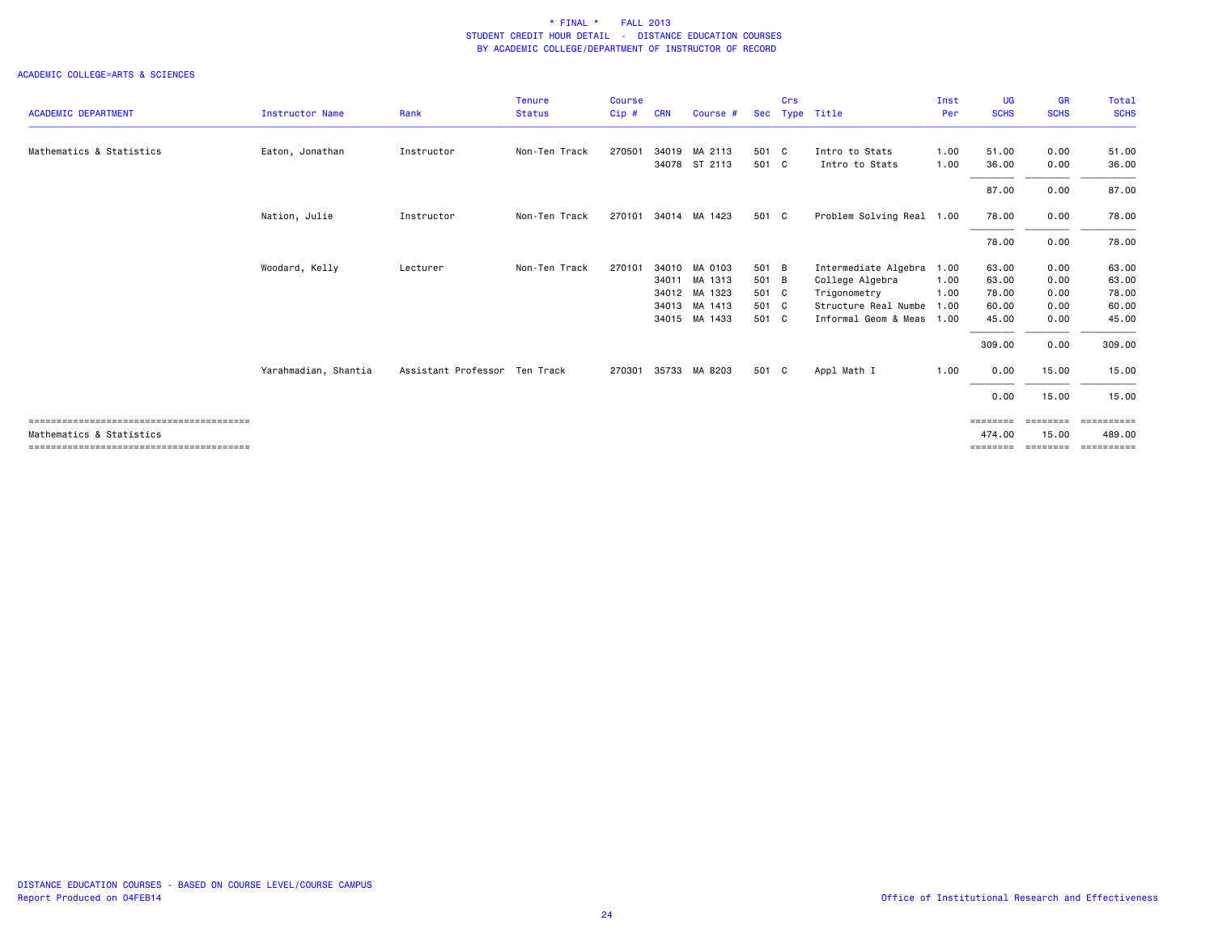\* FINAL \* FALL 2013
STUDENT CREDIT HOUR DETAIL - DISTANCE EDUCATION COURSES
BY ACADEMIC COLLEGE/DEPARTMENT OF INSTRUCTOR OF RECORD

ACADEMIC COLLEGE=ARTS & SCIENCES

| ACADEMIC DEPARTMENT | Instructor Name | Rank | Tenure Status | Course Cip # | CRN | Course # | Sec | Crs Type | Title | Inst Per | UG SCHS | GR SCHS | Total SCHS |
|---|---|---|---|---|---|---|---|---|---|---|---|---|---|
| Mathematics & Statistics | Eaton, Jonathan | Instructor | Non-Ten Track | 270501 | 34019 | MA 2113 | 501 | C | Intro to Stats | 1.00 | 51.00 | 0.00 | 51.00 |
| | | | | | 34078 | ST 2113 | 501 | C | Intro to Stats | 1.00 | 36.00 | 0.00 | 36.00 |
| | | | | | | | | | | | 87.00 | 0.00 | 87.00 |
| | Nation, Julie | Instructor | Non-Ten Track | 270101 | 34014 | MA 1423 | 501 | C | Problem Solving Real | 1.00 | 78.00 | 0.00 | 78.00 |
| | | | | | | | | | | | 78.00 | 0.00 | 78.00 |
| | Woodard, Kelly | Lecturer | Non-Ten Track | 270101 | 34010 | MA 0103 | 501 | B | Intermediate Algebra | 1.00 | 63.00 | 0.00 | 63.00 |
| | | | | | 34011 | MA 1313 | 501 | B | College Algebra | 1.00 | 63.00 | 0.00 | 63.00 |
| | | | | | 34012 | MA 1323 | 501 | C | Trigonometry | 1.00 | 78.00 | 0.00 | 78.00 |
| | | | | | 34013 | MA 1413 | 501 | C | Structure Real Numbe | 1.00 | 60.00 | 0.00 | 60.00 |
| | | | | | 34015 | MA 1433 | 501 | C | Informal Geom & Meas | 1.00 | 45.00 | 0.00 | 45.00 |
| | | | | | | | | | | | 309.00 | 0.00 | 309.00 |
| | Yarahmadian, Shantia | Assistant Professor | Ten Track | 270301 | 35733 | MA 8203 | 501 | C | Appl Math I | 1.00 | 0.00 | 15.00 | 15.00 |
| | | | | | | | | | | | 0.00 | 15.00 | 15.00 |
| Mathematics & Statistics | | | | | | | | | | | 474.00 | 15.00 | 489.00 |

DISTANCE EDUCATION COURSES - BASED ON COURSE LEVEL/COURSE CAMPUS
Report Produced on 04FEB14

Office of Institutional Research and Effectiveness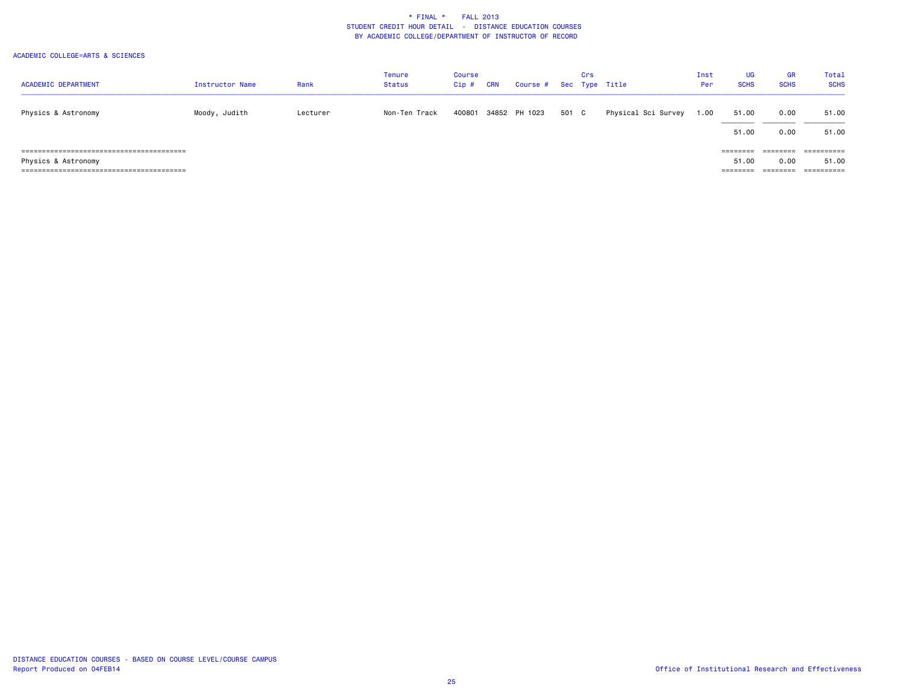\* FINAL \*    FALL 2013
STUDENT CREDIT HOUR DETAIL - DISTANCE EDUCATION COURSES
BY ACADEMIC COLLEGE/DEPARTMENT OF INSTRUCTOR OF RECORD

ACADEMIC COLLEGE=ARTS & SCIENCES

| ACADEMIC DEPARTMENT | Instructor Name | Rank | Tenure Status | Course Cip # | CRN | Course # | Sec | Crs Type | Title | Inst Per | UG SCHS | GR SCHS | Total SCHS |
|---|---|---|---|---|---|---|---|---|---|---|---|---|---|
| Physics & Astronomy | Moody, Judith | Lecturer | Non-Ten Track | 400801 | 34852 | PH 1023 | 501 | C | Physical Sci Survey | 1.00 | 51.00 | 0.00 | 51.00 |
| | | | | | | | | | | | 51.00 | 0.00 | 51.00 |
| Physics & Astronomy | | | | | | | | | | | 51.00 | 0.00 | 51.00 |

DISTANCE EDUCATION COURSES - BASED ON COURSE LEVEL/COURSE CAMPUS
Report Produced on 04FEB14

Office of Institutional Research and Effectiveness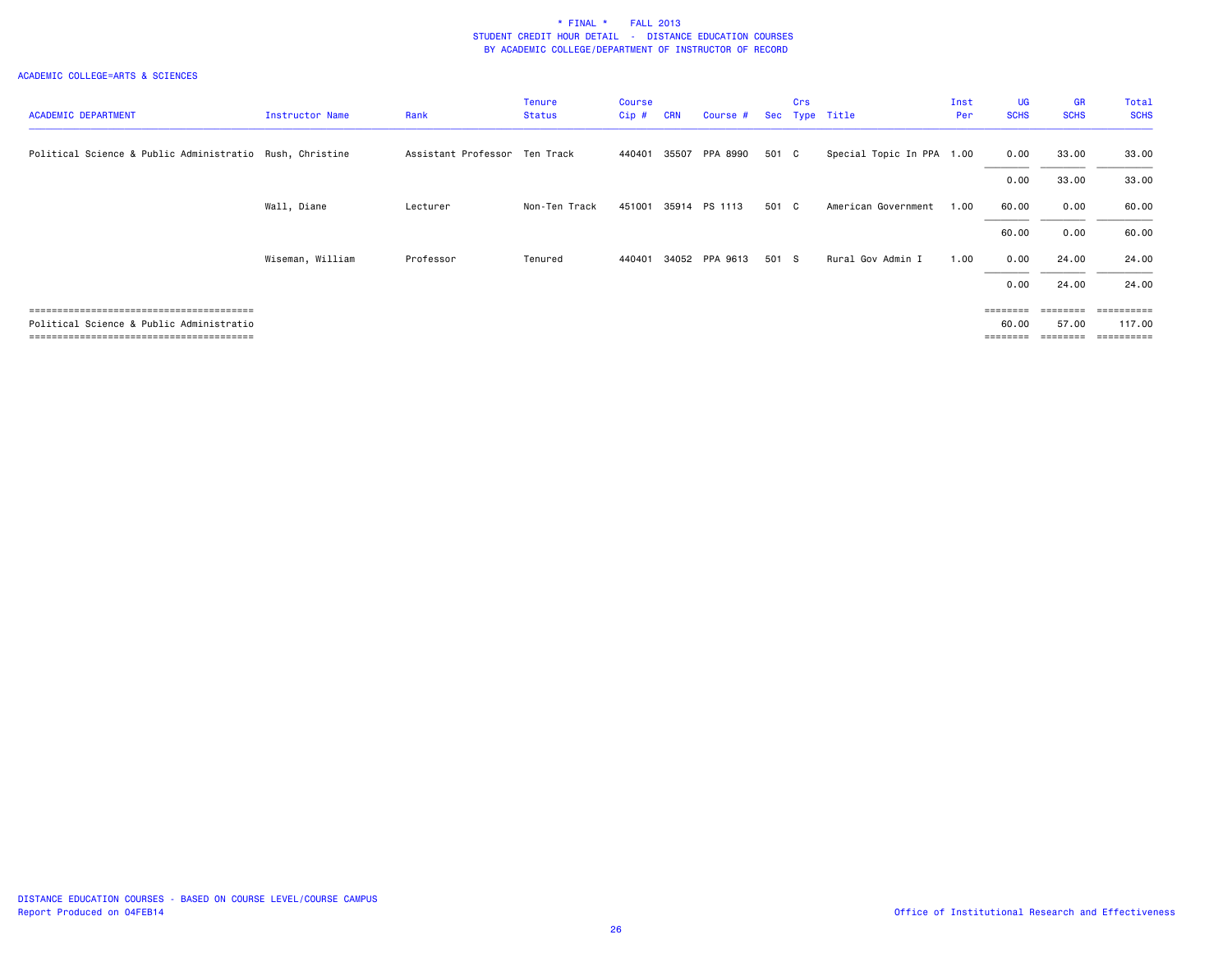# * FINAL * FALL 2013
## STUDENT CREDIT HOUR DETAIL - DISTANCE EDUCATION COURSES
### BY ACADEMIC COLLEGE/DEPARTMENT OF INSTRUCTOR OF RECORD

ACADEMIC COLLEGE=ARTS & SCIENCES

| ACADEMIC DEPARTMENT | Instructor Name | Rank | Tenure Status | Course Cip # | CRN | Course # | Sec | Crs Type | Title | Inst Per | UG SCHS | GR SCHS | Total SCHS |
|---|---|---|---|---|---|---|---|---|---|---|---|---|---|
| Political Science & Public Administratio | Rush, Christine | Assistant Professor | Ten Track | 440401 | 35507 | PPA 8990 | 501 | C | Special Topic In PPA | 1.00 | 0.00 | 33.00 | 33.00 |
| | | | | | | | | | | | 0.00 | 33.00 | 33.00 |
| | Wall, Diane | Lecturer | Non-Ten Track | 451001 | 35914 | PS 1113 | 501 | C | American Government | 1.00 | 60.00 | 0.00 | 60.00 |
| | | | | | | | | | | | 60.00 | 0.00 | 60.00 |
| | Wiseman, William | Professor | Tenured | 440401 | 34052 | PPA 9613 | 501 | S | Rural Gov Admin I | 1.00 | 0.00 | 24.00 | 24.00 |
| | | | | | | | | | | | 0.00 | 24.00 | 24.00 |
| Political Science & Public Administratio | | | | | | | | | | | 60.00 | 57.00 | 117.00 |

DISTANCE EDUCATION COURSES - BASED ON COURSE LEVEL/COURSE CAMPUS
Report Produced on 04FEB14

Office of Institutional Research and Effectiveness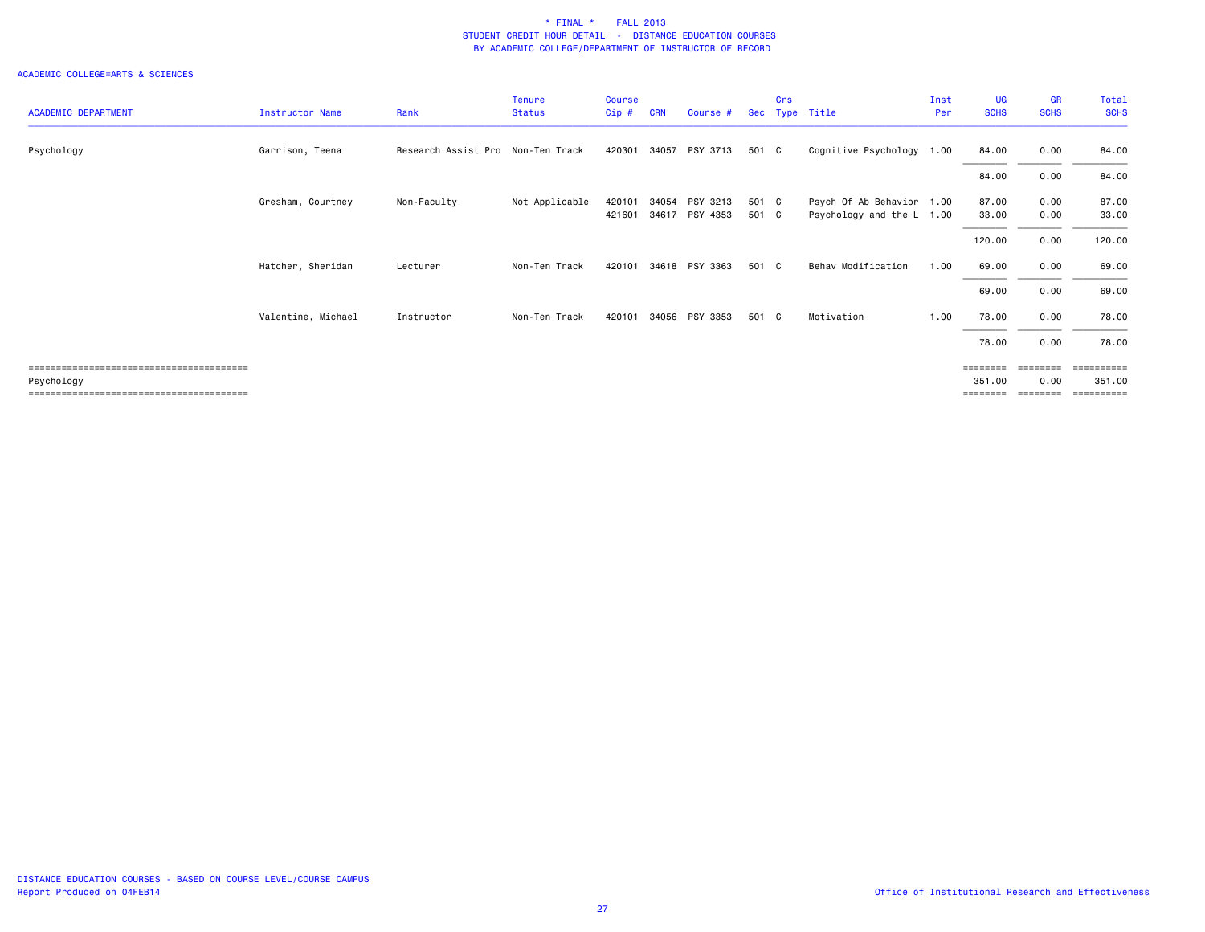\* FINAL \*    FALL 2013
STUDENT CREDIT HOUR DETAIL - DISTANCE EDUCATION COURSES
BY ACADEMIC COLLEGE/DEPARTMENT OF INSTRUCTOR OF RECORD

ACADEMIC COLLEGE=ARTS & SCIENCES

| ACADEMIC DEPARTMENT | Instructor Name | Rank | Tenure Status | Course Cip # | CRN | Course # | Sec | Crs Type | Title | Inst Per | UG SCHS | GR SCHS | Total SCHS |
|---|---|---|---|---|---|---|---|---|---|---|---|---|---|
| Psychology | Garrison, Teena | Research Assist Pro | Non-Ten Track | 420301 | 34057 | PSY 3713 | 501 | C | Cognitive Psychology | 1.00 | 84.00 | 0.00 | 84.00 |
| | | | | | | | | | | | 84.00 | 0.00 | 84.00 |
| | Gresham, Courtney | Non-Faculty | Not Applicable | 420101 | 34054 | PSY 3213 | 501 | C | Psych Of Ab Behavior | 1.00 | 87.00 | 0.00 | 87.00 |
| | | | | 421601 | 34617 | PSY 4353 | 501 | C | Psychology and the L | 1.00 | 33.00 | 0.00 | 33.00 |
| | | | | | | | | | | | 120.00 | 0.00 | 120.00 |
| | Hatcher, Sheridan | Lecturer | Non-Ten Track | 420101 | 34618 | PSY 3363 | 501 | C | Behav Modification | 1.00 | 69.00 | 0.00 | 69.00 |
| | | | | | | | | | | | 69.00 | 0.00 | 69.00 |
| | Valentine, Michael | Instructor | Non-Ten Track | 420101 | 34056 | PSY 3353 | 501 | C | Motivation | 1.00 | 78.00 | 0.00 | 78.00 |
| | | | | | | | | | | | 78.00 | 0.00 | 78.00 |
| Psychology | | | | | | | | | | | 351.00 | 0.00 | 351.00 |

DISTANCE EDUCATION COURSES - BASED ON COURSE LEVEL/COURSE CAMPUS
Report Produced on 04FEB14

Office of Institutional Research and Effectiveness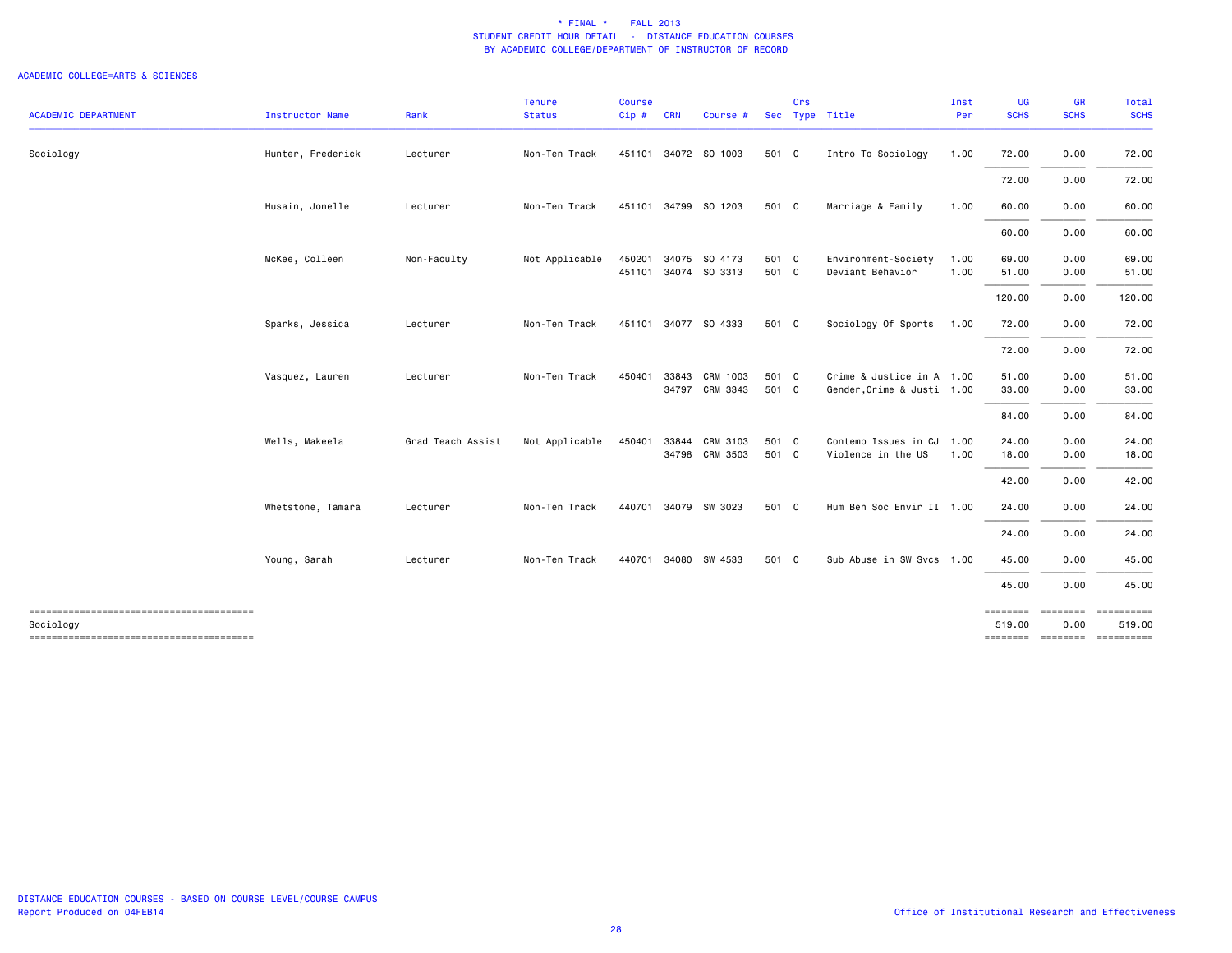\* FINAL \* FALL 2013
STUDENT CREDIT HOUR DETAIL - DISTANCE EDUCATION COURSES
BY ACADEMIC COLLEGE/DEPARTMENT OF INSTRUCTOR OF RECORD

ACADEMIC COLLEGE=ARTS & SCIENCES

| ACADEMIC DEPARTMENT | Instructor Name | Rank | Tenure Status | Course Cip # | CRN | Course # | Sec | Crs Type | Title | Inst Per | UG SCHS | GR SCHS | Total SCHS |
|---|---|---|---|---|---|---|---|---|---|---|---|---|---|
| Sociology | Hunter, Frederick | Lecturer | Non-Ten Track | 451101 | 34072 | SO 1003 | 501 | C | Intro To Sociology | 1.00 | 72.00 | 0.00 | 72.00 |
| | | | | | | | | | | | 72.00 | 0.00 | 72.00 |
| | Husain, Jonelle | Lecturer | Non-Ten Track | 451101 | 34799 | SO 1203 | 501 | C | Marriage & Family | 1.00 | 60.00 | 0.00 | 60.00 |
| | | | | | | | | | | | 60.00 | 0.00 | 60.00 |
| | McKee, Colleen | Non-Faculty | Not Applicable | 450201 | 34075 | SO 4173 | 501 | C | Environment-Society | 1.00 | 69.00 | 0.00 | 69.00 |
| | | | | 451101 | 34074 | SO 3313 | 501 | C | Deviant Behavior | 1.00 | 51.00 | 0.00 | 51.00 |
| | | | | | | | | | | | 120.00 | 0.00 | 120.00 |
| | Sparks, Jessica | Lecturer | Non-Ten Track | 451101 | 34077 | SO 4333 | 501 | C | Sociology Of Sports | 1.00 | 72.00 | 0.00 | 72.00 |
| | | | | | | | | | | | 72.00 | 0.00 | 72.00 |
| | Vasquez, Lauren | Lecturer | Non-Ten Track | 450401 | 33843 | CRM 1003 | 501 | C | Crime & Justice in A | 1.00 | 51.00 | 0.00 | 51.00 |
| | | | | | 34797 | CRM 3343 | 501 | C | Gender,Crime & Justi | 1.00 | 33.00 | 0.00 | 33.00 |
| | | | | | | | | | | | 84.00 | 0.00 | 84.00 |
| | Wells, Makeela | Grad Teach Assist | Not Applicable | 450401 | 33844 | CRM 3103 | 501 | C | Contemp Issues in CJ | 1.00 | 24.00 | 0.00 | 24.00 |
| | | | | | 34798 | CRM 3503 | 501 | C | Violence in the US | 1.00 | 18.00 | 0.00 | 18.00 |
| | | | | | | | | | | | 42.00 | 0.00 | 42.00 |
| | Whetstone, Tamara | Lecturer | Non-Ten Track | 440701 | 34079 | SW 3023 | 501 | C | Hum Beh Soc Envir II | 1.00 | 24.00 | 0.00 | 24.00 |
| | | | | | | | | | | | 24.00 | 0.00 | 24.00 |
| | Young, Sarah | Lecturer | Non-Ten Track | 440701 | 34080 | SW 4533 | 501 | C | Sub Abuse in SW Svcs | 1.00 | 45.00 | 0.00 | 45.00 |
| | | | | | | | | | | | 45.00 | 0.00 | 45.00 |
| Sociology | | | | | | | | | | | 519.00 | 0.00 | 519.00 |

DISTANCE EDUCATION COURSES - BASED ON COURSE LEVEL/COURSE CAMPUS
Report Produced on 04FEB14

Office of Institutional Research and Effectiveness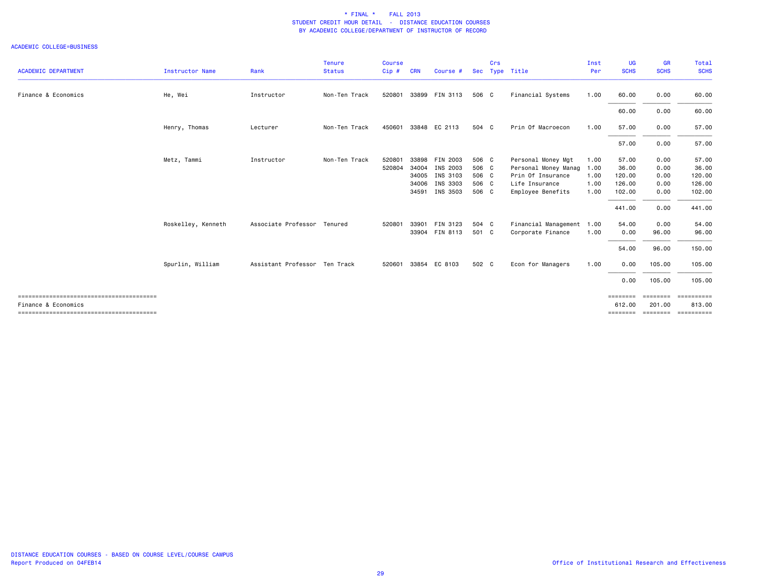* FINAL * FALL 2013
STUDENT CREDIT HOUR DETAIL - DISTANCE EDUCATION COURSES
BY ACADEMIC COLLEGE/DEPARTMENT OF INSTRUCTOR OF RECORD

ACADEMIC COLLEGE=BUSINESS

| ACADEMIC DEPARTMENT | Instructor Name | Rank | Tenure Status | Course Cip # | CRN | Course # | Sec | Crs Type | Title | Inst Per | UG SCHS | GR SCHS | Total SCHS |
|---|---|---|---|---|---|---|---|---|---|---|---|---|---|
| Finance & Economics | He, Wei | Instructor | Non-Ten Track | 520801 | 33899 | FIN 3113 | 506 | C | Financial Systems | 1.00 | 60.00 | 0.00 | 60.00 |
| | | | | | | | | | | | 60.00 | 0.00 | 60.00 |
| | Henry, Thomas | Lecturer | Non-Ten Track | 450601 | 33848 | EC 2113 | 504 | C | Prin Of Macroecon | 1.00 | 57.00 | 0.00 | 57.00 |
| | | | | | | | | | | | 57.00 | 0.00 | 57.00 |
| | Metz, Tammi | Instructor | Non-Ten Track | 520801 | 33898 | FIN 2003 | 506 | C | Personal Money Mgt | 1.00 | 57.00 | 0.00 | 57.00 |
| | | | | 520804 | 34004 | INS 2003 | 506 | C | Personal Money Manag | 1.00 | 36.00 | 0.00 | 36.00 |
| | | | | | 34005 | INS 3103 | 506 | C | Prin Of Insurance | 1.00 | 120.00 | 0.00 | 120.00 |
| | | | | | 34006 | INS 3303 | 506 | C | Life Insurance | 1.00 | 126.00 | 0.00 | 126.00 |
| | | | | | 34591 | INS 3503 | 506 | C | Employee Benefits | 1.00 | 102.00 | 0.00 | 102.00 |
| | | | | | | | | | | | 441.00 | 0.00 | 441.00 |
| | Roskelley, Kenneth | Associate Professor | Tenured | 520801 | 33901 | FIN 3123 | 504 | C | Financial Management | 1.00 | 54.00 | 0.00 | 54.00 |
| | | | | | 33904 | FIN 8113 | 501 | C | Corporate Finance | 1.00 | 0.00 | 96.00 | 96.00 |
| | | | | | | | | | | | 54.00 | 96.00 | 150.00 |
| | Spurlin, William | Assistant Professor | Ten Track | 520601 | 33854 | EC 8103 | 502 | C | Econ for Managers | 1.00 | 0.00 | 105.00 | 105.00 |
| | | | | | | | | | | | 0.00 | 105.00 | 105.00 |
| Finance & Economics | | | | | | | | | | | 612.00 | 201.00 | 813.00 |

DISTANCE EDUCATION COURSES - BASED ON COURSE LEVEL/COURSE CAMPUS
Report Produced on 04FEB14

Office of Institutional Research and Effectiveness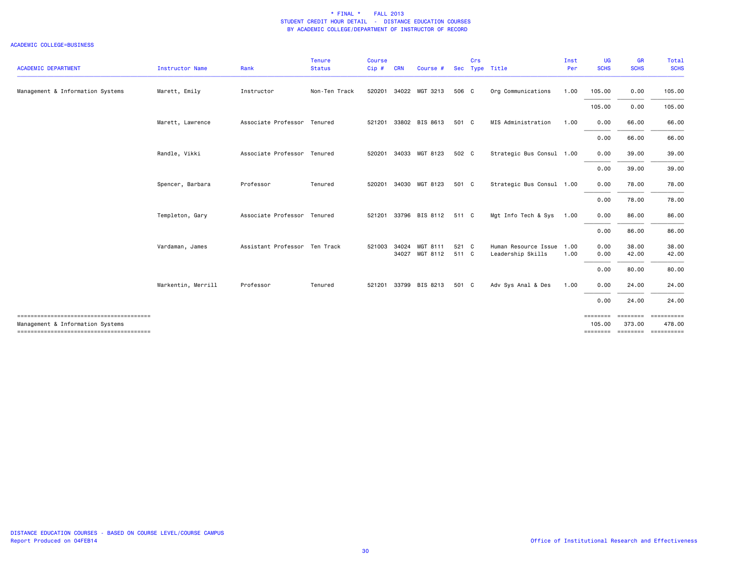\* FINAL \* FALL 2013
STUDENT CREDIT HOUR DETAIL - DISTANCE EDUCATION COURSES
BY ACADEMIC COLLEGE/DEPARTMENT OF INSTRUCTOR OF RECORD

ACADEMIC COLLEGE=BUSINESS

| ACADEMIC DEPARTMENT | Instructor Name | Rank | Tenure Status | Course Cip # | CRN | Course # | Sec | Crs Type | Title | Inst Per | UG SCHS | GR SCHS | Total SCHS |
|---|---|---|---|---|---|---|---|---|---|---|---|---|---|
| Management & Information Systems | Marett, Emily | Instructor | Non-Ten Track | 520201 | 34022 | MGT 3213 | 506 | C | Org Communications | 1.00 | 105.00 | 0.00 | 105.00 |
| | | | | | | | | | | | 105.00 | 0.00 | 105.00 |
| | Marett, Lawrence | Associate Professor | Tenured | 521201 | 33802 | BIS 8613 | 501 | C | MIS Administration | 1.00 | 0.00 | 66.00 | 66.00 |
| | | | | | | | | | | | 0.00 | 66.00 | 66.00 |
| | Randle, Vikki | Associate Professor | Tenured | 520201 | 34033 | MGT 8123 | 502 | C | Strategic Bus Consul | 1.00 | 0.00 | 39.00 | 39.00 |
| | | | | | | | | | | | 0.00 | 39.00 | 39.00 |
| | Spencer, Barbara | Professor | Tenured | 520201 | 34030 | MGT 8123 | 501 | C | Strategic Bus Consul | 1.00 | 0.00 | 78.00 | 78.00 |
| | | | | | | | | | | | 0.00 | 78.00 | 78.00 |
| | Templeton, Gary | Associate Professor | Tenured | 521201 | 33796 | BIS 8112 | 511 | C | Mgt Info Tech & Sys | 1.00 | 0.00 | 86.00 | 86.00 |
| | | | | | | | | | | | 0.00 | 86.00 | 86.00 |
| | Vardaman, James | Assistant Professor | Ten Track | 521003 | 34024 | MGT 8111 | 521 | C | Human Resource Issue | 1.00 | 0.00 | 38.00 | 38.00 |
| | | | | | 34027 | MGT 8112 | 511 | C | Leadership Skills | 1.00 | 0.00 | 42.00 | 42.00 |
| | | | | | | | | | | | 0.00 | 80.00 | 80.00 |
| | Warkentin, Merrill | Professor | Tenured | 521201 | 33799 | BIS 8213 | 501 | C | Adv Sys Anal & Des | 1.00 | 0.00 | 24.00 | 24.00 |
| | | | | | | | | | | | 0.00 | 24.00 | 24.00 |
| Management & Information Systems | | | | | | | | | | | 105.00 | 373.00 | 478.00 |

DISTANCE EDUCATION COURSES - BASED ON COURSE LEVEL/COURSE CAMPUS
Report Produced on 04FEB14

Office of Institutional Research and Effectiveness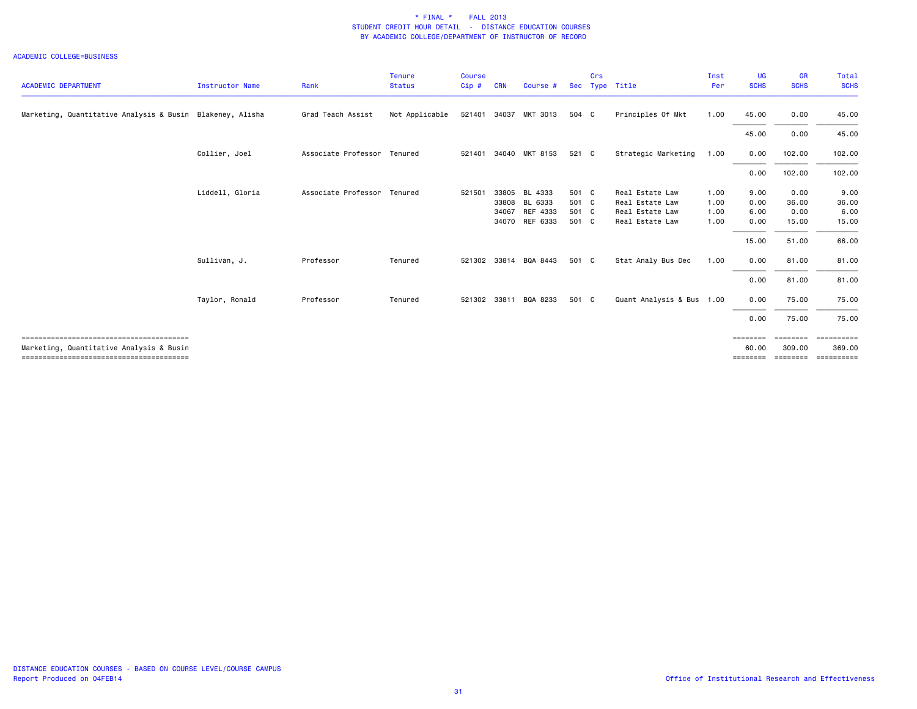\* FINAL \* FALL 2013
STUDENT CREDIT HOUR DETAIL - DISTANCE EDUCATION COURSES
BY ACADEMIC COLLEGE/DEPARTMENT OF INSTRUCTOR OF RECORD

ACADEMIC COLLEGE=BUSINESS

| ACADEMIC DEPARTMENT | Instructor Name | Rank | Tenure Status | Course Cip # | CRN | Course # | Sec | Crs Type | Title | Inst Per | UG SCHS | GR SCHS | Total SCHS |
|---|---|---|---|---|---|---|---|---|---|---|---|---|---|
| Marketing, Quantitative Analysis & Busin | Blakeney, Alisha | Grad Teach Assist | Not Applicable | 521401 | 34037 | MKT 3013 | 504 | C | Principles Of Mkt | 1.00 | 45.00 | 0.00 | 45.00 |
| | | | | | | | | | | | 45.00 | 0.00 | 45.00 |
| | Collier, Joel | Associate Professor | Tenured | 521401 | 34040 | MKT 8153 | 521 | C | Strategic Marketing | 1.00 | 0.00 | 102.00 | 102.00 |
| | | | | | | | | | | | 0.00 | 102.00 | 102.00 |
| | Liddell, Gloria | Associate Professor | Tenured | 521501 | 33805 | BL 4333 | 501 | C | Real Estate Law | 1.00 | 9.00 | 0.00 | 9.00 |
| | | | | | 33808 | BL 6333 | 501 | C | Real Estate Law | 1.00 | 0.00 | 36.00 | 36.00 |
| | | | | | 34067 | REF 4333 | 501 | C | Real Estate Law | 1.00 | 6.00 | 0.00 | 6.00 |
| | | | | | 34070 | REF 6333 | 501 | C | Real Estate Law | 1.00 | 0.00 | 15.00 | 15.00 |
| | | | | | | | | | | | 15.00 | 51.00 | 66.00 |
| | Sullivan, J. | Professor | Tenured | 521302 | 33814 | BQA 8443 | 501 | C | Stat Analy Bus Dec | 1.00 | 0.00 | 81.00 | 81.00 |
| | | | | | | | | | | | 0.00 | 81.00 | 81.00 |
| | Taylor, Ronald | Professor | Tenured | 521302 | 33811 | BQA 8233 | 501 | C | Quant Analysis & Bus | 1.00 | 0.00 | 75.00 | 75.00 |
| | | | | | | | | | | | 0.00 | 75.00 | 75.00 |
| Marketing, Quantitative Analysis & Busin | | | | | | | | | | | 60.00 | 309.00 | 369.00 |

DISTANCE EDUCATION COURSES - BASED ON COURSE LEVEL/COURSE CAMPUS
Report Produced on 04FEB14

Office of Institutional Research and Effectiveness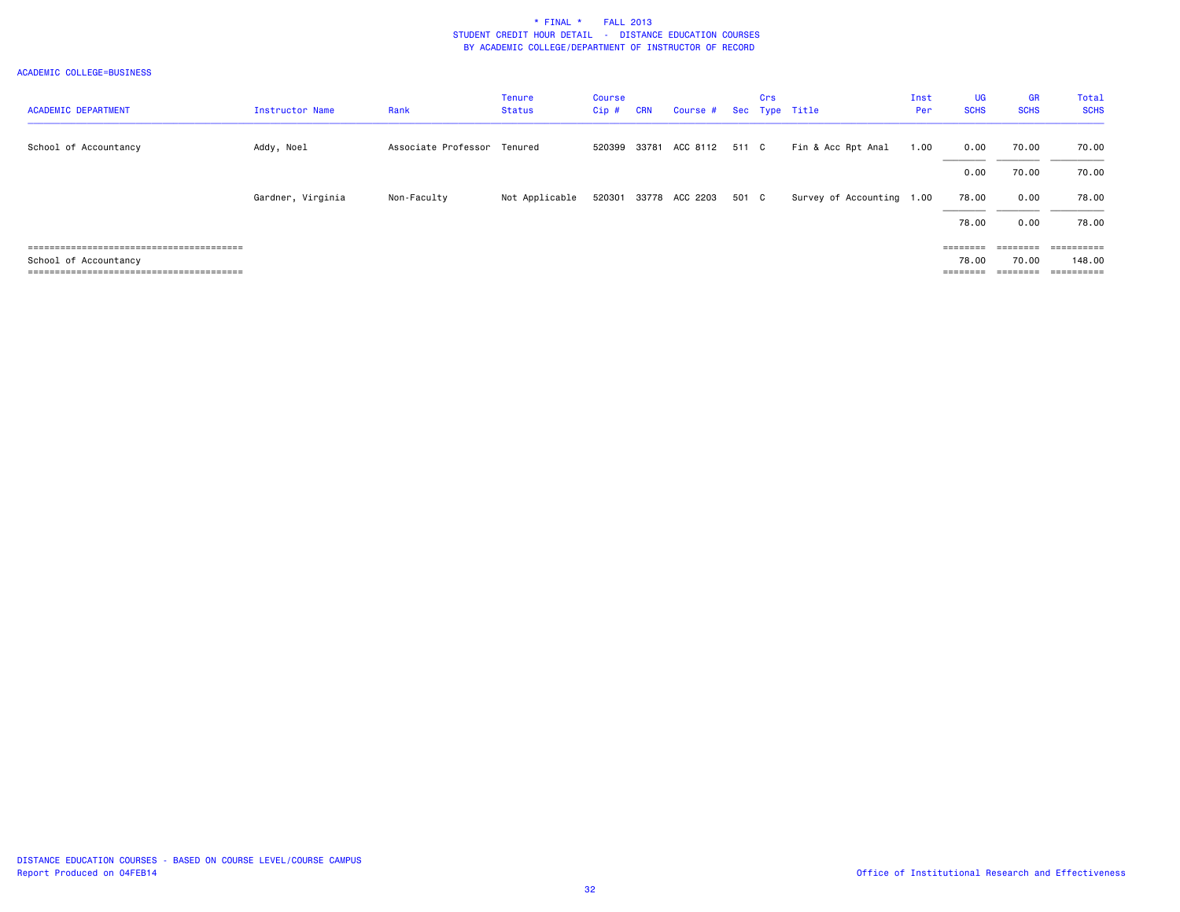# * FINAL * FALL 2013
## STUDENT CREDIT HOUR DETAIL - DISTANCE EDUCATION COURSES
## BY ACADEMIC COLLEGE/DEPARTMENT OF INSTRUCTOR OF RECORD

ACADEMIC COLLEGE=BUSINESS

| ACADEMIC DEPARTMENT | Instructor Name | Rank | Tenure Status | Course Cip # | CRN | Course # | Sec | Crs Type | Title | Inst Per | UG SCHS | GR SCHS | Total SCHS |
|---|---|---|---|---|---|---|---|---|---|---|---|---|---|
| School of Accountancy | Addy, Noel | Associate Professor | Tenured | 520399 | 33781 | ACC 8112 | 511 | C | Fin & Acc Rpt Anal | 1.00 | 0.00 | 70.00 | 70.00 |
| | | | | | | | | | | | 0.00 | 70.00 | 70.00 |
| | Gardner, Virginia | Non-Faculty | Not Applicable | 520301 | 33778 | ACC 2203 | 501 | C | Survey of Accounting | 1.00 | 78.00 | 0.00 | 78.00 |
| | | | | | | | | | | | 78.00 | 0.00 | 78.00 |
| School of Accountancy | | | | | | | | | | | 78.00 | 70.00 | 148.00 |

DISTANCE EDUCATION COURSES - BASED ON COURSE LEVEL/COURSE CAMPUS
Report Produced on 04FEB14

Office of Institutional Research and Effectiveness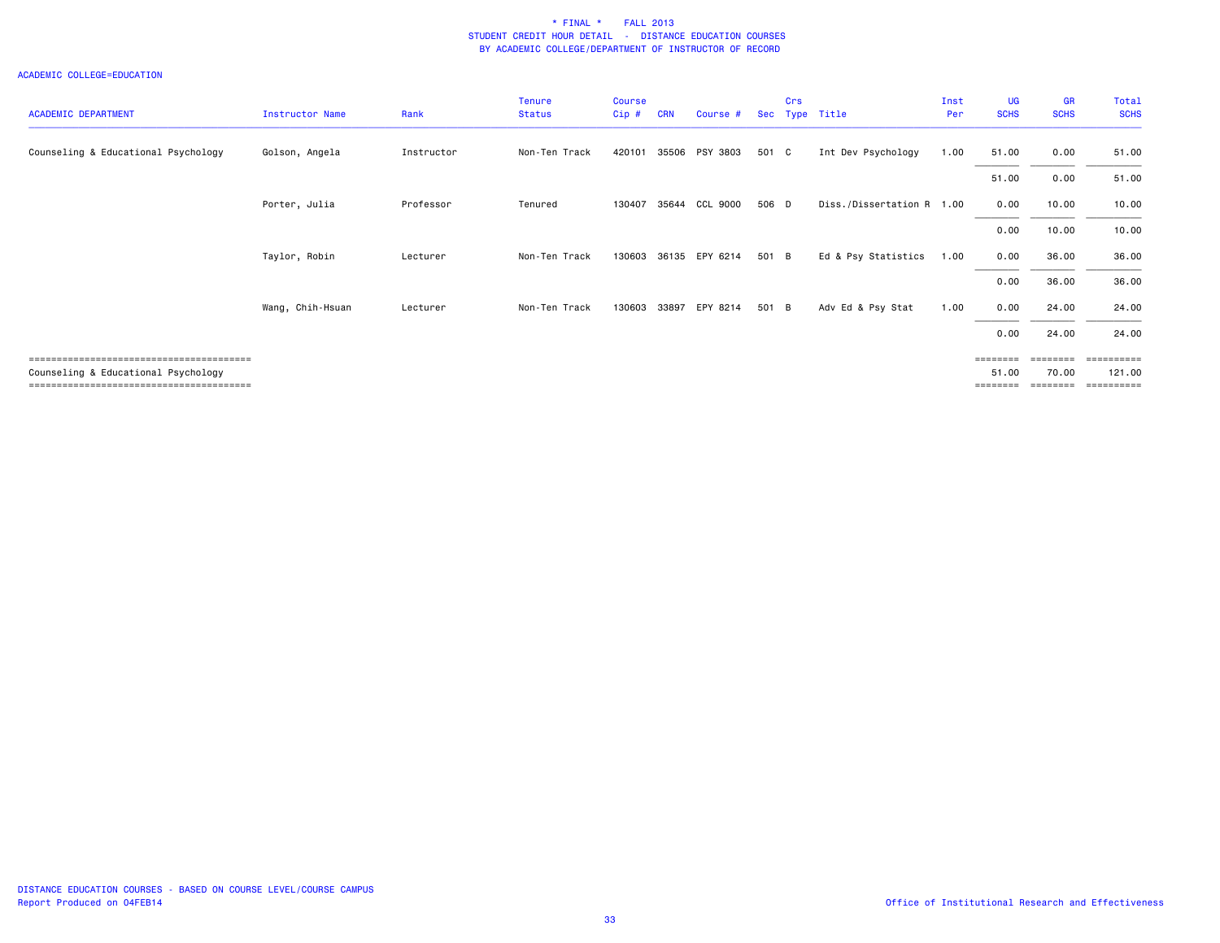# * FINAL * FALL 2013

## STUDENT CREDIT HOUR DETAIL - DISTANCE EDUCATION COURSES

### BY ACADEMIC COLLEGE/DEPARTMENT OF INSTRUCTOR OF RECORD

ACADEMIC COLLEGE=EDUCATION

| ACADEMIC DEPARTMENT | Instructor Name | Rank | Tenure Status | Course Cip # | CRN | Course # | Sec | Crs Type | Title | Inst Per | UG SCHS | GR SCHS | Total SCHS |
|---|---|---|---|---|---|---|---|---|---|---|---|---|---|
| Counseling & Educational Psychology | Golson, Angela | Instructor | Non-Ten Track | 420101 | 35506 | PSY 3803 | 501 | C | Int Dev Psychology | 1.00 | 51.00 | 0.00 | 51.00 |
| | | | | | | | | | | | 51.00 | 0.00 | 51.00 |
| | Porter, Julia | Professor | Tenured | 130407 | 35644 | CCL 9000 | 506 | D | Diss./Dissertation R | 1.00 | 0.00 | 10.00 | 10.00 |
| | | | | | | | | | | | 0.00 | 10.00 | 10.00 |
| | Taylor, Robin | Lecturer | Non-Ten Track | 130603 | 36135 | EPY 6214 | 501 | B | Ed & Psy Statistics | 1.00 | 0.00 | 36.00 | 36.00 |
| | | | | | | | | | | | 0.00 | 36.00 | 36.00 |
| | Wang, Chih-Hsuan | Lecturer | Non-Ten Track | 130603 | 33897 | EPY 8214 | 501 | B | Adv Ed & Psy Stat | 1.00 | 0.00 | 24.00 | 24.00 |
| | | | | | | | | | | | 0.00 | 24.00 | 24.00 |
| Counseling & Educational Psychology | | | | | | | | | | | 51.00 | 70.00 | 121.00 |

DISTANCE EDUCATION COURSES - BASED ON COURSE LEVEL/COURSE CAMPUS
Report Produced on 04FEB14

Office of Institutional Research and Effectiveness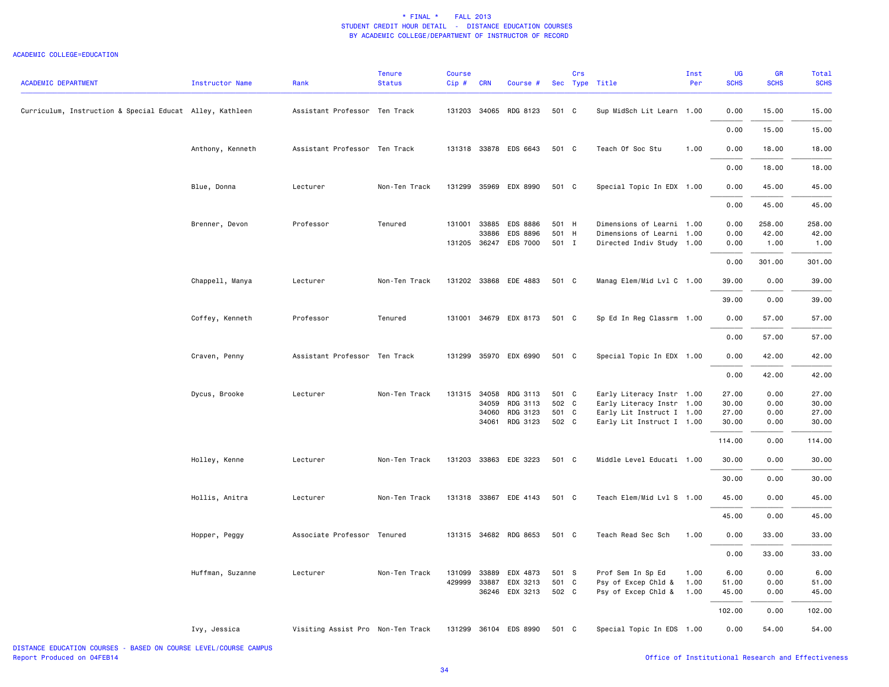\* FINAL \* FALL 2013
STUDENT CREDIT HOUR DETAIL - DISTANCE EDUCATION COURSES
BY ACADEMIC COLLEGE/DEPARTMENT OF INSTRUCTOR OF RECORD

ACADEMIC COLLEGE=EDUCATION

| ACADEMIC DEPARTMENT | Instructor Name | Rank | Tenure Status | Course Cip # | CRN | Course # | Sec | Crs Type | Title | Inst Per | UG SCHS | GR SCHS | Total SCHS |
|---|---|---|---|---|---|---|---|---|---|---|---|---|---|
| Curriculum, Instruction & Special Educat | Alley, Kathleen | Assistant Professor | Ten Track | 131203 | 34065 | RDG 8123 | 501 | C | Sup MidSch Lit Learn | 1.00 | 0.00 | 15.00 | 15.00 |
| | | | | | | | | | | | 0.00 | 15.00 | 15.00 |
| | Anthony, Kenneth | Assistant Professor | Ten Track | 131318 | 33878 | EDS 6643 | 501 | C | Teach Of Soc Stu | 1.00 | 0.00 | 18.00 | 18.00 |
| | | | | | | | | | | | 0.00 | 18.00 | 18.00 |
| | Blue, Donna | Lecturer | Non-Ten Track | 131299 | 35969 | EDX 8990 | 501 | C | Special Topic In EDX | 1.00 | 0.00 | 45.00 | 45.00 |
| | | | | | | | | | | | 0.00 | 45.00 | 45.00 |
| | Brenner, Devon | Professor | Tenured | 131001 | 33885 | EDS 8886 | 501 | H | Dimensions of Learni | 1.00 | 0.00 | 258.00 | 258.00 |
| | | | | | 33886 | EDS 8896 | 501 | H | Dimensions of Learni | 1.00 | 0.00 | 42.00 | 42.00 |
| | | | | 131205 | 36247 | EDS 7000 | 501 | I | Directed Indiv Study | 1.00 | 0.00 | 1.00 | 1.00 |
| | | | | | | | | | | | 0.00 | 301.00 | 301.00 |
| | Chappell, Manya | Lecturer | Non-Ten Track | 131202 | 33868 | EDE 4883 | 501 | C | Manag Elem/Mid Lvl C | 1.00 | 39.00 | 0.00 | 39.00 |
| | | | | | | | | | | | 39.00 | 0.00 | 39.00 |
| | Coffey, Kenneth | Professor | Tenured | 131001 | 34679 | EDX 8173 | 501 | C | Sp Ed In Reg Classrm | 1.00 | 0.00 | 57.00 | 57.00 |
| | | | | | | | | | | | 0.00 | 57.00 | 57.00 |
| | Craven, Penny | Assistant Professor | Ten Track | 131299 | 35970 | EDX 6990 | 501 | C | Special Topic In EDX | 1.00 | 0.00 | 42.00 | 42.00 |
| | | | | | | | | | | | 0.00 | 42.00 | 42.00 |
| | Dycus, Brooke | Lecturer | Non-Ten Track | 131315 | 34058 | RDG 3113 | 501 | C | Early Literacy Instr | 1.00 | 27.00 | 0.00 | 27.00 |
| | | | | | 34059 | RDG 3113 | 502 | C | Early Literacy Instr | 1.00 | 30.00 | 0.00 | 30.00 |
| | | | | | 34060 | RDG 3123 | 501 | C | Early Lit Instruct I | 1.00 | 27.00 | 0.00 | 27.00 |
| | | | | | 34061 | RDG 3123 | 502 | C | Early Lit Instruct I | 1.00 | 30.00 | 0.00 | 30.00 |
| | | | | | | | | | | | 114.00 | 0.00 | 114.00 |
| | Holley, Kenne | Lecturer | Non-Ten Track | 131203 | 33863 | EDE 3223 | 501 | C | Middle Level Educati | 1.00 | 30.00 | 0.00 | 30.00 |
| | | | | | | | | | | | 30.00 | 0.00 | 30.00 |
| | Hollis, Anitra | Lecturer | Non-Ten Track | 131318 | 33867 | EDE 4143 | 501 | C | Teach Elem/Mid Lvl S | 1.00 | 45.00 | 0.00 | 45.00 |
| | | | | | | | | | | | 45.00 | 0.00 | 45.00 |
| | Hopper, Peggy | Associate Professor | Tenured | 131315 | 34682 | RDG 8653 | 501 | C | Teach Read Sec Sch | 1.00 | 0.00 | 33.00 | 33.00 |
| | | | | | | | | | | | 0.00 | 33.00 | 33.00 |
| | Huffman, Suzanne | Lecturer | Non-Ten Track | 131099 | 33889 | EDX 4873 | 501 | S | Prof Sem In Sp Ed | 1.00 | 6.00 | 0.00 | 6.00 |
| | | | | 429999 | 33887 | EDX 3213 | 501 | C | Psy of Excep Chld & | 1.00 | 51.00 | 0.00 | 51.00 |
| | | | | | 36246 | EDX 3213 | 502 | C | Psy of Excep Chld & | 1.00 | 45.00 | 0.00 | 45.00 |
| | | | | | | | | | | | 102.00 | 0.00 | 102.00 |
| | Ivy, Jessica | Visiting Assist Pro | Non-Ten Track | 131299 | 36104 | EDS 8990 | 501 | C | Special Topic In EDS | 1.00 | 0.00 | 54.00 | 54.00 |

DISTANCE EDUCATION COURSES - BASED ON COURSE LEVEL/COURSE CAMPUS
Report Produced on 04FEB14

Office of Institutional Research and Effectiveness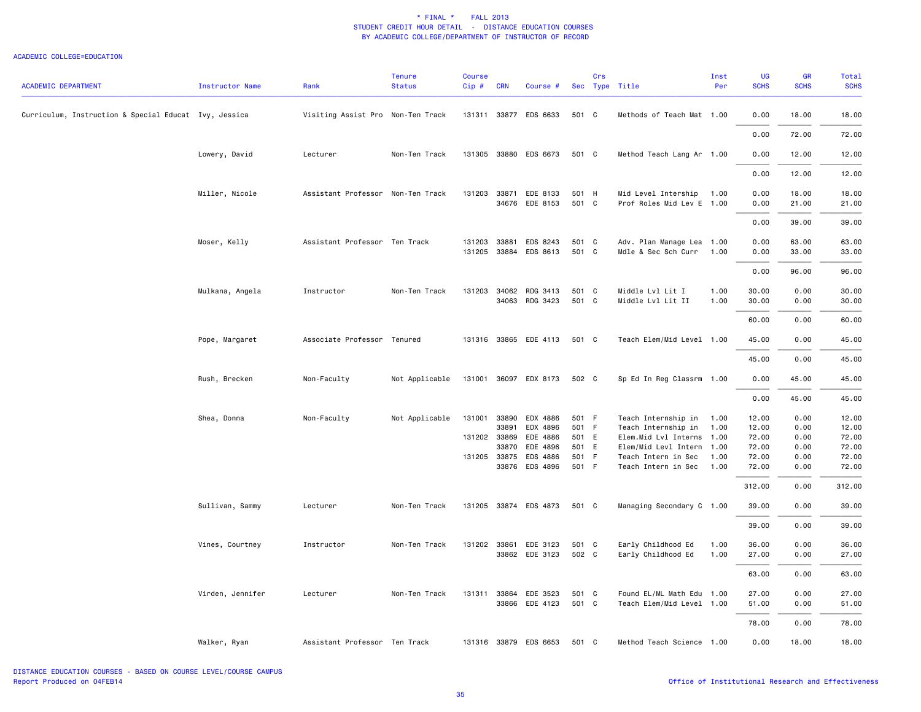\* FINAL \* FALL 2013
STUDENT CREDIT HOUR DETAIL - DISTANCE EDUCATION COURSES
BY ACADEMIC COLLEGE/DEPARTMENT OF INSTRUCTOR OF RECORD

ACADEMIC COLLEGE=EDUCATION

| ACADEMIC DEPARTMENT | Instructor Name | Rank | Tenure Status | Course Cip # | CRN | Course # | Sec | Crs Type | Title | Inst Per | UG SCHS | GR SCHS | Total SCHS |
|---|---|---|---|---|---|---|---|---|---|---|---|---|---|
| Curriculum, Instruction & Special Educat | Ivy, Jessica | Visiting Assist Pro | Non-Ten Track | 131311 | 33877 | EDS 6633 | 501 | C | Methods of Teach Mat | 1.00 | 0.00 | 18.00 | 18.00 |
| | | | | | | | | | | | 0.00 | 72.00 | 72.00 |
| | Lowery, David | Lecturer | Non-Ten Track | 131305 | 33880 | EDS 6673 | 501 | C | Method Teach Lang Ar | 1.00 | 0.00 | 12.00 | 12.00 |
| | | | | | | | | | | | 0.00 | 12.00 | 12.00 |
| | Miller, Nicole | Assistant Professor | Non-Ten Track | 131203 | 33871 | EDE 8133 | 501 | H | Mid Level Intership | 1.00 | 0.00 | 18.00 | 18.00 |
| | | | | | 34676 | EDE 8153 | 501 | C | Prof Roles Mid Lev E | 1.00 | 0.00 | 21.00 | 21.00 |
| | | | | | | | | | | | 0.00 | 39.00 | 39.00 |
| | Moser, Kelly | Assistant Professor | Ten Track | 131203 | 33881 | EDS 8243 | 501 | C | Adv. Plan Manage Lea | 1.00 | 0.00 | 63.00 | 63.00 |
| | | | | 131205 | 33884 | EDS 8613 | 501 | C | Mdle & Sec Sch Curr | 1.00 | 0.00 | 33.00 | 33.00 |
| | | | | | | | | | | | 0.00 | 96.00 | 96.00 |
| | Mulkana, Angela | Instructor | Non-Ten Track | 131203 | 34062 | RDG 3413 | 501 | C | Middle Lvl Lit I | 1.00 | 30.00 | 0.00 | 30.00 |
| | | | | | 34063 | RDG 3423 | 501 | C | Middle Lvl Lit II | 1.00 | 30.00 | 0.00 | 30.00 |
| | | | | | | | | | | | 60.00 | 0.00 | 60.00 |
| | Pope, Margaret | Associate Professor | Tenured | 131316 | 33865 | EDE 4113 | 501 | C | Teach Elem/Mid Level | 1.00 | 45.00 | 0.00 | 45.00 |
| | | | | | | | | | | | 45.00 | 0.00 | 45.00 |
| | Rush, Brecken | Non-Faculty | Not Applicable | 131001 | 36097 | EDX 8173 | 502 | C | Sp Ed In Reg Classrm | 1.00 | 0.00 | 45.00 | 45.00 |
| | | | | | | | | | | | 0.00 | 45.00 | 45.00 |
| | Shea, Donna | Non-Faculty | Not Applicable | 131001 | 33890 | EDX 4886 | 501 | F | Teach Internship in | 1.00 | 12.00 | 0.00 | 12.00 |
| | | | | | 33891 | EDX 4896 | 501 | F | Teach Internship in | 1.00 | 12.00 | 0.00 | 12.00 |
| | | | | 131202 | 33869 | EDE 4886 | 501 | E | Elem.Mid Lvl Interns | 1.00 | 72.00 | 0.00 | 72.00 |
| | | | | | 33870 | EDE 4896 | 501 | E | Elem/Mid Levl Intern | 1.00 | 72.00 | 0.00 | 72.00 |
| | | | | 131205 | 33875 | EDS 4886 | 501 | F | Teach Intern in Sec | 1.00 | 72.00 | 0.00 | 72.00 |
| | | | | | 33876 | EDS 4896 | 501 | F | Teach Intern in Sec | 1.00 | 72.00 | 0.00 | 72.00 |
| | | | | | | | | | | | 312.00 | 0.00 | 312.00 |
| | Sullivan, Sammy | Lecturer | Non-Ten Track | 131205 | 33874 | EDS 4873 | 501 | C | Managing Secondary C | 1.00 | 39.00 | 0.00 | 39.00 |
| | | | | | | | | | | | 39.00 | 0.00 | 39.00 |
| | Vines, Courtney | Instructor | Non-Ten Track | 131202 | 33861 | EDE 3123 | 501 | C | Early Childhood Ed | 1.00 | 36.00 | 0.00 | 36.00 |
| | | | | | 33862 | EDE 3123 | 502 | C | Early Childhood Ed | 1.00 | 27.00 | 0.00 | 27.00 |
| | | | | | | | | | | | 63.00 | 0.00 | 63.00 |
| | Virden, Jennifer | Lecturer | Non-Ten Track | 131311 | 33864 | EDE 3523 | 501 | C | Found EL/ML Math Edu | 1.00 | 27.00 | 0.00 | 27.00 |
| | | | | | 33866 | EDE 4123 | 501 | C | Teach Elem/Mid Level | 1.00 | 51.00 | 0.00 | 51.00 |
| | | | | | | | | | | | 78.00 | 0.00 | 78.00 |
| | Walker, Ryan | Assistant Professor | Ten Track | 131316 | 33879 | EDS 6653 | 501 | C | Method Teach Science | 1.00 | 0.00 | 18.00 | 18.00 |

DISTANCE EDUCATION COURSES - BASED ON COURSE LEVEL/COURSE CAMPUS
Report Produced on 04FEB14

Office of Institutional Research and Effectiveness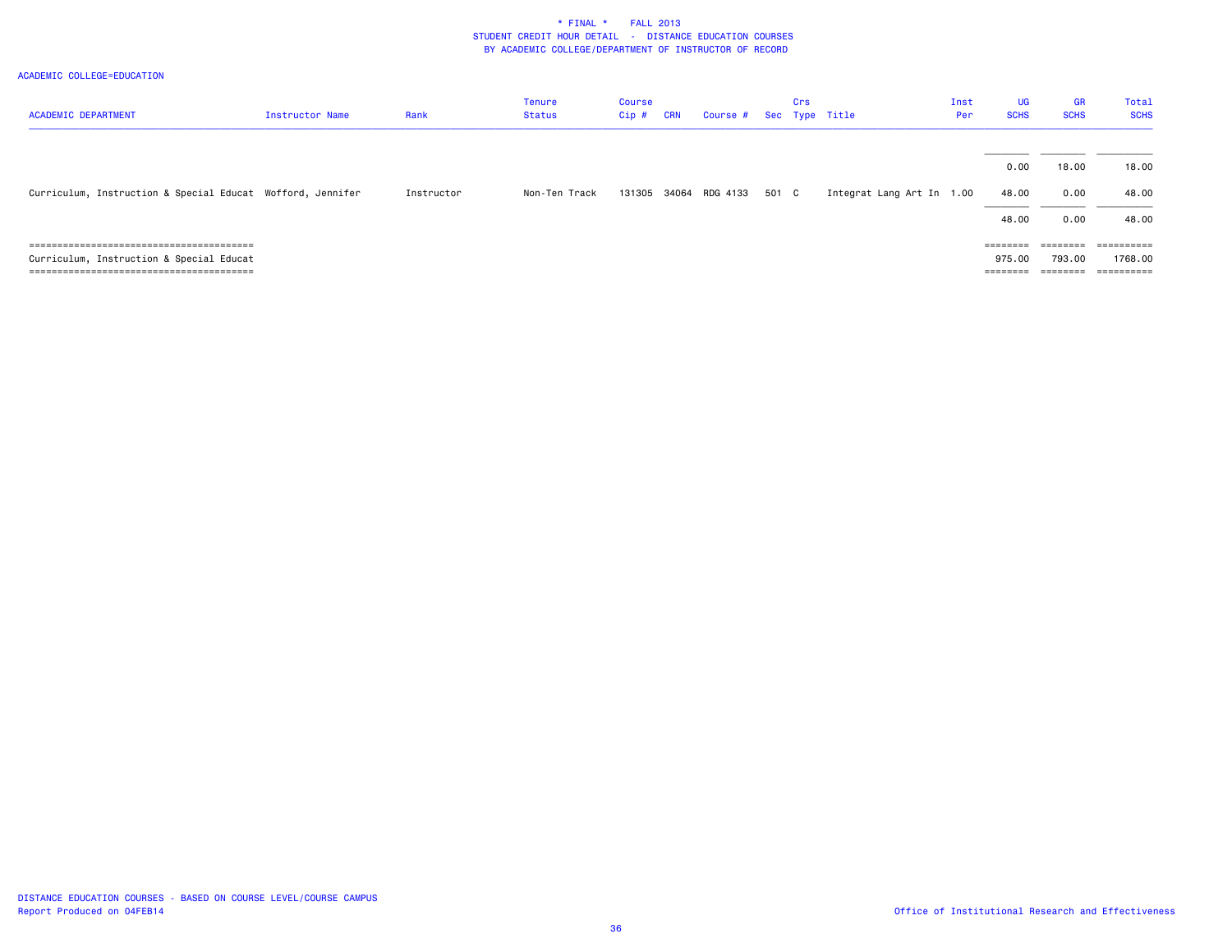\* FINAL \* FALL 2013
STUDENT CREDIT HOUR DETAIL - DISTANCE EDUCATION COURSES
BY ACADEMIC COLLEGE/DEPARTMENT OF INSTRUCTOR OF RECORD

ACADEMIC COLLEGE=EDUCATION

| ACADEMIC DEPARTMENT | Instructor Name | Rank | Tenure Status | Course Cip # | CRN | Course # | Sec | Crs Type | Title | Inst Per | UG SCHS | GR SCHS | Total SCHS |
|---|---|---|---|---|---|---|---|---|---|---|---|---|---|
| | | | | | | | | | | | 0.00 | 18.00 | 18.00 |
| Curriculum, Instruction & Special Educat | Wofford, Jennifer | Instructor | Non-Ten Track | 131305 | 34064 | RDG 4133 | 501 | C | Integrat Lang Art In | 1.00 | 48.00 | 0.00 | 48.00 |
| | | | | | | | | | | | 48.00 | 0.00 | 48.00 |
| Curriculum, Instruction & Special Educat | | | | | | | | | | | 975.00 | 793.00 | 1768.00 |

DISTANCE EDUCATION COURSES - BASED ON COURSE LEVEL/COURSE CAMPUS
Report Produced on 04FEB14

Office of Institutional Research and Effectiveness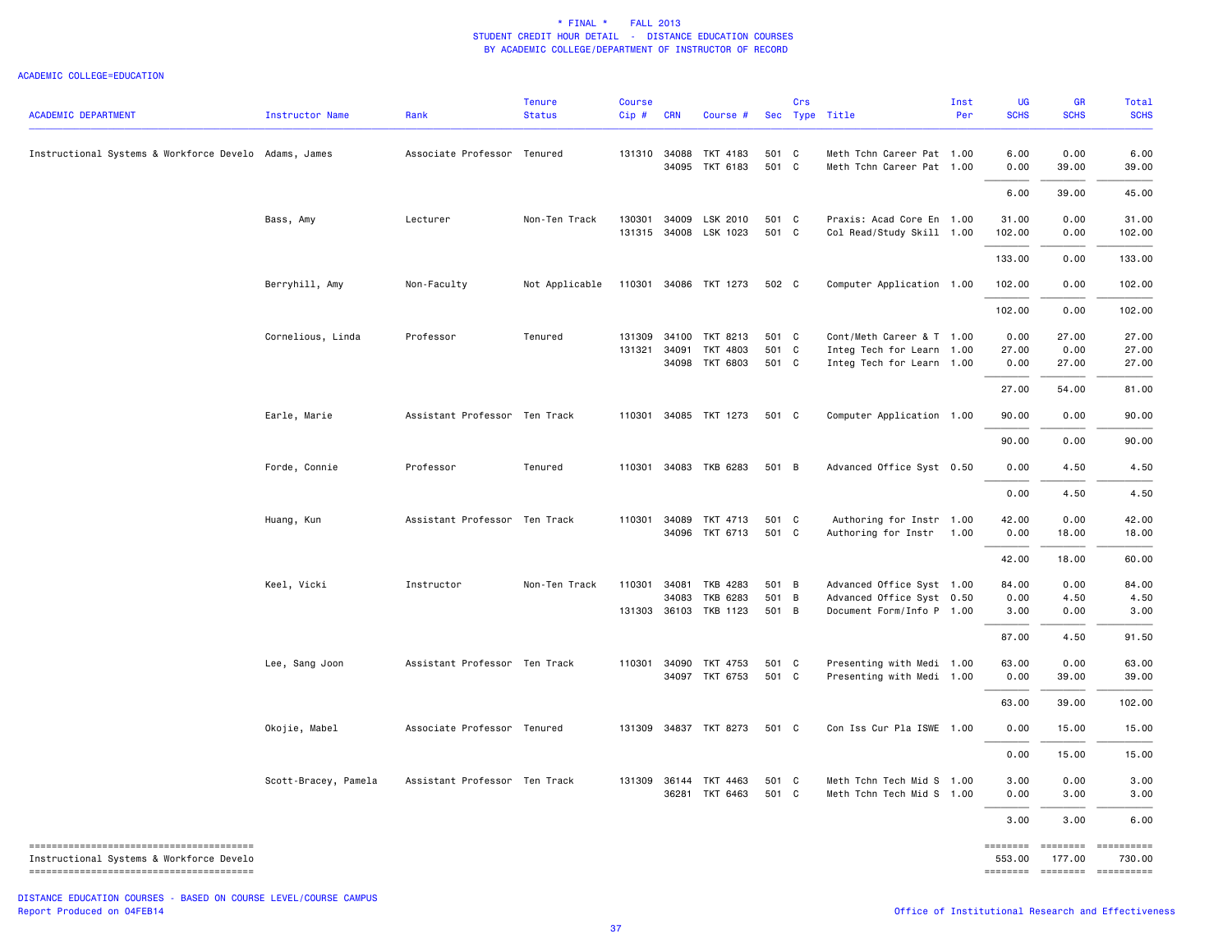\* FINAL \* FALL 2013
STUDENT CREDIT HOUR DETAIL - DISTANCE EDUCATION COURSES
BY ACADEMIC COLLEGE/DEPARTMENT OF INSTRUCTOR OF RECORD

ACADEMIC COLLEGE=EDUCATION

| ACADEMIC DEPARTMENT | Instructor Name | Rank | Tenure Status | Course Cip # | CRN | Course # | Sec | Crs Type | Title | Inst Per | UG SCHS | GR SCHS | Total SCHS |
|---|---|---|---|---|---|---|---|---|---|---|---|---|---|
| Instructional Systems & Workforce Develo | Adams, James | Associate Professor | Tenured | 131310 | 34088 | TKT 4183 | 501 | C | Meth Tchn Career Pat | 1.00 | 6.00 | 0.00 | 6.00 |
| | | | | | 34095 | TKT 6183 | 501 | C | Meth Tchn Career Pat | 1.00 | 0.00 | 39.00 | 39.00 |
| | | | | | | | | | | | 6.00 | 39.00 | 45.00 |
| | Bass, Amy | Lecturer | Non-Ten Track | 130301 | 34009 | LSK 2010 | 501 | C | Praxis: Acad Core En | 1.00 | 31.00 | 0.00 | 31.00 |
| | | | | 131315 | 34008 | LSK 1023 | 501 | C | Col Read/Study Skill | 1.00 | 102.00 | 0.00 | 102.00 |
| | | | | | | | | | | | 133.00 | 0.00 | 133.00 |
| | Berryhill, Amy | Non-Faculty | Not Applicable | 110301 | 34086 | TKT 1273 | 502 | C | Computer Application | 1.00 | 102.00 | 0.00 | 102.00 |
| | | | | | | | | | | | 102.00 | 0.00 | 102.00 |
| | Cornelious, Linda | Professor | Tenured | 131309 | 34100 | TKT 8213 | 501 | C | Cont/Meth Career & T | 1.00 | 0.00 | 27.00 | 27.00 |
| | | | | 131321 | 34091 | TKT 4803 | 501 | C | Integ Tech for Learn | 1.00 | 27.00 | 0.00 | 27.00 |
| | | | | | 34098 | TKT 6803 | 501 | C | Integ Tech for Learn | 1.00 | 0.00 | 27.00 | 27.00 |
| | | | | | | | | | | | 27.00 | 54.00 | 81.00 |
| | Earle, Marie | Assistant Professor | Ten Track | 110301 | 34085 | TKT 1273 | 501 | C | Computer Application | 1.00 | 90.00 | 0.00 | 90.00 |
| | | | | | | | | | | | 90.00 | 0.00 | 90.00 |
| | Forde, Connie | Professor | Tenured | 110301 | 34083 | TKB 6283 | 501 | B | Advanced Office Syst | 0.50 | 0.00 | 4.50 | 4.50 |
| | | | | | | | | | | | 0.00 | 4.50 | 4.50 |
| | Huang, Kun | Assistant Professor | Ten Track | 110301 | 34089 | TKT 4713 | 501 | C | Authoring for Instr | 1.00 | 42.00 | 0.00 | 42.00 |
| | | | | | 34096 | TKT 6713 | 501 | C | Authoring for Instr | 1.00 | 0.00 | 18.00 | 18.00 |
| | | | | | | | | | | | 42.00 | 18.00 | 60.00 |
| | Keel, Vicki | Instructor | Non-Ten Track | 110301 | 34081 | TKB 4283 | 501 | B | Advanced Office Syst | 1.00 | 84.00 | 0.00 | 84.00 |
| | | | | | 34083 | TKB 6283 | 501 | B | Advanced Office Syst | 0.50 | 0.00 | 4.50 | 4.50 |
| | | | | 131303 | 36103 | TKB 1123 | 501 | B | Document Form/Info P | 1.00 | 3.00 | 0.00 | 3.00 |
| | | | | | | | | | | | 87.00 | 4.50 | 91.50 |
| | Lee, Sang Joon | Assistant Professor | Ten Track | 110301 | 34090 | TKT 4753 | 501 | C | Presenting with Medi | 1.00 | 63.00 | 0.00 | 63.00 |
| | | | | | 34097 | TKT 6753 | 501 | C | Presenting with Medi | 1.00 | 0.00 | 39.00 | 39.00 |
| | | | | | | | | | | | 63.00 | 39.00 | 102.00 |
| | Okojie, Mabel | Associate Professor | Tenured | 131309 | 34837 | TKT 8273 | 501 | C | Con Iss Cur Pla ISWE | 1.00 | 0.00 | 15.00 | 15.00 |
| | | | | | | | | | | | 0.00 | 15.00 | 15.00 |
| | Scott-Bracey, Pamela | Assistant Professor | Ten Track | 131309 | 36144 | TKT 4463 | 501 | C | Meth Tchn Tech Mid S | 1.00 | 3.00 | 0.00 | 3.00 |
| | | | | | 36281 | TKT 6463 | 501 | C | Meth Tchn Tech Mid S | 1.00 | 0.00 | 3.00 | 3.00 |
| | | | | | | | | | | | 3.00 | 3.00 | 6.00 |
| Instructional Systems & Workforce Develo | | | | | | | | | | | 553.00 | 177.00 | 730.00 |

DISTANCE EDUCATION COURSES - BASED ON COURSE LEVEL/COURSE CAMPUS
Report Produced on 04FEB14

Office of Institutional Research and Effectiveness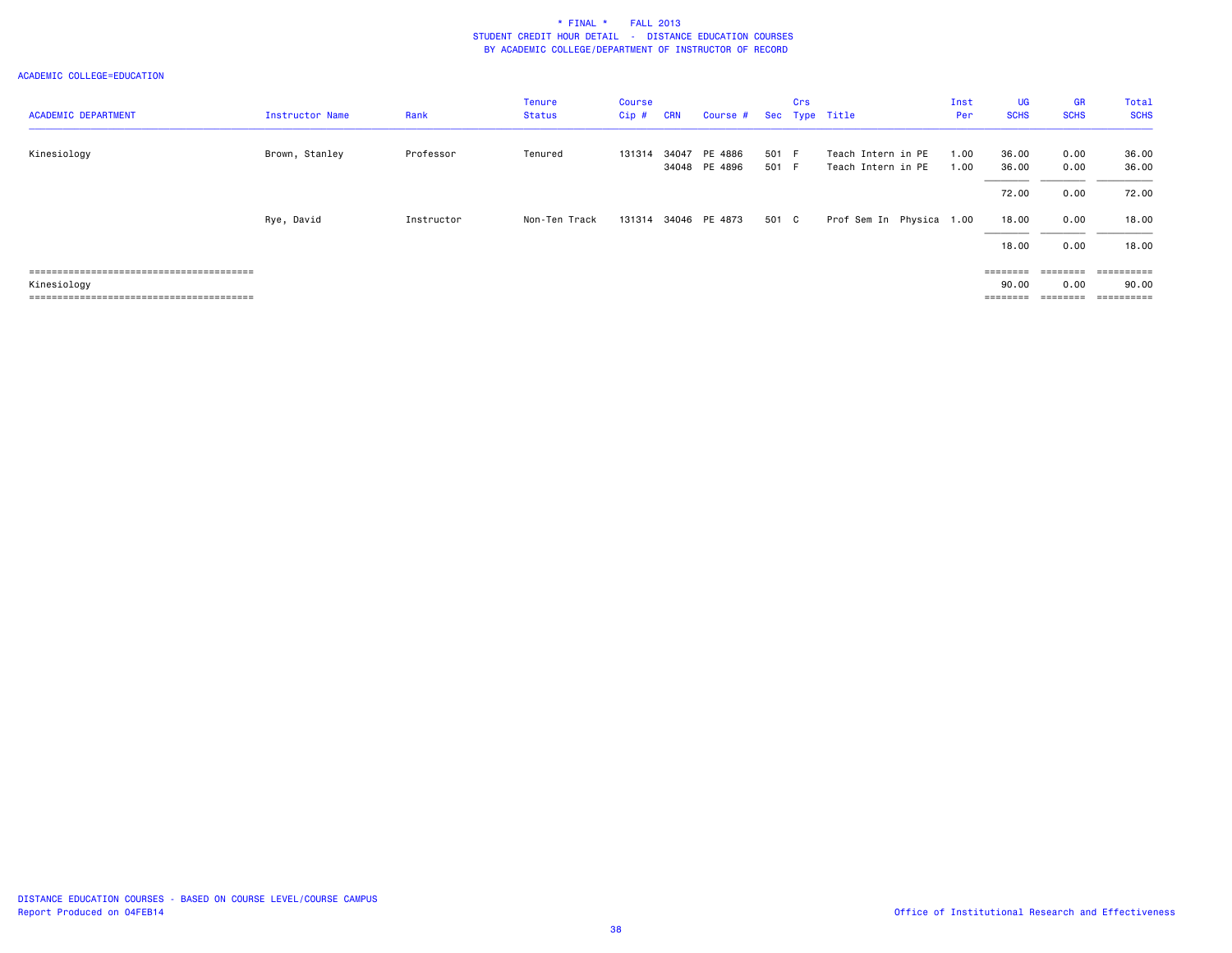\* FINAL \* FALL 2013
STUDENT CREDIT HOUR DETAIL - DISTANCE EDUCATION COURSES
BY ACADEMIC COLLEGE/DEPARTMENT OF INSTRUCTOR OF RECORD

ACADEMIC COLLEGE=EDUCATION

| ACADEMIC DEPARTMENT | Instructor Name | Rank | Tenure Status | Course Cip # | CRN | Course # | Sec | Crs Type | Title | Inst Per | UG SCHS | GR SCHS | Total SCHS |
|---|---|---|---|---|---|---|---|---|---|---|---|---|---|
| Kinesiology | Brown, Stanley | Professor | Tenured | 131314 | 34047 | PE 4886 | 501 | F | Teach Intern in PE | 1.00 | 36.00 | 0.00 | 36.00 |
| | | | | | 34048 | PE 4896 | 501 | F | Teach Intern in PE | 1.00 | 36.00 | 0.00 | 36.00 |
| | | | | | | | | | | | 72.00 | 0.00 | 72.00 |
| | Rye, David | Instructor | Non-Ten Track | 131314 | 34046 | PE 4873 | 501 | C | Prof Sem In Physica | 1.00 | 18.00 | 0.00 | 18.00 |
| | | | | | | | | | | | 18.00 | 0.00 | 18.00 |
| Kinesiology | | | | | | | | | | | 90.00 | 0.00 | 90.00 |

DISTANCE EDUCATION COURSES - BASED ON COURSE LEVEL/COURSE CAMPUS
Report Produced on 04FEB14

Office of Institutional Research and Effectiveness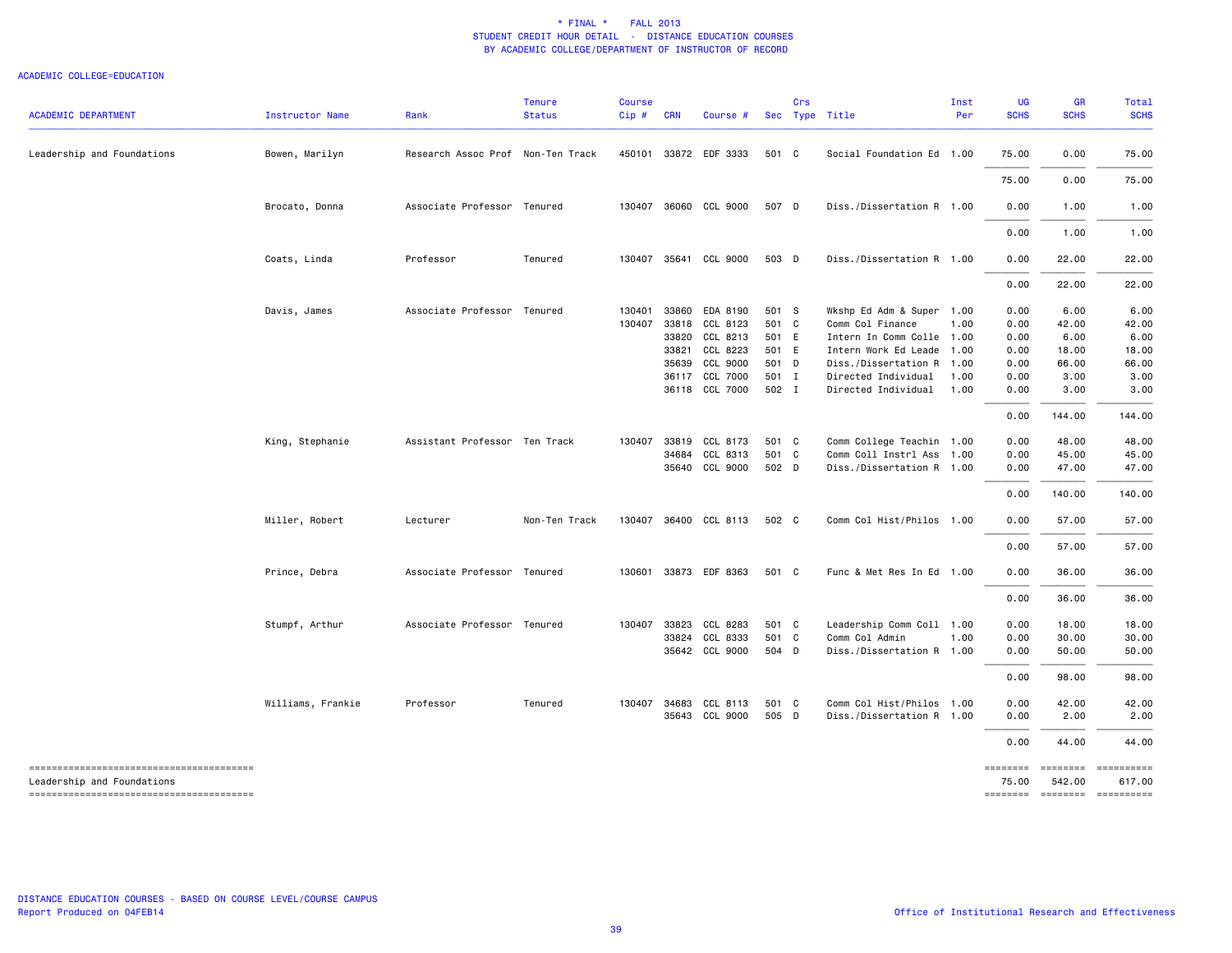* FINAL * FALL 2013
STUDENT CREDIT HOUR DETAIL - DISTANCE EDUCATION COURSES
BY ACADEMIC COLLEGE/DEPARTMENT OF INSTRUCTOR OF RECORD

ACADEMIC COLLEGE=EDUCATION

| ACADEMIC DEPARTMENT | Instructor Name | Rank | Tenure Status | Course Cip # | CRN | Course # | Sec | Crs Type | Title | Inst Per | UG SCHS | GR SCHS | Total SCHS |
|---|---|---|---|---|---|---|---|---|---|---|---|---|---|
| Leadership and Foundations | Bowen, Marilyn | Research Assoc Prof | Non-Ten Track | 450101 | 33872 | EDF 3333 | 501 | C | Social Foundation Ed | 1.00 | 75.00 | 0.00 | 75.00 |
| | | | | | | | | | | | 75.00 | 0.00 | 75.00 |
| | Brocato, Donna | Associate Professor | Tenured | 130407 | 36060 | CCL 9000 | 507 | D | Diss./Dissertation R | 1.00 | 0.00 | 1.00 | 1.00 |
| | | | | | | | | | | | 0.00 | 1.00 | 1.00 |
| | Coats, Linda | Professor | Tenured | 130407 | 35641 | CCL 9000 | 503 | D | Diss./Dissertation R | 1.00 | 0.00 | 22.00 | 22.00 |
| | | | | | | | | | | | 0.00 | 22.00 | 22.00 |
| | Davis, James | Associate Professor | Tenured | 130401 | 33860 | EDA 8190 | 501 | S | Wkshp Ed Adm & Super | 1.00 | 0.00 | 6.00 | 6.00 |
| | | | | 130407 | 33818 | CCL 8123 | 501 | C | Comm Col Finance | 1.00 | 0.00 | 42.00 | 42.00 |
| | | | | | 33820 | CCL 8213 | 501 | E | Intern In Comm Colle | 1.00 | 0.00 | 6.00 | 6.00 |
| | | | | | 33821 | CCL 8223 | 501 | E | Intern Work Ed Leade | 1.00 | 0.00 | 18.00 | 18.00 |
| | | | | | 35639 | CCL 9000 | 501 | D | Diss./Dissertation R | 1.00 | 0.00 | 66.00 | 66.00 |
| | | | | | 36117 | CCL 7000 | 501 | I | Directed Individual | 1.00 | 0.00 | 3.00 | 3.00 |
| | | | | | 36118 | CCL 7000 | 502 | I | Directed Individual | 1.00 | 0.00 | 3.00 | 3.00 |
| | | | | | | | | | | | 0.00 | 144.00 | 144.00 |
| | King, Stephanie | Assistant Professor | Ten Track | 130407 | 33819 | CCL 8173 | 501 | C | Comm College Teachin | 1.00 | 0.00 | 48.00 | 48.00 |
| | | | | | 34684 | CCL 8313 | 501 | C | Comm Coll Instrl Ass | 1.00 | 0.00 | 45.00 | 45.00 |
| | | | | | 35640 | CCL 9000 | 502 | D | Diss./Dissertation R | 1.00 | 0.00 | 47.00 | 47.00 |
| | | | | | | | | | | | 0.00 | 140.00 | 140.00 |
| | Miller, Robert | Lecturer | Non-Ten Track | 130407 | 36400 | CCL 8113 | 502 | C | Comm Col Hist/Philos | 1.00 | 0.00 | 57.00 | 57.00 |
| | | | | | | | | | | | 0.00 | 57.00 | 57.00 |
| | Prince, Debra | Associate Professor | Tenured | 130601 | 33873 | EDF 8363 | 501 | C | Func & Met Res In Ed | 1.00 | 0.00 | 36.00 | 36.00 |
| | | | | | | | | | | | 0.00 | 36.00 | 36.00 |
| | Stumpf, Arthur | Associate Professor | Tenured | 130407 | 33823 | CCL 8283 | 501 | C | Leadership Comm Coll | 1.00 | 0.00 | 18.00 | 18.00 |
| | | | | | 33824 | CCL 8333 | 501 | C | Comm Col Admin | 1.00 | 0.00 | 30.00 | 30.00 |
| | | | | | 35642 | CCL 9000 | 504 | D | Diss./Dissertation R | 1.00 | 0.00 | 50.00 | 50.00 |
| | | | | | | | | | | | 0.00 | 98.00 | 98.00 |
| | Williams, Frankie | Professor | Tenured | 130407 | 34683 | CCL 8113 | 501 | C | Comm Col Hist/Philos | 1.00 | 0.00 | 42.00 | 42.00 |
| | | | | | 35643 | CCL 9000 | 505 | D | Diss./Dissertation R | 1.00 | 0.00 | 2.00 | 2.00 |
| | | | | | | | | | | | 0.00 | 44.00 | 44.00 |
| Leadership and Foundations | | | | | | | | | | | 75.00 | 542.00 | 617.00 |

DISTANCE EDUCATION COURSES - BASED ON COURSE LEVEL/COURSE CAMPUS
Report Produced on 04FEB14

Office of Institutional Research and Effectiveness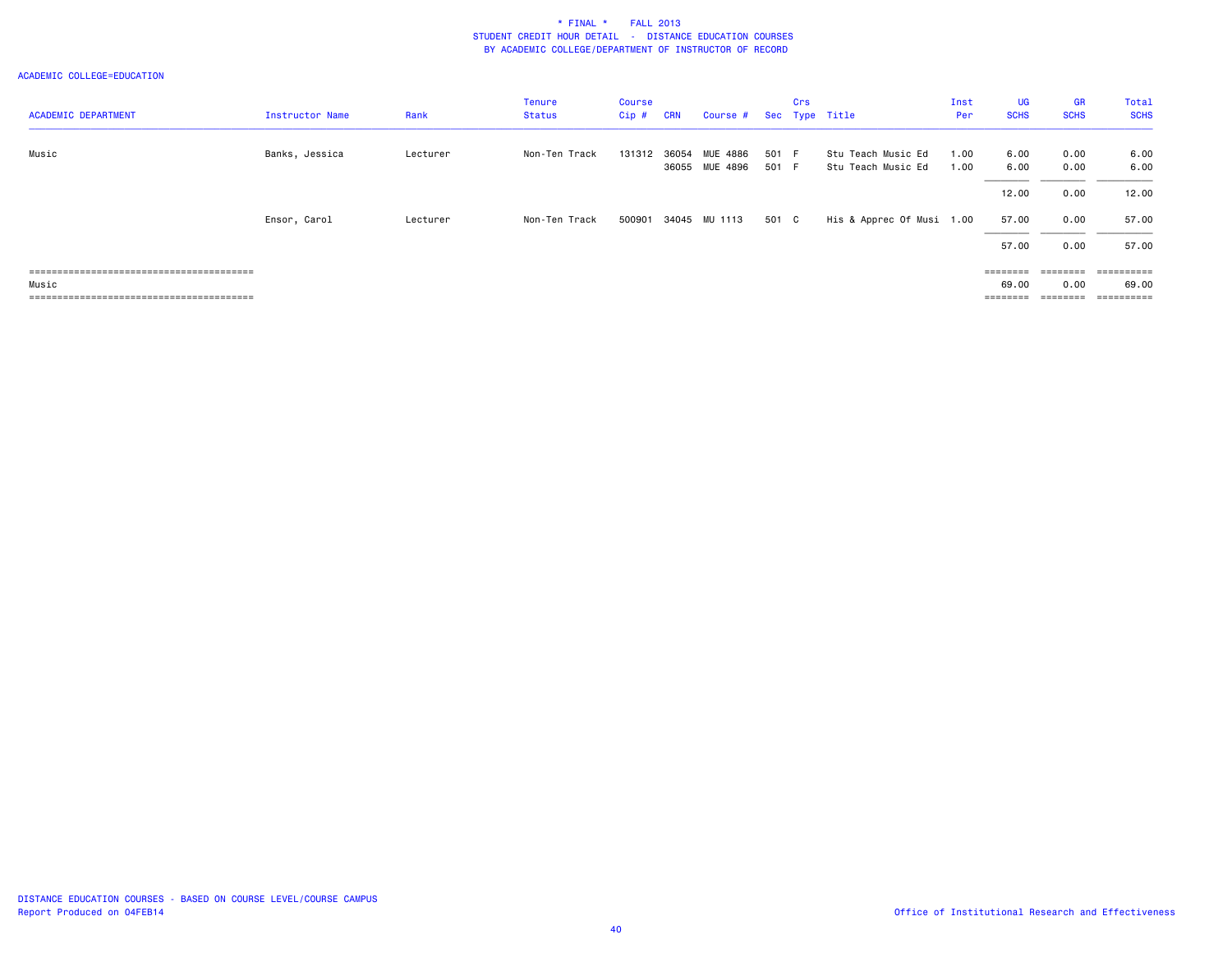\* FINAL \* FALL 2013
STUDENT CREDIT HOUR DETAIL - DISTANCE EDUCATION COURSES
BY ACADEMIC COLLEGE/DEPARTMENT OF INSTRUCTOR OF RECORD

ACADEMIC COLLEGE=EDUCATION

| ACADEMIC DEPARTMENT | Instructor Name | Rank | Tenure Status | Course Cip # | CRN | Course # | Sec | Crs Type | Title | Inst Per | UG SCHS | GR SCHS | Total SCHS |
|---|---|---|---|---|---|---|---|---|---|---|---|---|---|
| Music | Banks, Jessica | Lecturer | Non-Ten Track | 131312 | 36054 | MUE 4886 | 501 | F | Stu Teach Music Ed | 1.00 | 6.00 | 0.00 | 6.00 |
| | | | | | 36055 | MUE 4896 | 501 | F | Stu Teach Music Ed | 1.00 | 6.00 | 0.00 | 6.00 |
| | | | | | | | | | | | 12.00 | 0.00 | 12.00 |
| | Ensor, Carol | Lecturer | Non-Ten Track | 500901 | 34045 | MU 1113 | 501 | C | His & Apprec Of Musi | 1.00 | 57.00 | 0.00 | 57.00 |
| | | | | | | | | | | | 57.00 | 0.00 | 57.00 |
| Music | | | | | | | | | | | 69.00 | 0.00 | 69.00 |

DISTANCE EDUCATION COURSES - BASED ON COURSE LEVEL/COURSE CAMPUS
Report Produced on 04FEB14

Office of Institutional Research and Effectiveness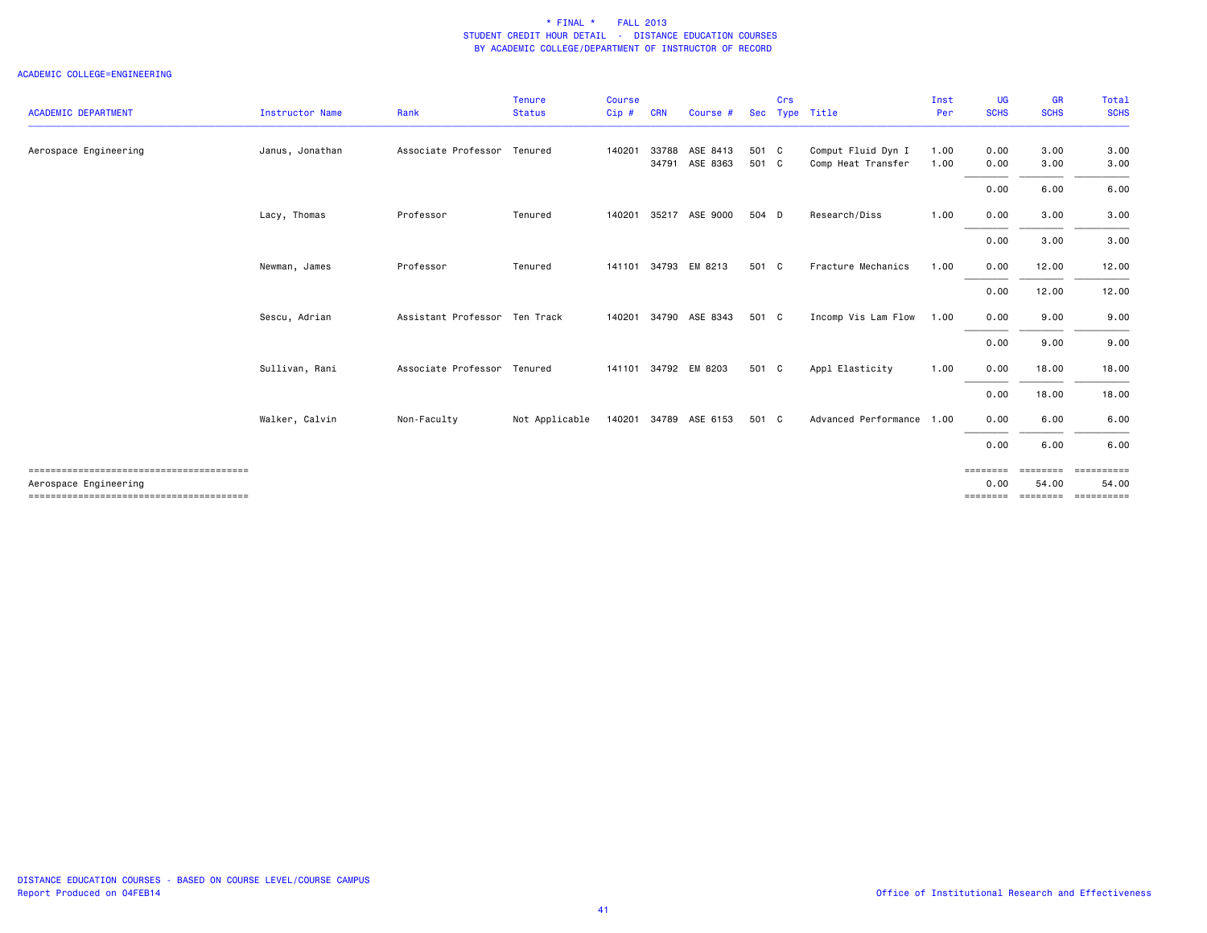# * FINAL * FALL 2013
## STUDENT CREDIT HOUR DETAIL - DISTANCE EDUCATION COURSES
## BY ACADEMIC COLLEGE/DEPARTMENT OF INSTRUCTOR OF RECORD

ACADEMIC COLLEGE=ENGINEERING

| ACADEMIC DEPARTMENT | Instructor Name | Rank | Tenure Status | Course Cip # | CRN | Course # | Sec | Crs Type | Title | Inst Per | UG SCHS | GR SCHS | Total SCHS |
|---|---|---|---|---|---|---|---|---|---|---|---|---|---|
| Aerospace Engineering | Janus, Jonathan | Associate Professor | Tenured | 140201 | 33788 | ASE 8413 | 501 | C | Comput Fluid Dyn I | 1.00 | 0.00 | 3.00 | 3.00 |
| | | | | | 34791 | ASE 8363 | 501 | C | Comp Heat Transfer | 1.00 | 0.00 | 3.00 | 3.00 |
| | | | | | | | | | | | 0.00 | 6.00 | 6.00 |
| | Lacy, Thomas | Professor | Tenured | 140201 | 35217 | ASE 9000 | 504 | D | Research/Diss | 1.00 | 0.00 | 3.00 | 3.00 |
| | | | | | | | | | | | 0.00 | 3.00 | 3.00 |
| | Newman, James | Professor | Tenured | 141101 | 34793 | EM 8213 | 501 | C | Fracture Mechanics | 1.00 | 0.00 | 12.00 | 12.00 |
| | | | | | | | | | | | 0.00 | 12.00 | 12.00 |
| | Sescu, Adrian | Assistant Professor | Ten Track | 140201 | 34790 | ASE 8343 | 501 | C | Incomp Vis Lam Flow | 1.00 | 0.00 | 9.00 | 9.00 |
| | | | | | | | | | | | 0.00 | 9.00 | 9.00 |
| | Sullivan, Rani | Associate Professor | Tenured | 141101 | 34792 | EM 8203 | 501 | C | Appl Elasticity | 1.00 | 0.00 | 18.00 | 18.00 |
| | | | | | | | | | | | 0.00 | 18.00 | 18.00 |
| | Walker, Calvin | Non-Faculty | Not Applicable | 140201 | 34789 | ASE 6153 | 501 | C | Advanced Performance | 1.00 | 0.00 | 6.00 | 6.00 |
| | | | | | | | | | | | 0.00 | 6.00 | 6.00 |
| Aerospace Engineering | | | | | | | | | | | 0.00 | 54.00 | 54.00 |

DISTANCE EDUCATION COURSES - BASED ON COURSE LEVEL/COURSE CAMPUS
Report Produced on 04FEB14

Office of Institutional Research and Effectiveness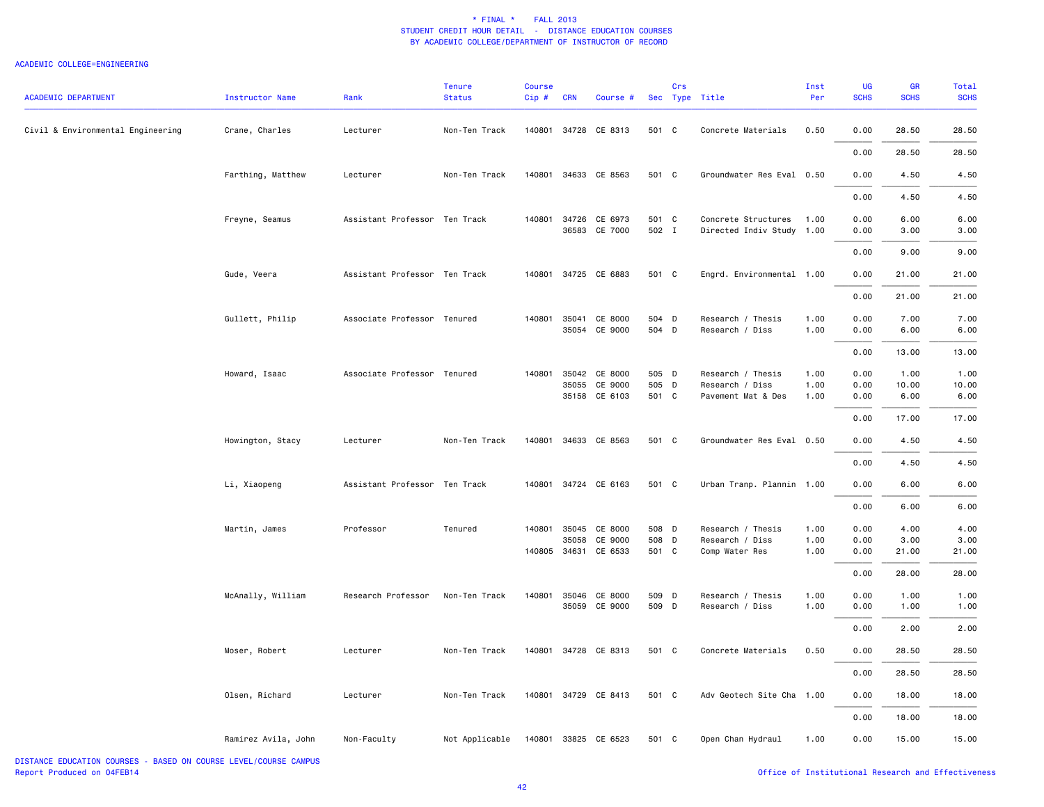\* FINAL \* FALL 2013
STUDENT CREDIT HOUR DETAIL - DISTANCE EDUCATION COURSES
BY ACADEMIC COLLEGE/DEPARTMENT OF INSTRUCTOR OF RECORD

ACADEMIC COLLEGE=ENGINEERING

| ACADEMIC DEPARTMENT | Instructor Name | Rank | Tenure Status | Course Cip # | CRN | Course # | Sec | Crs Type | Title | Inst Per | UG SCHS | GR SCHS | Total SCHS |
|---|---|---|---|---|---|---|---|---|---|---|---|---|---|
| Civil & Environmental Engineering | Crane, Charles | Lecturer | Non-Ten Track | 140801 | 34728 | CE 8313 | 501 | C | Concrete Materials | 0.50 | 0.00 | 28.50 | 28.50 |
| | | | | | | | | | | | 0.00 | 28.50 | 28.50 |
| | Farthing, Matthew | Lecturer | Non-Ten Track | 140801 | 34633 | CE 8563 | 501 | C | Groundwater Res Eval | 0.50 | 0.00 | 4.50 | 4.50 |
| | | | | | | | | | | | 0.00 | 4.50 | 4.50 |
| | Freyne, Seamus | Assistant Professor | Ten Track | 140801 | 34726 | CE 6973 | 501 | C | Concrete Structures | 1.00 | 0.00 | 6.00 | 6.00 |
| | | | | | 36583 | CE 7000 | 502 | I | Directed Indiv Study | 1.00 | 0.00 | 3.00 | 3.00 |
| | | | | | | | | | | | 0.00 | 9.00 | 9.00 |
| | Gude, Veera | Assistant Professor | Ten Track | 140801 | 34725 | CE 6883 | 501 | C | Engrd. Environmental | 1.00 | 0.00 | 21.00 | 21.00 |
| | | | | | | | | | | | 0.00 | 21.00 | 21.00 |
| | Gullett, Philip | Associate Professor | Tenured | 140801 | 35041 | CE 8000 | 504 | D | Research / Thesis | 1.00 | 0.00 | 7.00 | 7.00 |
| | | | | | 35054 | CE 9000 | 504 | D | Research / Diss | 1.00 | 0.00 | 6.00 | 6.00 |
| | | | | | | | | | | | 0.00 | 13.00 | 13.00 |
| | Howard, Isaac | Associate Professor | Tenured | 140801 | 35042 | CE 8000 | 505 | D | Research / Thesis | 1.00 | 0.00 | 1.00 | 1.00 |
| | | | | | 35055 | CE 9000 | 505 | D | Research / Diss | 1.00 | 0.00 | 10.00 | 10.00 |
| | | | | | 35158 | CE 6103 | 501 | C | Pavement Mat & Des | 1.00 | 0.00 | 6.00 | 6.00 |
| | | | | | | | | | | | 0.00 | 17.00 | 17.00 |
| | Howington, Stacy | Lecturer | Non-Ten Track | 140801 | 34633 | CE 8563 | 501 | C | Groundwater Res Eval | 0.50 | 0.00 | 4.50 | 4.50 |
| | | | | | | | | | | | 0.00 | 4.50 | 4.50 |
| | Li, Xiaopeng | Assistant Professor | Ten Track | 140801 | 34724 | CE 6163 | 501 | C | Urban Tranp. Plannin | 1.00 | 0.00 | 6.00 | 6.00 |
| | | | | | | | | | | | 0.00 | 6.00 | 6.00 |
| | Martin, James | Professor | Tenured | 140801 | 35045 | CE 8000 | 508 | D | Research / Thesis | 1.00 | 0.00 | 4.00 | 4.00 |
| | | | | | 35058 | CE 9000 | 508 | D | Research / Diss | 1.00 | 0.00 | 3.00 | 3.00 |
| | | | | 140805 | 34631 | CE 6533 | 501 | C | Comp Water Res | 1.00 | 0.00 | 21.00 | 21.00 |
| | | | | | | | | | | | 0.00 | 28.00 | 28.00 |
| | McAnally, William | Research Professor | Non-Ten Track | 140801 | 35046 | CE 8000 | 509 | D | Research / Thesis | 1.00 | 0.00 | 1.00 | 1.00 |
| | | | | | 35059 | CE 9000 | 509 | D | Research / Diss | 1.00 | 0.00 | 1.00 | 1.00 |
| | | | | | | | | | | | 0.00 | 2.00 | 2.00 |
| | Moser, Robert | Lecturer | Non-Ten Track | 140801 | 34728 | CE 8313 | 501 | C | Concrete Materials | 0.50 | 0.00 | 28.50 | 28.50 |
| | | | | | | | | | | | 0.00 | 28.50 | 28.50 |
| | Olsen, Richard | Lecturer | Non-Ten Track | 140801 | 34729 | CE 8413 | 501 | C | Adv Geotech Site Cha | 1.00 | 0.00 | 18.00 | 18.00 |
| | | | | | | | | | | | 0.00 | 18.00 | 18.00 |
| | Ramirez Avila, John | Non-Faculty | Not Applicable | 140801 | 33825 | CE 6523 | 501 | C | Open Chan Hydraul | 1.00 | 0.00 | 15.00 | 15.00 |

DISTANCE EDUCATION COURSES - BASED ON COURSE LEVEL/COURSE CAMPUS
Report Produced on 04FEB14

Office of Institutional Research and Effectiveness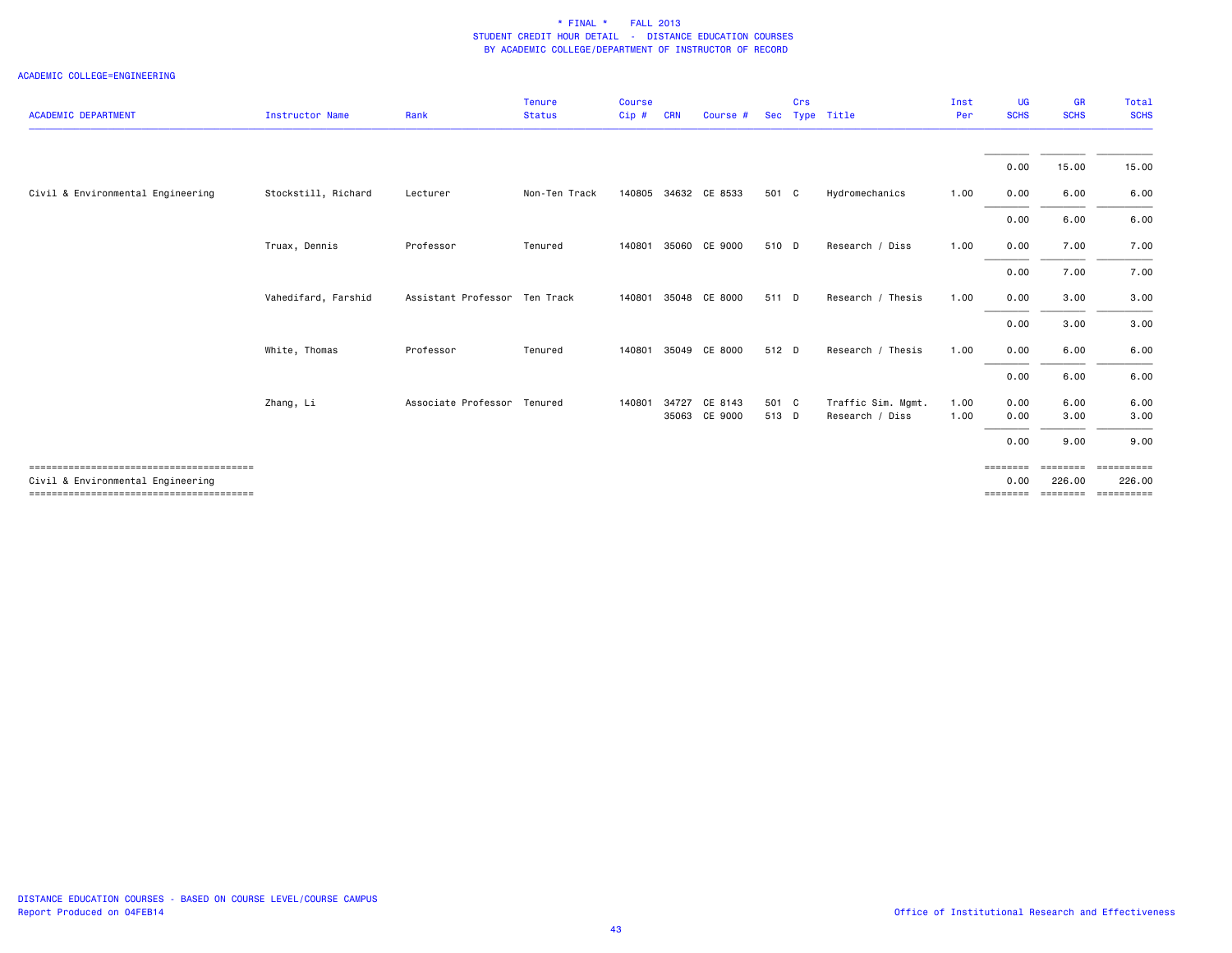\* FINAL \* FALL 2013
STUDENT CREDIT HOUR DETAIL - DISTANCE EDUCATION COURSES
BY ACADEMIC COLLEGE/DEPARTMENT OF INSTRUCTOR OF RECORD

ACADEMIC COLLEGE=ENGINEERING

| ACADEMIC DEPARTMENT | Instructor Name | Rank | Tenure Status | Course Cip # | CRN | Course # | Sec | Crs Type | Title | Inst Per | UG SCHS | GR SCHS | Total SCHS |
|---|---|---|---|---|---|---|---|---|---|---|---|---|---|
| | | | | | | | | | | | 0.00 | 15.00 | 15.00 |
| Civil & Environmental Engineering | Stockstill, Richard | Lecturer | Non-Ten Track | 140805 | 34632 | CE 8533 | 501 | C | Hydromechanics | 1.00 | 0.00 | 6.00 | 6.00 |
| | | | | | | | | | | | 0.00 | 6.00 | 6.00 |
| | Truax, Dennis | Professor | Tenured | 140801 | 35060 | CE 9000 | 510 | D | Research / Diss | 1.00 | 0.00 | 7.00 | 7.00 |
| | | | | | | | | | | | 0.00 | 7.00 | 7.00 |
| | Vahedifard, Farshid | Assistant Professor | Ten Track | 140801 | 35048 | CE 8000 | 511 | D | Research / Thesis | 1.00 | 0.00 | 3.00 | 3.00 |
| | | | | | | | | | | | 0.00 | 3.00 | 3.00 |
| | White, Thomas | Professor | Tenured | 140801 | 35049 | CE 8000 | 512 | D | Research / Thesis | 1.00 | 0.00 | 6.00 | 6.00 |
| | | | | | | | | | | | 0.00 | 6.00 | 6.00 |
| | Zhang, Li | Associate Professor | Tenured | 140801 | 34727 | CE 8143 | 501 | C | Traffic Sim. Mgmt. | 1.00 | 0.00 | 6.00 | 6.00 |
| | | | | | 35063 | CE 9000 | 513 | D | Research / Diss | 1.00 | 0.00 | 3.00 | 3.00 |
| | | | | | | | | | | | 0.00 | 9.00 | 9.00 |
| Civil & Environmental Engineering | | | | | | | | | | | 0.00 | 226.00 | 226.00 |

DISTANCE EDUCATION COURSES - BASED ON COURSE LEVEL/COURSE CAMPUS
Report Produced on 04FEB14

Office of Institutional Research and Effectiveness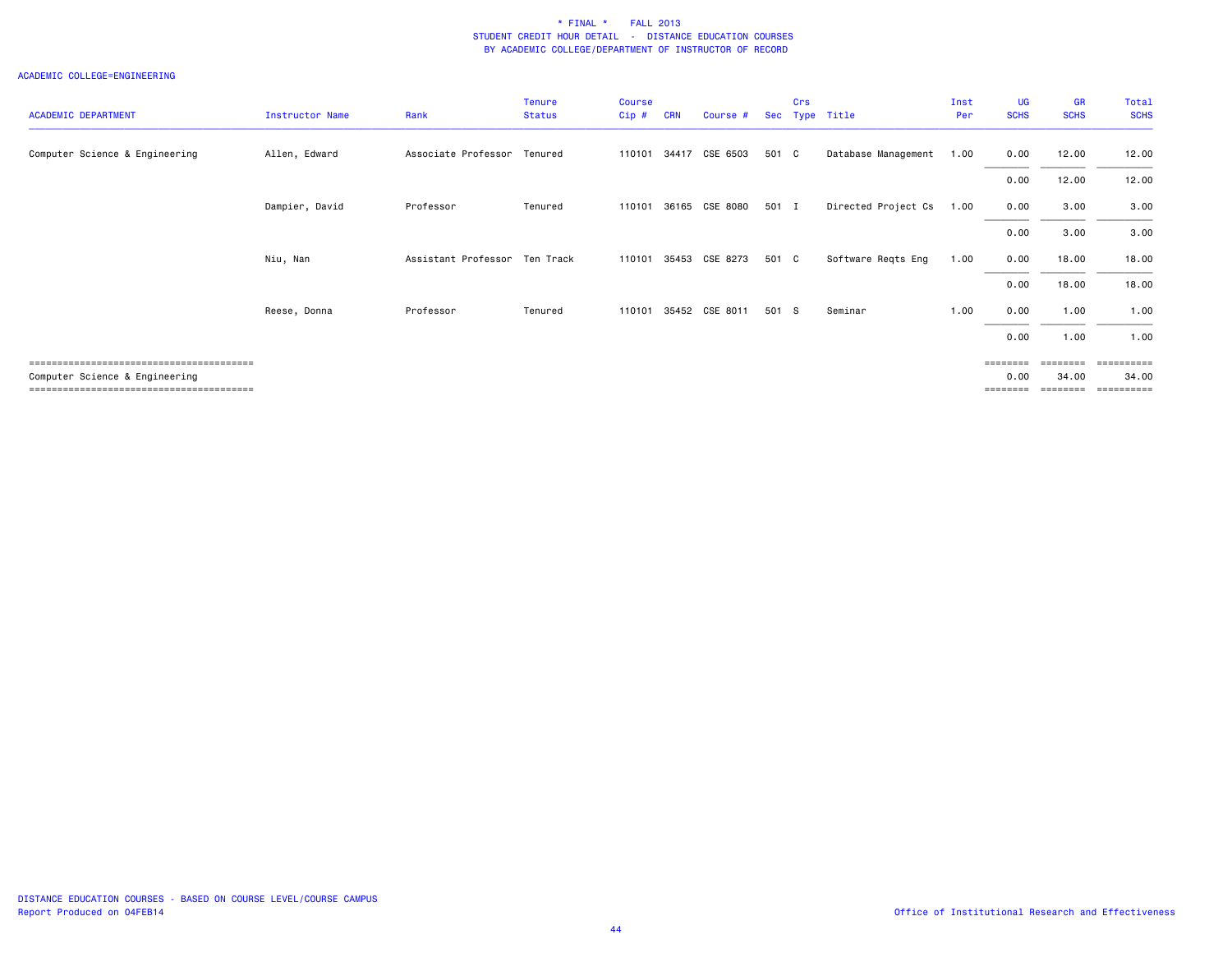# * FINAL * FALL 2013
## STUDENT CREDIT HOUR DETAIL - DISTANCE EDUCATION COURSES
### BY ACADEMIC COLLEGE/DEPARTMENT OF INSTRUCTOR OF RECORD

ACADEMIC COLLEGE=ENGINEERING

| ACADEMIC DEPARTMENT | Instructor Name | Rank | Tenure Status | Course Cip # | CRN | Course # | Sec | Crs Type | Title | Inst Per | UG SCHS | GR SCHS | Total SCHS |
|---|---|---|---|---|---|---|---|---|---|---|---|---|---|
| Computer Science & Engineering | Allen, Edward | Associate Professor | Tenured | 110101 | 34417 | CSE 6503 | 501 | C | Database Management | 1.00 | 0.00 | 12.00 | 12.00 |
| | | | | | | | | | | | 0.00 | 12.00 | 12.00 |
| | Dampier, David | Professor | Tenured | 110101 | 36165 | CSE 8080 | 501 | I | Directed Project Cs | 1.00 | 0.00 | 3.00 | 3.00 |
| | | | | | | | | | | | 0.00 | 3.00 | 3.00 |
| | Niu, Nan | Assistant Professor | Ten Track | 110101 | 35453 | CSE 8273 | 501 | C | Software Reqts Eng | 1.00 | 0.00 | 18.00 | 18.00 |
| | | | | | | | | | | | 0.00 | 18.00 | 18.00 |
| | Reese, Donna | Professor | Tenured | 110101 | 35452 | CSE 8011 | 501 | S | Seminar | 1.00 | 0.00 | 1.00 | 1.00 |
| | | | | | | | | | | | 0.00 | 1.00 | 1.00 |
| Computer Science & Engineering | | | | | | | | | | | 0.00 | 34.00 | 34.00 |

DISTANCE EDUCATION COURSES - BASED ON COURSE LEVEL/COURSE CAMPUS
Report Produced on 04FEB14

Office of Institutional Research and Effectiveness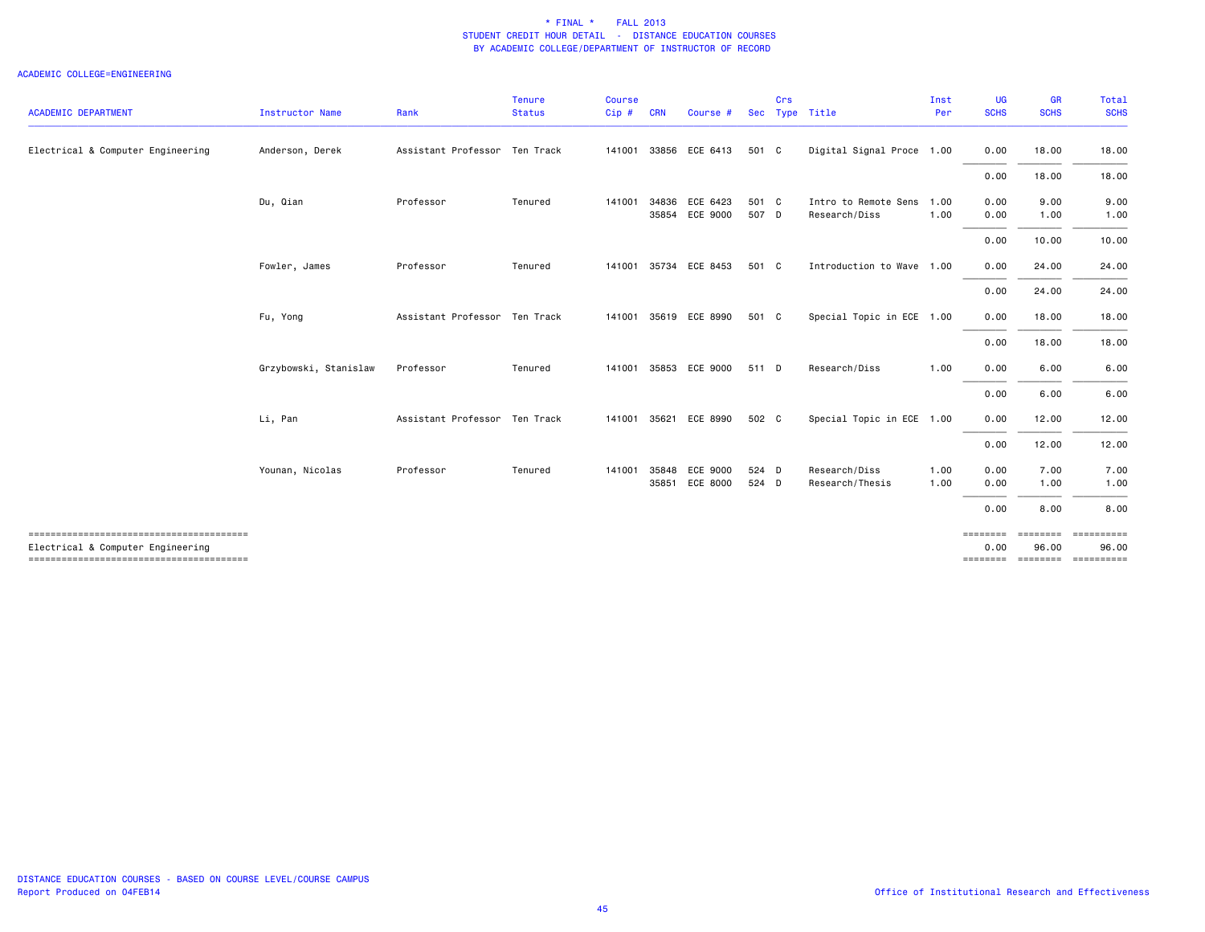\* FINAL \* FALL 2013
STUDENT CREDIT HOUR DETAIL - DISTANCE EDUCATION COURSES
BY ACADEMIC COLLEGE/DEPARTMENT OF INSTRUCTOR OF RECORD

ACADEMIC COLLEGE=ENGINEERING

| ACADEMIC DEPARTMENT | Instructor Name | Rank | Tenure Status | Course Cip # | CRN | Course # | Sec | Crs Type | Title | Inst Per | UG SCHS | GR SCHS | Total SCHS |
|---|---|---|---|---|---|---|---|---|---|---|---|---|---|
| Electrical & Computer Engineering | Anderson, Derek | Assistant Professor | Ten Track | 141001 | 33856 | ECE 6413 | 501 | C | Digital Signal Proce | 1.00 | 0.00 | 18.00 | 18.00 |
| | | | | | | | | | | | 0.00 | 18.00 | 18.00 |
| | Du, Qian | Professor | Tenured | 141001 | 34836 | ECE 6423 | 501 | C | Intro to Remote Sens | 1.00 | 0.00 | 9.00 | 9.00 |
| | | | | | 35854 | ECE 9000 | 507 | D | Research/Diss | 1.00 | 0.00 | 1.00 | 1.00 |
| | | | | | | | | | | | 0.00 | 10.00 | 10.00 |
| | Fowler, James | Professor | Tenured | 141001 | 35734 | ECE 8453 | 501 | C | Introduction to Wave | 1.00 | 0.00 | 24.00 | 24.00 |
| | | | | | | | | | | | 0.00 | 24.00 | 24.00 |
| | Fu, Yong | Assistant Professor | Ten Track | 141001 | 35619 | ECE 8990 | 501 | C | Special Topic in ECE | 1.00 | 0.00 | 18.00 | 18.00 |
| | | | | | | | | | | | 0.00 | 18.00 | 18.00 |
| | Grzybowski, Stanislaw | Professor | Tenured | 141001 | 35853 | ECE 9000 | 511 | D | Research/Diss | 1.00 | 0.00 | 6.00 | 6.00 |
| | | | | | | | | | | | 0.00 | 6.00 | 6.00 |
| | Li, Pan | Assistant Professor | Ten Track | 141001 | 35621 | ECE 8990 | 502 | C | Special Topic in ECE | 1.00 | 0.00 | 12.00 | 12.00 |
| | | | | | | | | | | | 0.00 | 12.00 | 12.00 |
| | Younan, Nicolas | Professor | Tenured | 141001 | 35848 | ECE 9000 | 524 | D | Research/Diss | 1.00 | 0.00 | 7.00 | 7.00 |
| | | | | | 35851 | ECE 8000 | 524 | D | Research/Thesis | 1.00 | 0.00 | 1.00 | 1.00 |
| | | | | | | | | | | | 0.00 | 8.00 | 8.00 |
| Electrical & Computer Engineering | | | | | | | | | | | 0.00 | 96.00 | 96.00 |

DISTANCE EDUCATION COURSES - BASED ON COURSE LEVEL/COURSE CAMPUS
Report Produced on 04FEB14

Office of Institutional Research and Effectiveness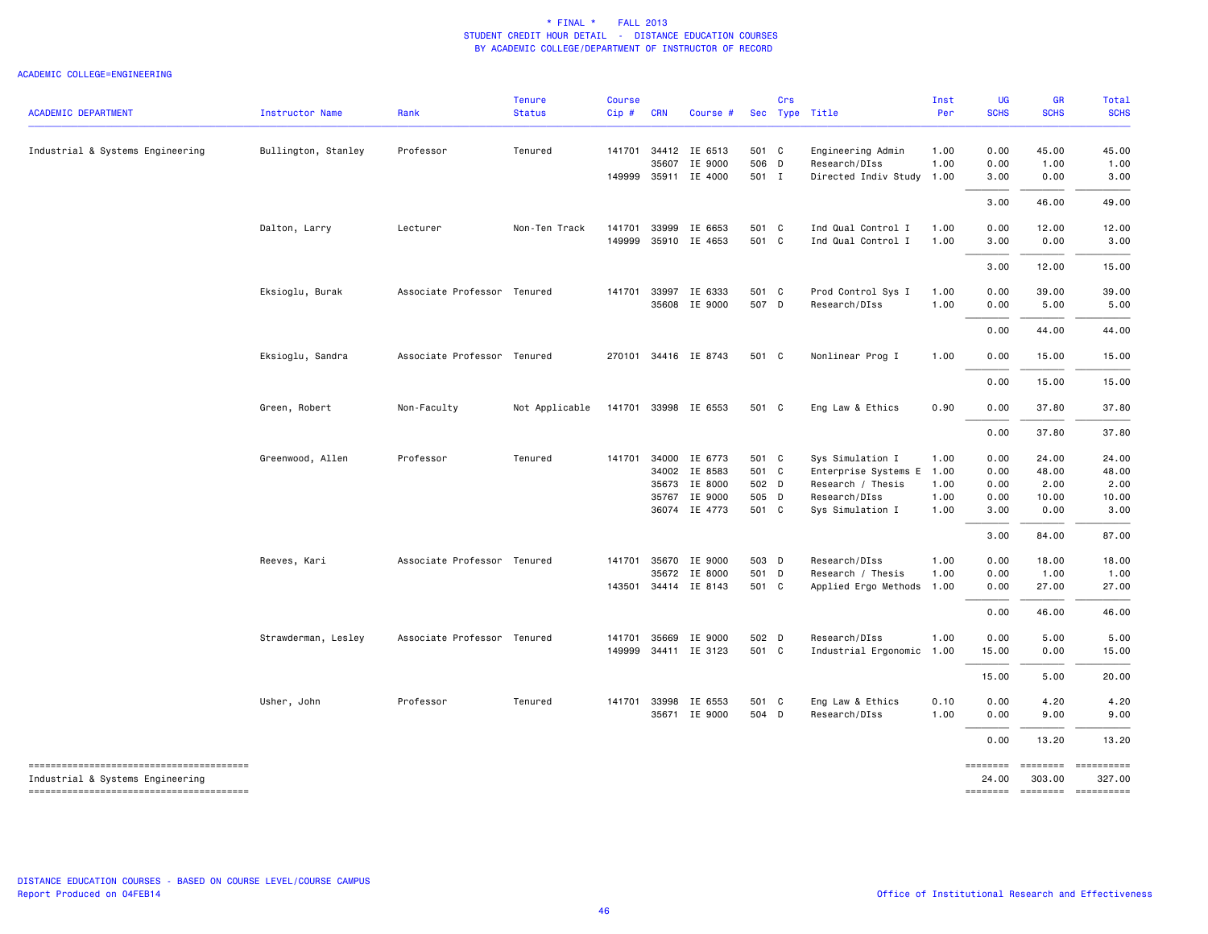\* FINAL \* FALL 2013
STUDENT CREDIT HOUR DETAIL - DISTANCE EDUCATION COURSES
BY ACADEMIC COLLEGE/DEPARTMENT OF INSTRUCTOR OF RECORD

ACADEMIC COLLEGE=ENGINEERING

| ACADEMIC DEPARTMENT | Instructor Name | Rank | Tenure Status | Course Cip # | CRN | Course # | Sec | Crs Type | Title | Inst Per | UG SCHS | GR SCHS | Total SCHS |
|---|---|---|---|---|---|---|---|---|---|---|---|---|---|
| Industrial & Systems Engineering | Bullington, Stanley | Professor | Tenured | 141701 | 34412 | IE 6513 | 501 | C | Engineering Admin | 1.00 | 0.00 | 45.00 | 45.00 |
| | | | | | 35607 | IE 9000 | 506 | D | Research/DIss | 1.00 | 0.00 | 1.00 | 1.00 |
| | | | | 149999 | 35911 | IE 4000 | 501 | I | Directed Indiv Study | 1.00 | 3.00 | 0.00 | 3.00 |
| | | | | | | | | | | | 3.00 | 46.00 | 49.00 |
| | Dalton, Larry | Lecturer | Non-Ten Track | 141701 | 33999 | IE 6653 | 501 | C | Ind Qual Control I | 1.00 | 0.00 | 12.00 | 12.00 |
| | | | | 149999 | 35910 | IE 4653 | 501 | C | Ind Qual Control I | 1.00 | 3.00 | 0.00 | 3.00 |
| | | | | | | | | | | | 3.00 | 12.00 | 15.00 |
| | Eksioglu, Burak | Associate Professor | Tenured | 141701 | 33997 | IE 6333 | 501 | C | Prod Control Sys I | 1.00 | 0.00 | 39.00 | 39.00 |
| | | | | | 35608 | IE 9000 | 507 | D | Research/DIss | 1.00 | 0.00 | 5.00 | 5.00 |
| | | | | | | | | | | | 0.00 | 44.00 | 44.00 |
| | Eksioglu, Sandra | Associate Professor | Tenured | 270101 | 34416 | IE 8743 | 501 | C | Nonlinear Prog I | 1.00 | 0.00 | 15.00 | 15.00 |
| | | | | | | | | | | | 0.00 | 15.00 | 15.00 |
| | Green, Robert | Non-Faculty | Not Applicable | 141701 | 33998 | IE 6553 | 501 | C | Eng Law & Ethics | 0.90 | 0.00 | 37.80 | 37.80 |
| | | | | | | | | | | | 0.00 | 37.80 | 37.80 |
| | Greenwood, Allen | Professor | Tenured | 141701 | 34000 | IE 6773 | 501 | C | Sys Simulation I | 1.00 | 0.00 | 24.00 | 24.00 |
| | | | | | 34002 | IE 8583 | 501 | C | Enterprise Systems E | 1.00 | 0.00 | 48.00 | 48.00 |
| | | | | | 35673 | IE 8000 | 502 | D | Research / Thesis | 1.00 | 0.00 | 2.00 | 2.00 |
| | | | | | 35767 | IE 9000 | 505 | D | Research/DIss | 1.00 | 0.00 | 10.00 | 10.00 |
| | | | | | 36074 | IE 4773 | 501 | C | Sys Simulation I | 1.00 | 3.00 | 0.00 | 3.00 |
| | | | | | | | | | | | 3.00 | 84.00 | 87.00 |
| | Reeves, Kari | Associate Professor | Tenured | 141701 | 35670 | IE 9000 | 503 | D | Research/DIss | 1.00 | 0.00 | 18.00 | 18.00 |
| | | | | | 35672 | IE 8000 | 501 | D | Research / Thesis | 1.00 | 0.00 | 1.00 | 1.00 |
| | | | | 143501 | 34414 | IE 8143 | 501 | C | Applied Ergo Methods | 1.00 | 0.00 | 27.00 | 27.00 |
| | | | | | | | | | | | 0.00 | 46.00 | 46.00 |
| | Strawderman, Lesley | Associate Professor | Tenured | 141701 | 35669 | IE 9000 | 502 | D | Research/DIss | 1.00 | 0.00 | 5.00 | 5.00 |
| | | | | 149999 | 34411 | IE 3123 | 501 | C | Industrial Ergonomic | 1.00 | 15.00 | 0.00 | 15.00 |
| | | | | | | | | | | | 15.00 | 5.00 | 20.00 |
| | Usher, John | Professor | Tenured | 141701 | 33998 | IE 6553 | 501 | C | Eng Law & Ethics | 0.10 | 0.00 | 4.20 | 4.20 |
| | | | | | 35671 | IE 9000 | 504 | D | Research/DIss | 1.00 | 0.00 | 9.00 | 9.00 |
| | | | | | | | | | | | 0.00 | 13.20 | 13.20 |
| Industrial & Systems Engineering | | | | | | | | | | | 24.00 | 303.00 | 327.00 |

DISTANCE EDUCATION COURSES - BASED ON COURSE LEVEL/COURSE CAMPUS
Report Produced on 04FEB14

Office of Institutional Research and Effectiveness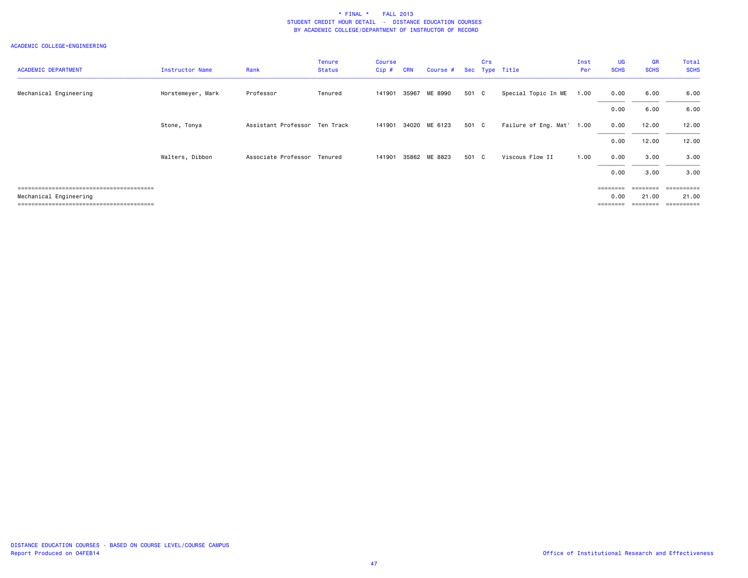\* FINAL \* FALL 2013
STUDENT CREDIT HOUR DETAIL - DISTANCE EDUCATION COURSES
BY ACADEMIC COLLEGE/DEPARTMENT OF INSTRUCTOR OF RECORD

ACADEMIC COLLEGE=ENGINEERING

| ACADEMIC DEPARTMENT | Instructor Name | Rank | Tenure Status | Course Cip # | CRN | Course # | Sec | Crs Type | Title | Inst Per | UG SCHS | GR SCHS | Total SCHS |
|---|---|---|---|---|---|---|---|---|---|---|---|---|---|
| Mechanical Engineering | Horstemeyer, Mark | Professor | Tenured | 141901 | 35967 | ME 8990 | 501 | C | Special Topic In ME | 1.00 | 0.00 | 6.00 | 6.00 |
| | | | | | | | | | | | 0.00 | 6.00 | 6.00 |
| | Stone, Tonya | Assistant Professor | Ten Track | 141901 | 34020 | ME 6123 | 501 | C | Failure of Eng. Mat' | 1.00 | 0.00 | 12.00 | 12.00 |
| | | | | | | | | | | | 0.00 | 12.00 | 12.00 |
| | Walters, Dibbon | Associate Professor | Tenured | 141901 | 35862 | ME 8823 | 501 | C | Viscous Flow II | 1.00 | 0.00 | 3.00 | 3.00 |
| | | | | | | | | | | | 0.00 | 3.00 | 3.00 |
| Mechanical Engineering | | | | | | | | | | | 0.00 | 21.00 | 21.00 |

DISTANCE EDUCATION COURSES - BASED ON COURSE LEVEL/COURSE CAMPUS
Report Produced on 04FEB14

Office of Institutional Research and Effectiveness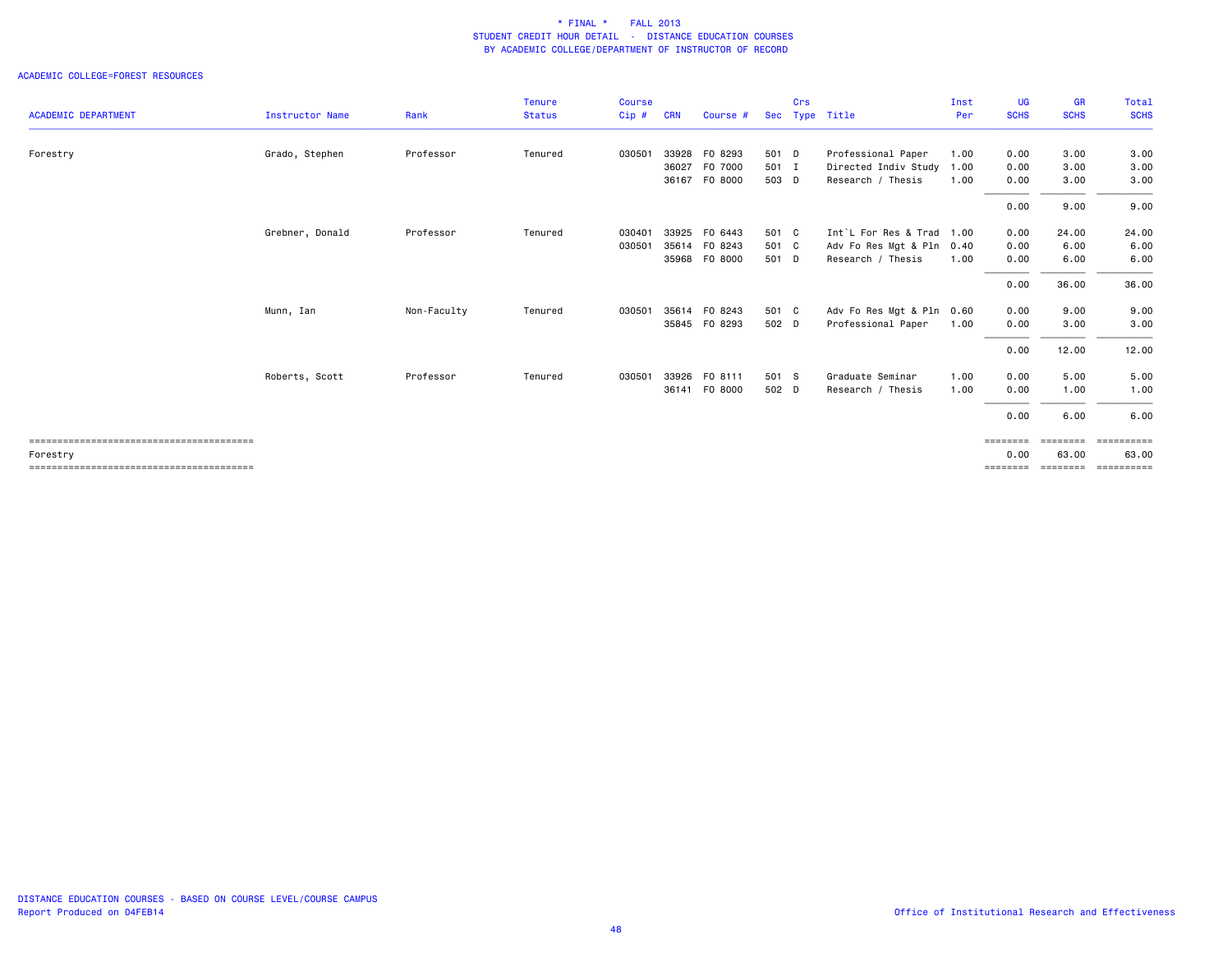* FINAL * FALL 2013
STUDENT CREDIT HOUR DETAIL - DISTANCE EDUCATION COURSES
BY ACADEMIC COLLEGE/DEPARTMENT OF INSTRUCTOR OF RECORD

ACADEMIC COLLEGE=FOREST RESOURCES

| ACADEMIC DEPARTMENT | Instructor Name | Rank | Tenure Status | Course Cip # | CRN | Course # | Sec | Crs Type | Title | Inst Per | UG SCHS | GR SCHS | Total SCHS |
|---|---|---|---|---|---|---|---|---|---|---|---|---|---|
| Forestry | Grado, Stephen | Professor | Tenured | 030501 | 33928 | FO 8293 | 501 | D | Professional Paper | 1.00 | 0.00 | 3.00 | 3.00 |
| | | | | | 36027 | FO 7000 | 501 | I | Directed Indiv Study | 1.00 | 0.00 | 3.00 | 3.00 |
| | | | | | 36167 | FO 8000 | 503 | D | Research / Thesis | 1.00 | 0.00 | 3.00 | 3.00 |
| | | | | | | | | | | | 0.00 | 9.00 | 9.00 |
| | Grebner, Donald | Professor | Tenured | 030401 | 33925 | FO 6443 | 501 | C | Int`L For Res & Trad | 1.00 | 0.00 | 24.00 | 24.00 |
| | | | | 030501 | 35614 | FO 8243 | 501 | C | Adv Fo Res Mgt & Pln | 0.40 | 0.00 | 6.00 | 6.00 |
| | | | | | 35968 | FO 8000 | 501 | D | Research / Thesis | 1.00 | 0.00 | 6.00 | 6.00 |
| | | | | | | | | | | | 0.00 | 36.00 | 36.00 |
| | Munn, Ian | Non-Faculty | Tenured | 030501 | 35614 | FO 8243 | 501 | C | Adv Fo Res Mgt & Pln | 0.60 | 0.00 | 9.00 | 9.00 |
| | | | | | 35845 | FO 8293 | 502 | D | Professional Paper | 1.00 | 0.00 | 3.00 | 3.00 |
| | | | | | | | | | | | 0.00 | 12.00 | 12.00 |
| | Roberts, Scott | Professor | Tenured | 030501 | 33926 | FO 8111 | 501 | S | Graduate Seminar | 1.00 | 0.00 | 5.00 | 5.00 |
| | | | | | 36141 | FO 8000 | 502 | D | Research / Thesis | 1.00 | 0.00 | 1.00 | 1.00 |
| | | | | | | | | | | | 0.00 | 6.00 | 6.00 |
| Forestry | | | | | | | | | | | 0.00 | 63.00 | 63.00 |

DISTANCE EDUCATION COURSES - BASED ON COURSE LEVEL/COURSE CAMPUS
Report Produced on 04FEB14

Office of Institutional Research and Effectiveness